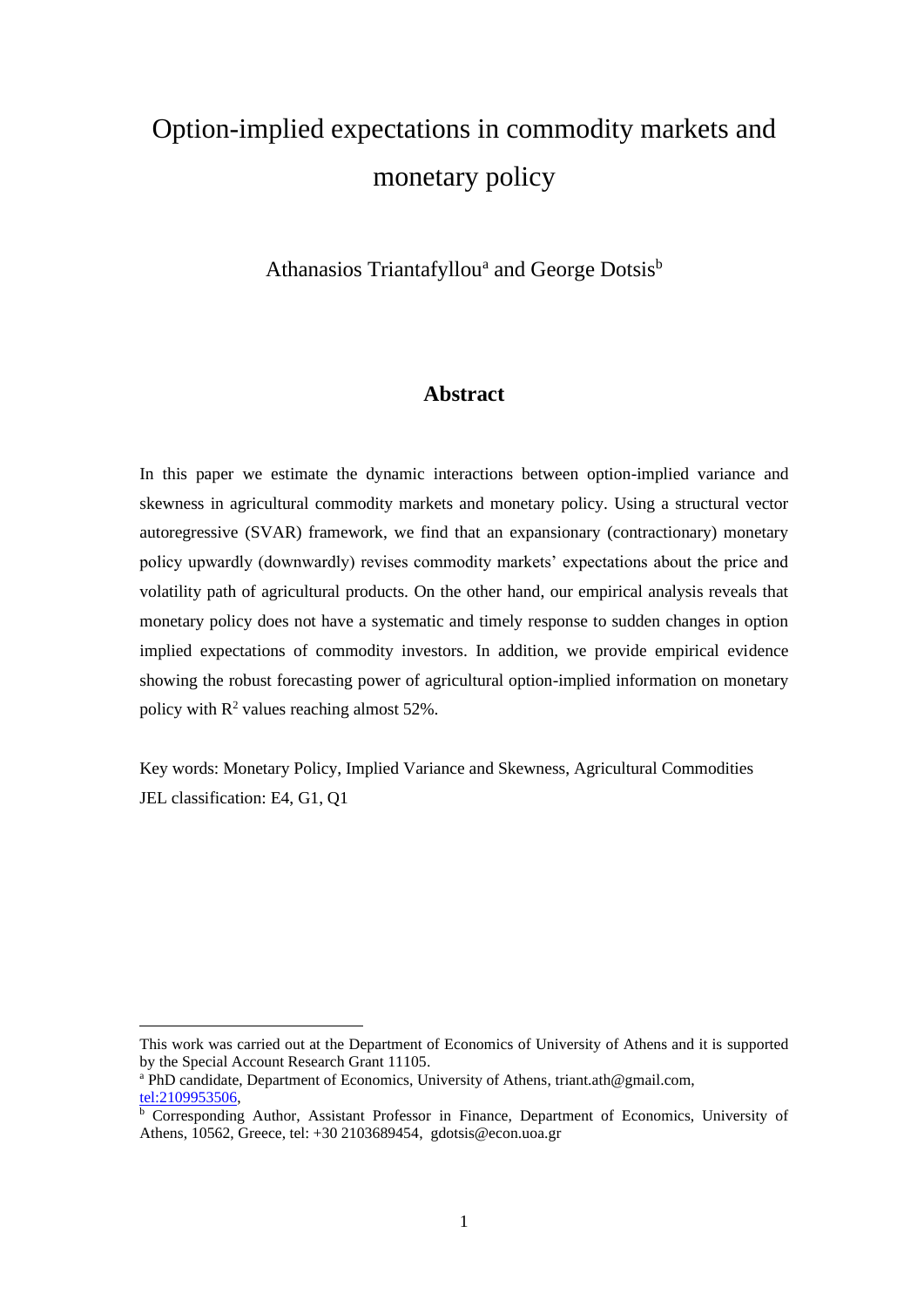# Option-implied expectations in commodity markets and monetary policy

Athanasios Triantafyllou[a] and George Dotsis[b]

## Abstract

In this paper we estimate the dynamic interactions between option-implied variance and skewness in agricultural commodity markets and monetary policy. Using a structural vector autoregressive (SVAR) framework, we find that an expansionary (contractionary) monetary policy upwardly (downwardly) revises commodity markets' expectations about the price and volatility path of agricultural products. On the other hand, our empirical analysis reveals that monetary policy does not have a systematic and timely response to sudden changes in option implied expectations of commodity investors. In addition, we provide empirical evidence showing the robust forecasting power of agricultural option-implied information on monetary policy with $R^2$ values reaching almost 52%.

Key words: Monetary Policy, Implied Variance and Skewness, Agricultural Commodities

JEL classification: E4, G1, Q1

---

This work was carried out at the Department of Economics of University of Athens and it is supported by the Special Account Research Grant 11105.

[a] PhD candidate, Department of Economics, University of Athens, triant.ath@gmail.com, tel:2109953506,

[b] Corresponding Author, Assistant Professor in Finance, Department of Economics, University of Athens, 10562, Greece, tel: +30 2103689454, gdotsis@econ.uoa.gr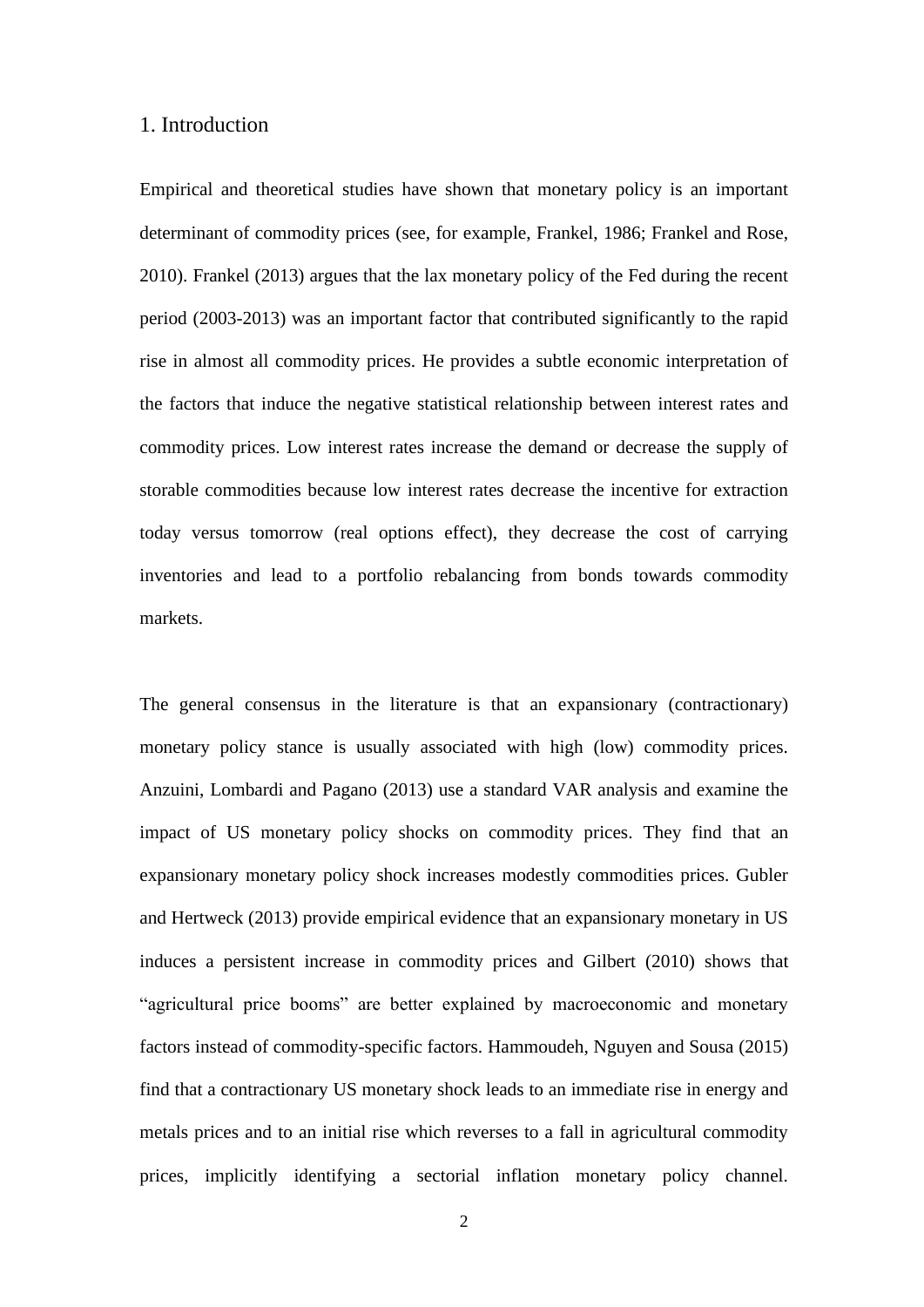# 1. Introduction

Empirical and theoretical studies have shown that monetary policy is an important determinant of commodity prices (see, for example, Frankel, 1986; Frankel and Rose, 2010). Frankel (2013) argues that the lax monetary policy of the Fed during the recent period (2003-2013) was an important factor that contributed significantly to the rapid rise in almost all commodity prices. He provides a subtle economic interpretation of the factors that induce the negative statistical relationship between interest rates and commodity prices. Low interest rates increase the demand or decrease the supply of storable commodities because low interest rates decrease the incentive for extraction today versus tomorrow (real options effect), they decrease the cost of carrying inventories and lead to a portfolio rebalancing from bonds towards commodity markets.

The general consensus in the literature is that an expansionary (contractionary) monetary policy stance is usually associated with high (low) commodity prices. Anzuini, Lombardi and Pagano (2013) use a standard VAR analysis and examine the impact of US monetary policy shocks on commodity prices. They find that an expansionary monetary policy shock increases modestly commodities prices. Gubler and Hertweck (2013) provide empirical evidence that an expansionary monetary in US induces a persistent increase in commodity prices and Gilbert (2010) shows that "agricultural price booms" are better explained by macroeconomic and monetary factors instead of commodity-specific factors. Hammoudeh, Nguyen and Sousa (2015) find that a contractionary US monetary shock leads to an immediate rise in energy and metals prices and to an initial rise which reverses to a fall in agricultural commodity prices, implicitly identifying a sectorial inflation monetary policy channel.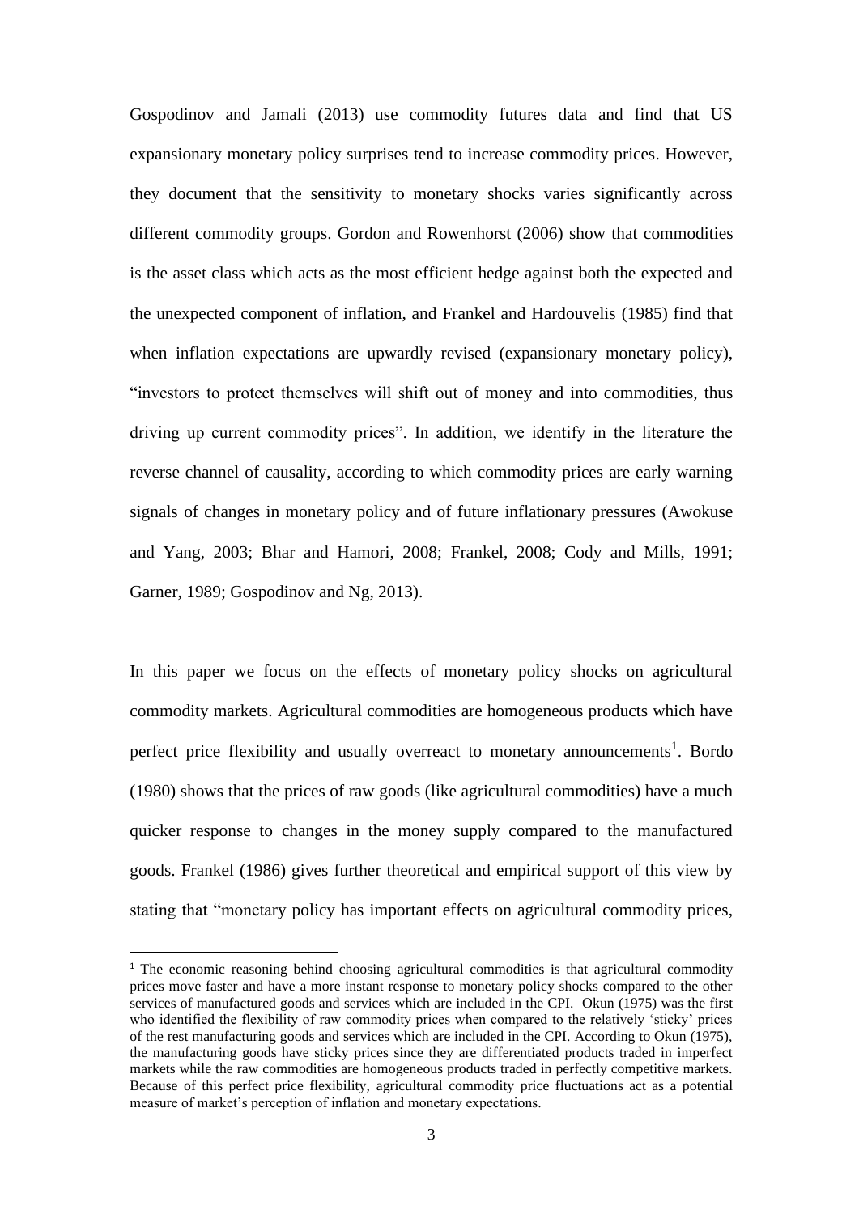Gospodinov and Jamali (2013) use commodity futures data and find that US expansionary monetary policy surprises tend to increase commodity prices. However, they document that the sensitivity to monetary shocks varies significantly across different commodity groups. Gordon and Rowenhorst (2006) show that commodities is the asset class which acts as the most efficient hedge against both the expected and the unexpected component of inflation, and Frankel and Hardouvelis (1985) find that when inflation expectations are upwardly revised (expansionary monetary policy), "investors to protect themselves will shift out of money and into commodities, thus driving up current commodity prices". In addition, we identify in the literature the reverse channel of causality, according to which commodity prices are early warning signals of changes in monetary policy and of future inflationary pressures (Awokuse and Yang, 2003; Bhar and Hamori, 2008; Frankel, 2008; Cody and Mills, 1991; Garner, 1989; Gospodinov and Ng, 2013).

In this paper we focus on the effects of monetary policy shocks on agricultural commodity markets. Agricultural commodities are homogeneous products which have perfect price flexibility and usually overreact to monetary announcements[1]. Bordo (1980) shows that the prices of raw goods (like agricultural commodities) have a much quicker response to changes in the money supply compared to the manufactured goods. Frankel (1986) gives further theoretical and empirical support of this view by stating that "monetary policy has important effects on agricultural commodity prices,

---

[1] The economic reasoning behind choosing agricultural commodities is that agricultural commodity prices move faster and have a more instant response to monetary policy shocks compared to the other services of manufactured goods and services which are included in the CPI. Okun (1975) was the first who identified the flexibility of raw commodity prices when compared to the relatively 'sticky' prices of the rest manufacturing goods and services which are included in the CPI. According to Okun (1975), the manufacturing goods have sticky prices since they are differentiated products traded in imperfect markets while the raw commodities are homogeneous products traded in perfectly competitive markets. Because of this perfect price flexibility, agricultural commodity price fluctuations act as a potential measure of market's perception of inflation and monetary expectations.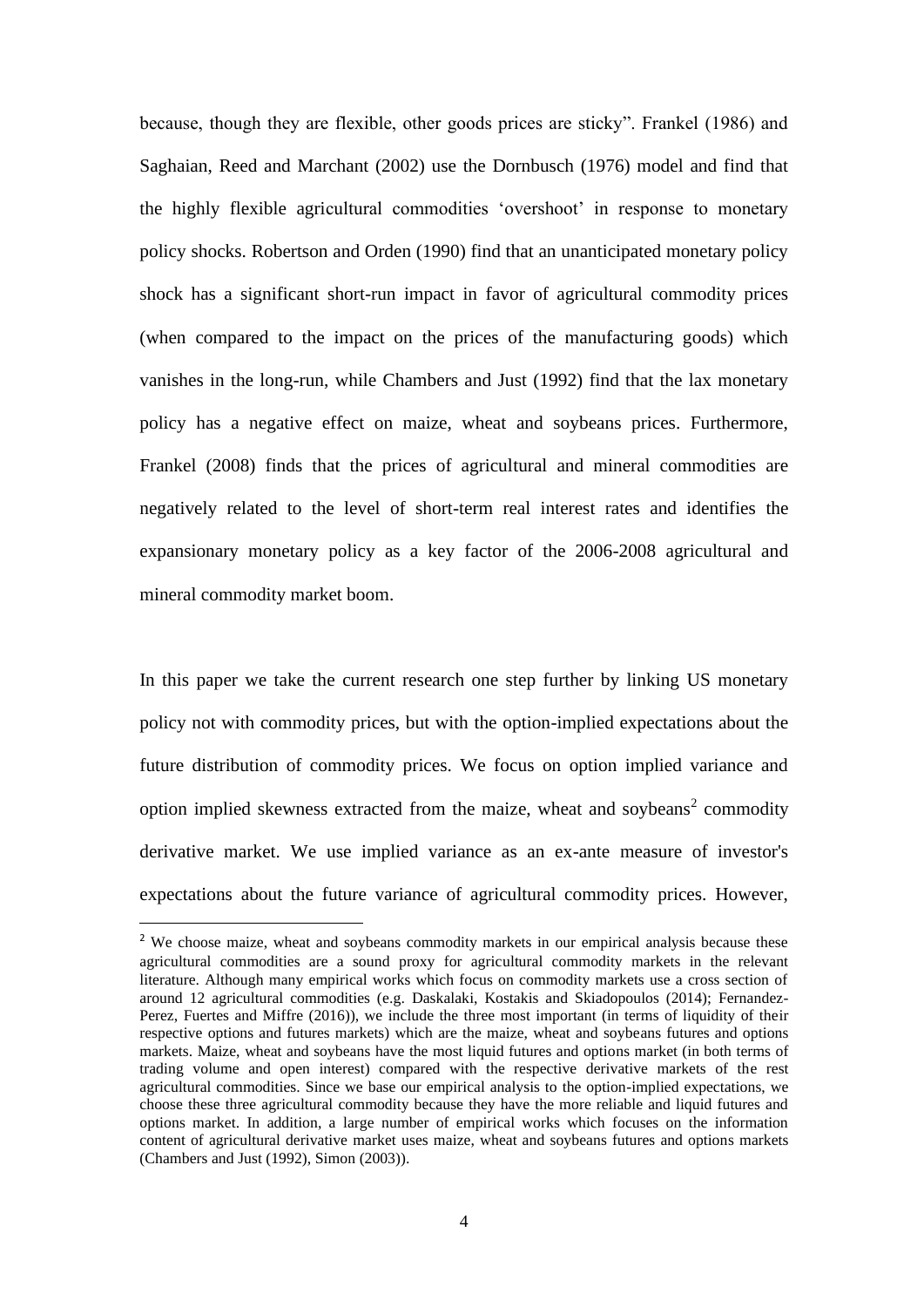because, though they are flexible, other goods prices are sticky". Frankel (1986) and Saghaian, Reed and Marchant (2002) use the Dornbusch (1976) model and find that the highly flexible agricultural commodities 'overshoot' in response to monetary policy shocks. Robertson and Orden (1990) find that an unanticipated monetary policy shock has a significant short-run impact in favor of agricultural commodity prices (when compared to the impact on the prices of the manufacturing goods) which vanishes in the long-run, while Chambers and Just (1992) find that the lax monetary policy has a negative effect on maize, wheat and soybeans prices. Furthermore, Frankel (2008) finds that the prices of agricultural and mineral commodities are negatively related to the level of short-term real interest rates and identifies the expansionary monetary policy as a key factor of the 2006-2008 agricultural and mineral commodity market boom.

In this paper we take the current research one step further by linking US monetary policy not with commodity prices, but with the option-implied expectations about the future distribution of commodity prices. We focus on option implied variance and option implied skewness extracted from the maize, wheat and soybeans[2] commodity derivative market. We use implied variance as an ex-ante measure of investor's expectations about the future variance of agricultural commodity prices. However,

[2] We choose maize, wheat and soybeans commodity markets in our empirical analysis because these agricultural commodities are a sound proxy for agricultural commodity markets in the relevant literature. Although many empirical works which focus on commodity markets use a cross section of around 12 agricultural commodities (e.g. Daskalaki, Kostakis and Skiadopoulos (2014); Fernandez-Perez, Fuertes and Miffre (2016)), we include the three most important (in terms of liquidity of their respective options and futures markets) which are the maize, wheat and soybeans futures and options markets. Maize, wheat and soybeans have the most liquid futures and options market (in both terms of trading volume and open interest) compared with the respective derivative markets of the rest agricultural commodities. Since we base our empirical analysis to the option-implied expectations, we choose these three agricultural commodity because they have the more reliable and liquid futures and options market. In addition, a large number of empirical works which focuses on the information content of agricultural derivative market uses maize, wheat and soybeans futures and options markets (Chambers and Just (1992), Simon (2003)).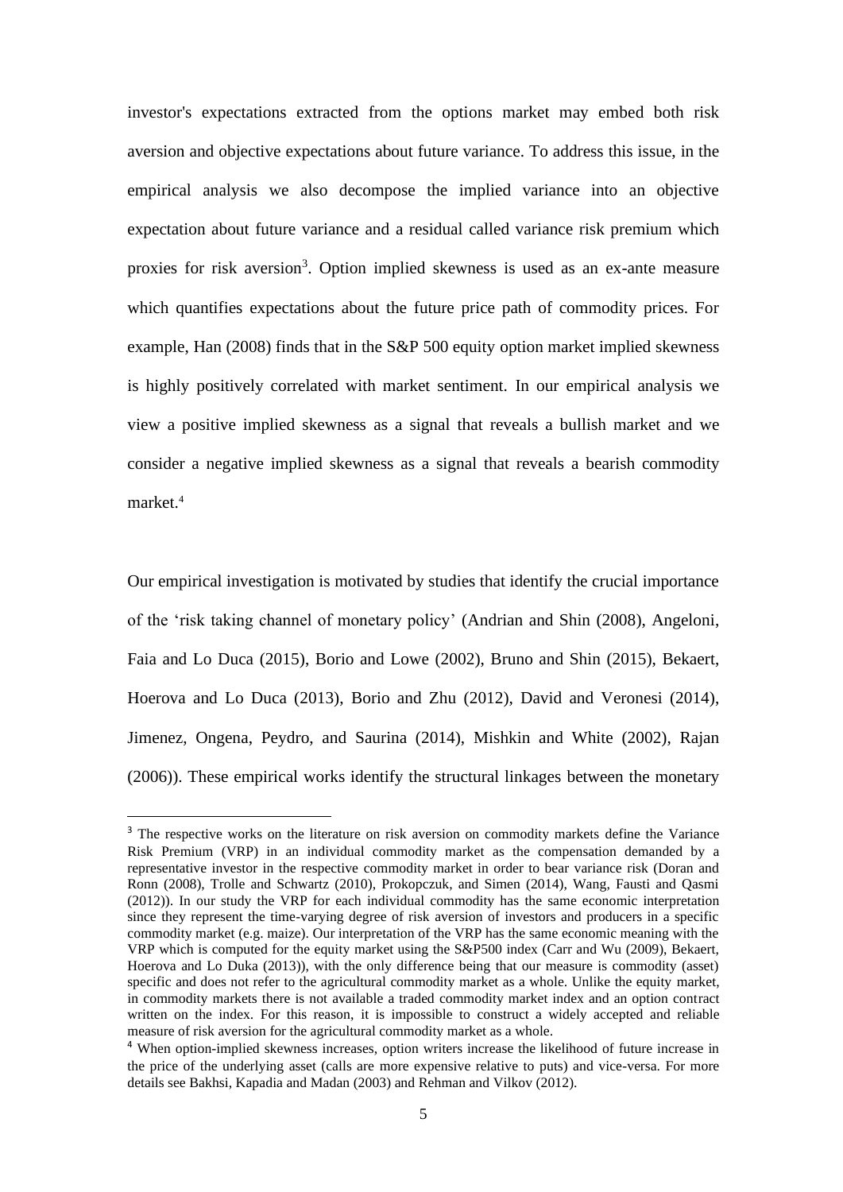investor's expectations extracted from the options market may embed both risk aversion and objective expectations about future variance. To address this issue, in the empirical analysis we also decompose the implied variance into an objective expectation about future variance and a residual called variance risk premium which proxies for risk aversion[3]. Option implied skewness is used as an ex-ante measure which quantifies expectations about the future price path of commodity prices. For example, Han (2008) finds that in the S&P 500 equity option market implied skewness is highly positively correlated with market sentiment. In our empirical analysis we view a positive implied skewness as a signal that reveals a bullish market and we consider a negative implied skewness as a signal that reveals a bearish commodity market.[4]

Our empirical investigation is motivated by studies that identify the crucial importance of the 'risk taking channel of monetary policy' (Andrian and Shin (2008), Angeloni, Faia and Lo Duca (2015), Borio and Lowe (2002), Bruno and Shin (2015), Bekaert, Hoerova and Lo Duca (2013), Borio and Zhu (2012), David and Veronesi (2014), Jimenez, Ongena, Peydro, and Saurina (2014), Mishkin and White (2002), Rajan (2006)). These empirical works identify the structural linkages between the monetary

---

[3] The respective works on the literature on risk aversion on commodity markets define the Variance Risk Premium (VRP) in an individual commodity market as the compensation demanded by a representative investor in the respective commodity market in order to bear variance risk (Doran and Ronn (2008), Trolle and Schwartz (2010), Prokopczuk, and Simen (2014), Wang, Fausti and Qasmi (2012)). In our study the VRP for each individual commodity has the same economic interpretation since they represent the time-varying degree of risk aversion of investors and producers in a specific commodity market (e.g. maize). Our interpretation of the VRP has the same economic meaning with the VRP which is computed for the equity market using the S&P500 index (Carr and Wu (2009), Bekaert, Hoerova and Lo Duka (2013)), with the only difference being that our measure is commodity (asset) specific and does not refer to the agricultural commodity market as a whole. Unlike the equity market, in commodity markets there is not available a traded commodity market index and an option contract written on the index. For this reason, it is impossible to construct a widely accepted and reliable measure of risk aversion for the agricultural commodity market as a whole.

[4] When option-implied skewness increases, option writers increase the likelihood of future increase in the price of the underlying asset (calls are more expensive relative to puts) and vice-versa. For more details see Bakhsi, Kapadia and Madan (2003) and Rehman and Vilkov (2012).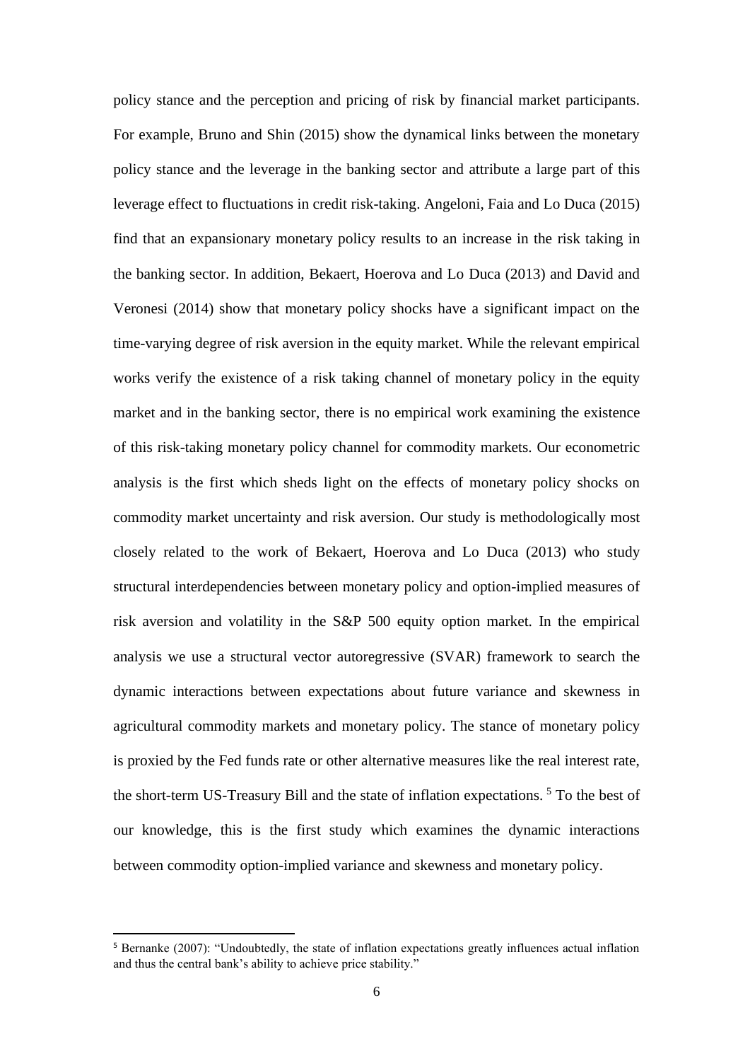policy stance and the perception and pricing of risk by financial market participants. For example, Bruno and Shin (2015) show the dynamical links between the monetary policy stance and the leverage in the banking sector and attribute a large part of this leverage effect to fluctuations in credit risk-taking. Angeloni, Faia and Lo Duca (2015) find that an expansionary monetary policy results to an increase in the risk taking in the banking sector. In addition, Bekaert, Hoerova and Lo Duca (2013) and David and Veronesi (2014) show that monetary policy shocks have a significant impact on the time-varying degree of risk aversion in the equity market. While the relevant empirical works verify the existence of a risk taking channel of monetary policy in the equity market and in the banking sector, there is no empirical work examining the existence of this risk-taking monetary policy channel for commodity markets. Our econometric analysis is the first which sheds light on the effects of monetary policy shocks on commodity market uncertainty and risk aversion. Our study is methodologically most closely related to the work of Bekaert, Hoerova and Lo Duca (2013) who study structural interdependencies between monetary policy and option-implied measures of risk aversion and volatility in the S&P 500 equity option market. In the empirical analysis we use a structural vector autoregressive (SVAR) framework to search the dynamic interactions between expectations about future variance and skewness in agricultural commodity markets and monetary policy. The stance of monetary policy is proxied by the Fed funds rate or other alternative measures like the real interest rate, the short-term US-Treasury Bill and the state of inflation expectations. [5] To the best of our knowledge, this is the first study which examines the dynamic interactions between commodity option-implied variance and skewness and monetary policy.

[5] Bernanke (2007): "Undoubtedly, the state of inflation expectations greatly influences actual inflation and thus the central bank's ability to achieve price stability."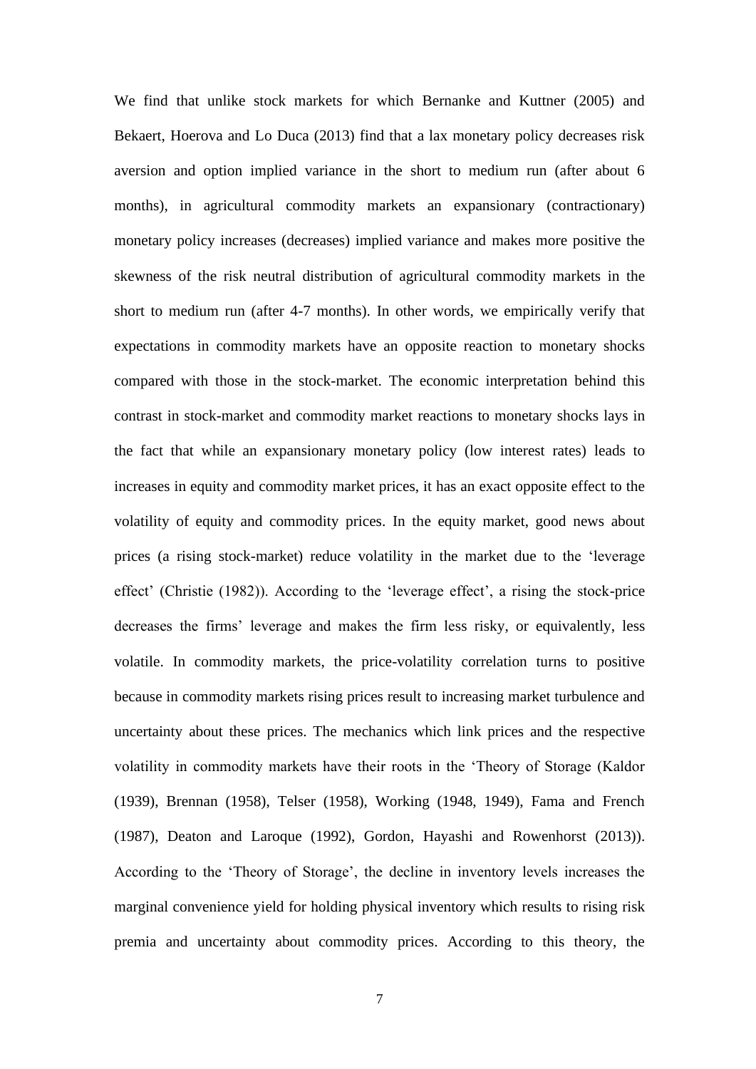We find that unlike stock markets for which Bernanke and Kuttner (2005) and Bekaert, Hoerova and Lo Duca (2013) find that a lax monetary policy decreases risk aversion and option implied variance in the short to medium run (after about 6 months), in agricultural commodity markets an expansionary (contractionary) monetary policy increases (decreases) implied variance and makes more positive the skewness of the risk neutral distribution of agricultural commodity markets in the short to medium run (after 4-7 months). In other words, we empirically verify that expectations in commodity markets have an opposite reaction to monetary shocks compared with those in the stock-market. The economic interpretation behind this contrast in stock-market and commodity market reactions to monetary shocks lays in the fact that while an expansionary monetary policy (low interest rates) leads to increases in equity and commodity market prices, it has an exact opposite effect to the volatility of equity and commodity prices. In the equity market, good news about prices (a rising stock-market) reduce volatility in the market due to the 'leverage effect' (Christie (1982)). According to the 'leverage effect', a rising the stock-price decreases the firms' leverage and makes the firm less risky, or equivalently, less volatile. In commodity markets, the price-volatility correlation turns to positive because in commodity markets rising prices result to increasing market turbulence and uncertainty about these prices. The mechanics which link prices and the respective volatility in commodity markets have their roots in the 'Theory of Storage (Kaldor (1939), Brennan (1958), Telser (1958), Working (1948, 1949), Fama and French (1987), Deaton and Laroque (1992), Gordon, Hayashi and Rowenhorst (2013)). According to the 'Theory of Storage', the decline in inventory levels increases the marginal convenience yield for holding physical inventory which results to rising risk premia and uncertainty about commodity prices. According to this theory, the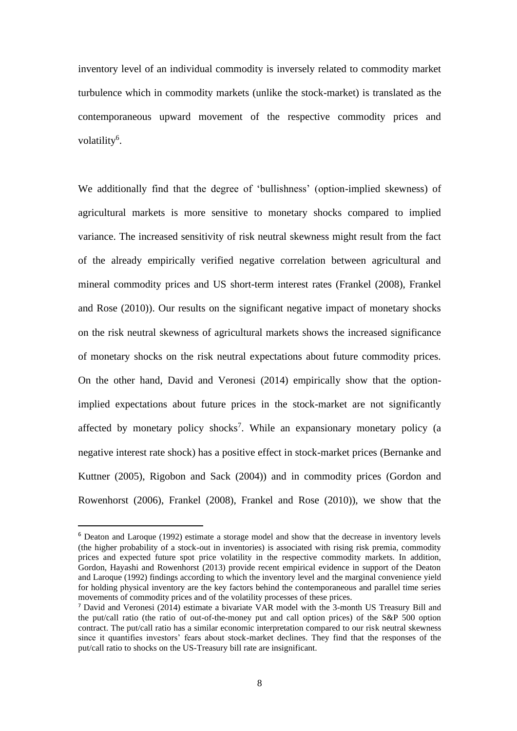inventory level of an individual commodity is inversely related to commodity market turbulence which in commodity markets (unlike the stock-market) is translated as the contemporaneous upward movement of the respective commodity prices and volatility[6].

We additionally find that the degree of 'bullishness' (option-implied skewness) of agricultural markets is more sensitive to monetary shocks compared to implied variance. The increased sensitivity of risk neutral skewness might result from the fact of the already empirically verified negative correlation between agricultural and mineral commodity prices and US short-term interest rates (Frankel (2008), Frankel and Rose (2010)). Our results on the significant negative impact of monetary shocks on the risk neutral skewness of agricultural markets shows the increased significance of monetary shocks on the risk neutral expectations about future commodity prices. On the other hand, David and Veronesi (2014) empirically show that the option-implied expectations about future prices in the stock-market are not significantly affected by monetary policy shocks[7]. While an expansionary monetary policy (a negative interest rate shock) has a positive effect in stock-market prices (Bernanke and Kuttner (2005), Rigobon and Sack (2004)) and in commodity prices (Gordon and Rowenhorst (2006), Frankel (2008), Frankel and Rose (2010)), we show that the

---

[6] Deaton and Laroque (1992) estimate a storage model and show that the decrease in inventory levels (the higher probability of a stock-out in inventories) is associated with rising risk premia, commodity prices and expected future spot price volatility in the respective commodity markets. In addition, Gordon, Hayashi and Rowenhorst (2013) provide recent empirical evidence in support of the Deaton and Laroque (1992) findings according to which the inventory level and the marginal convenience yield for holding physical inventory are the key factors behind the contemporaneous and parallel time series movements of commodity prices and of the volatility processes of these prices.

[7] David and Veronesi (2014) estimate a bivariate VAR model with the 3-month US Treasury Bill and the put/call ratio (the ratio of out-of-the-money put and call option prices) of the S&P 500 option contract. The put/call ratio has a similar economic interpretation compared to our risk neutral skewness since it quantifies investors' fears about stock-market declines. They find that the responses of the put/call ratio to shocks on the US-Treasury bill rate are insignificant.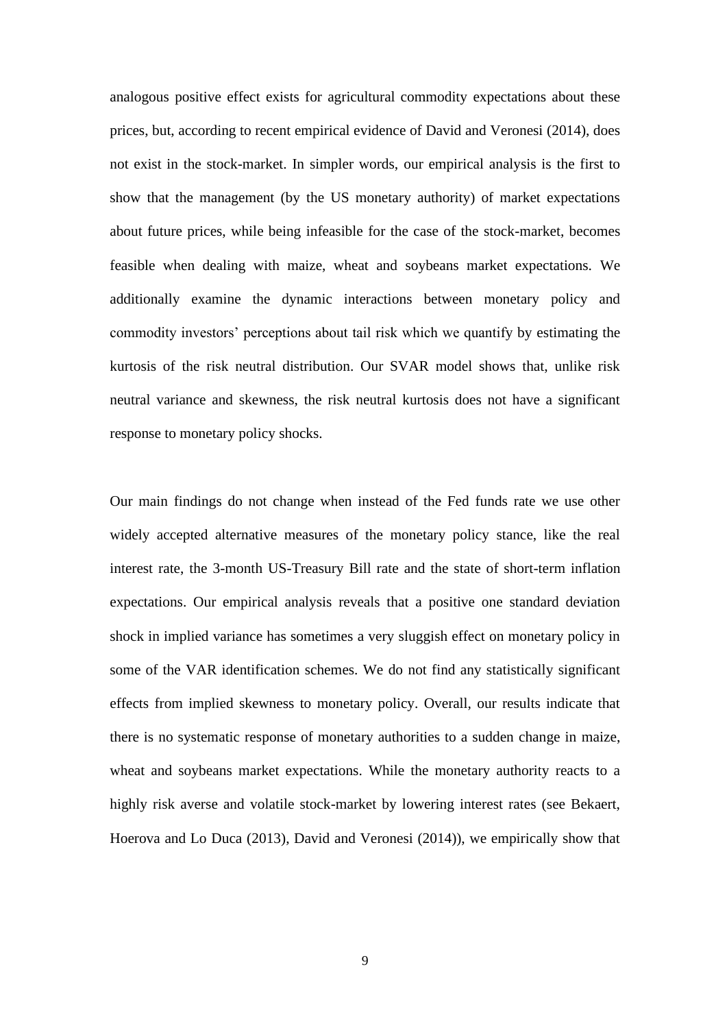analogous positive effect exists for agricultural commodity expectations about these prices, but, according to recent empirical evidence of David and Veronesi (2014), does not exist in the stock-market. In simpler words, our empirical analysis is the first to show that the management (by the US monetary authority) of market expectations about future prices, while being infeasible for the case of the stock-market, becomes feasible when dealing with maize, wheat and soybeans market expectations. We additionally examine the dynamic interactions between monetary policy and commodity investors' perceptions about tail risk which we quantify by estimating the kurtosis of the risk neutral distribution. Our SVAR model shows that, unlike risk neutral variance and skewness, the risk neutral kurtosis does not have a significant response to monetary policy shocks.

Our main findings do not change when instead of the Fed funds rate we use other widely accepted alternative measures of the monetary policy stance, like the real interest rate, the 3-month US-Treasury Bill rate and the state of short-term inflation expectations. Our empirical analysis reveals that a positive one standard deviation shock in implied variance has sometimes a very sluggish effect on monetary policy in some of the VAR identification schemes. We do not find any statistically significant effects from implied skewness to monetary policy. Overall, our results indicate that there is no systematic response of monetary authorities to a sudden change in maize, wheat and soybeans market expectations. While the monetary authority reacts to a highly risk averse and volatile stock-market by lowering interest rates (see Bekaert, Hoerova and Lo Duca (2013), David and Veronesi (2014)), we empirically show that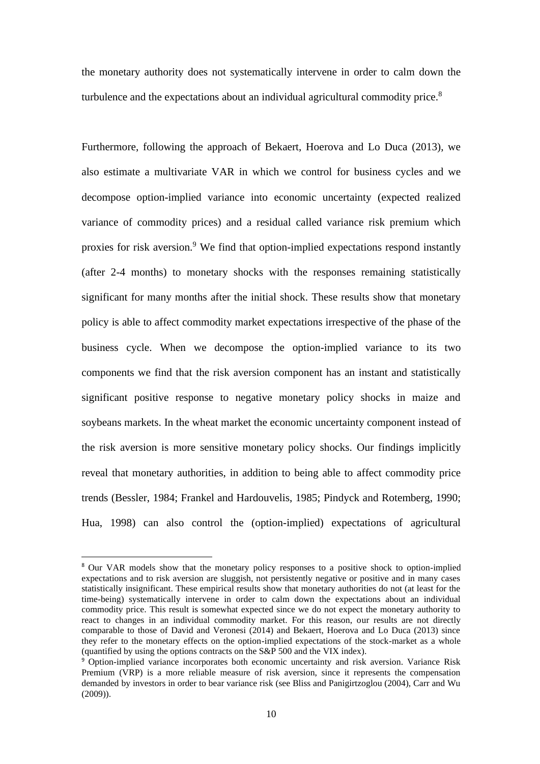the monetary authority does not systematically intervene in order to calm down the turbulence and the expectations about an individual agricultural commodity price.[8]

Furthermore, following the approach of Bekaert, Hoerova and Lo Duca (2013), we also estimate a multivariate VAR in which we control for business cycles and we decompose option-implied variance into economic uncertainty (expected realized variance of commodity prices) and a residual called variance risk premium which proxies for risk aversion.[9] We find that option-implied expectations respond instantly (after 2-4 months) to monetary shocks with the responses remaining statistically significant for many months after the initial shock. These results show that monetary policy is able to affect commodity market expectations irrespective of the phase of the business cycle. When we decompose the option-implied variance to its two components we find that the risk aversion component has an instant and statistically significant positive response to negative monetary policy shocks in maize and soybeans markets. In the wheat market the economic uncertainty component instead of the risk aversion is more sensitive monetary policy shocks. Our findings implicitly reveal that monetary authorities, in addition to being able to affect commodity price trends (Bessler, 1984; Frankel and Hardouvelis, 1985; Pindyck and Rotemberg, 1990; Hua, 1998) can also control the (option-implied) expectations of agricultural

---

[8] Our VAR models show that the monetary policy responses to a positive shock to option-implied expectations and to risk aversion are sluggish, not persistently negative or positive and in many cases statistically insignificant. These empirical results show that monetary authorities do not (at least for the time-being) systematically intervene in order to calm down the expectations about an individual commodity price. This result is somewhat expected since we do not expect the monetary authority to react to changes in an individual commodity market. For this reason, our results are not directly comparable to those of David and Veronesi (2014) and Bekaert, Hoerova and Lo Duca (2013) since they refer to the monetary effects on the option-implied expectations of the stock-market as a whole (quantified by using the options contracts on the S&P 500 and the VIX index).

[9] Option-implied variance incorporates both economic uncertainty and risk aversion. Variance Risk Premium (VRP) is a more reliable measure of risk aversion, since it represents the compensation demanded by investors in order to bear variance risk (see Bliss and Panigirtzoglou (2004), Carr and Wu (2009)).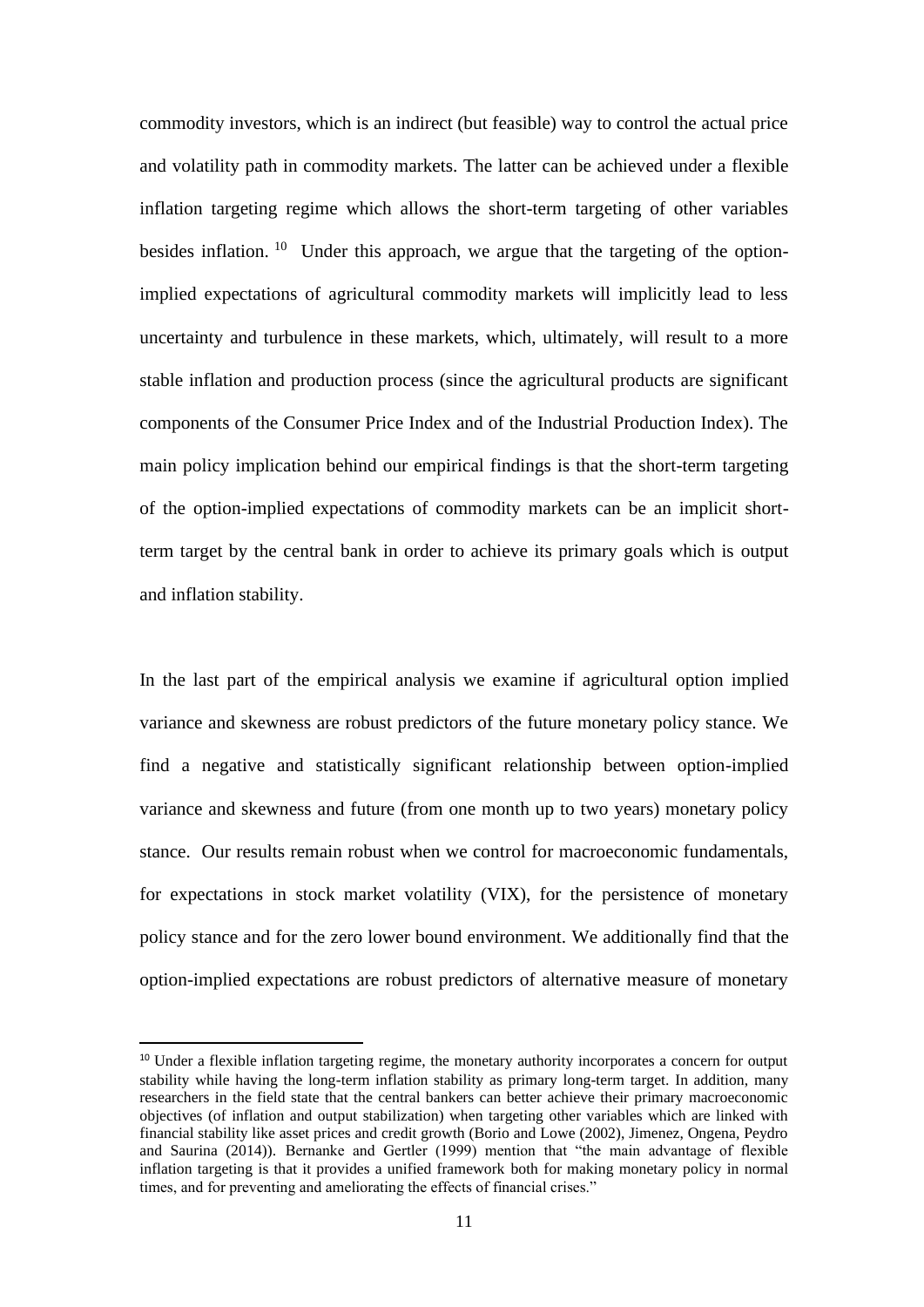commodity investors, which is an indirect (but feasible) way to control the actual price and volatility path in commodity markets. The latter can be achieved under a flexible inflation targeting regime which allows the short-term targeting of other variables besides inflation. [10] Under this approach, we argue that the targeting of the option-implied expectations of agricultural commodity markets will implicitly lead to less uncertainty and turbulence in these markets, which, ultimately, will result to a more stable inflation and production process (since the agricultural products are significant components of the Consumer Price Index and of the Industrial Production Index). The main policy implication behind our empirical findings is that the short-term targeting of the option-implied expectations of commodity markets can be an implicit short-term target by the central bank in order to achieve its primary goals which is output and inflation stability.

In the last part of the empirical analysis we examine if agricultural option implied variance and skewness are robust predictors of the future monetary policy stance. We find a negative and statistically significant relationship between option-implied variance and skewness and future (from one month up to two years) monetary policy stance. Our results remain robust when we control for macroeconomic fundamentals, for expectations in stock market volatility (VIX), for the persistence of monetary policy stance and for the zero lower bound environment. We additionally find that the option-implied expectations are robust predictors of alternative measure of monetary

[10] Under a flexible inflation targeting regime, the monetary authority incorporates a concern for output stability while having the long-term inflation stability as primary long-term target. In addition, many researchers in the field state that the central bankers can better achieve their primary macroeconomic objectives (of inflation and output stabilization) when targeting other variables which are linked with financial stability like asset prices and credit growth (Borio and Lowe (2002), Jimenez, Ongena, Peydro and Saurina (2014)). Bernanke and Gertler (1999) mention that "the main advantage of flexible inflation targeting is that it provides a unified framework both for making monetary policy in normal times, and for preventing and ameliorating the effects of financial crises."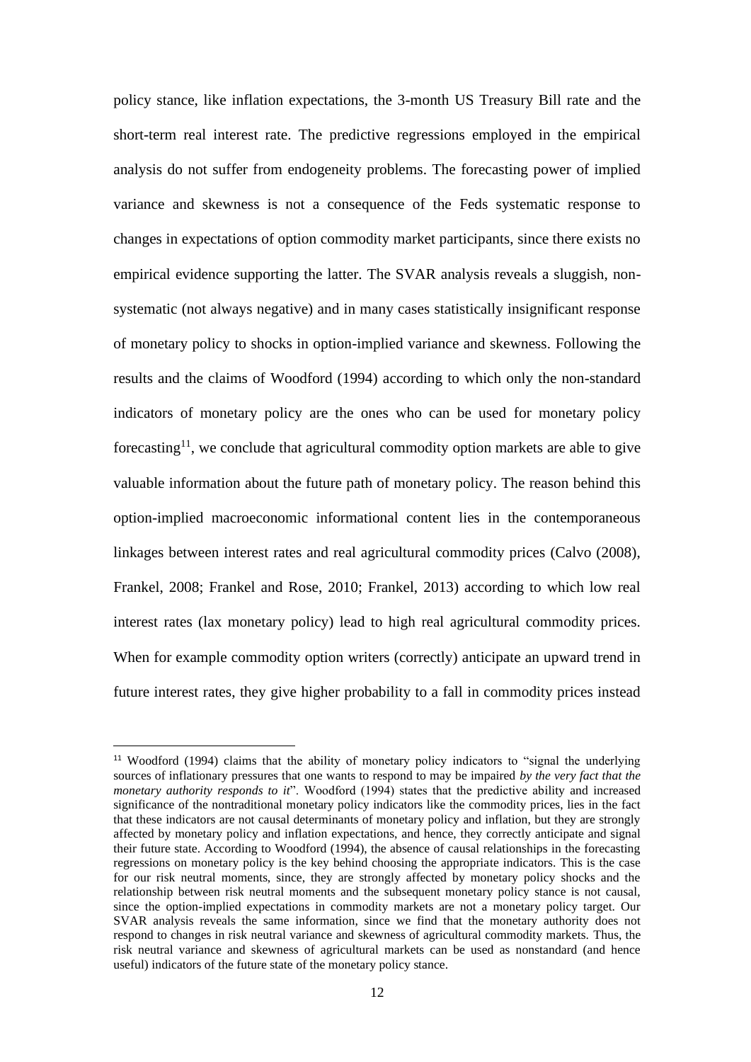policy stance, like inflation expectations, the 3-month US Treasury Bill rate and the short-term real interest rate. The predictive regressions employed in the empirical analysis do not suffer from endogeneity problems. The forecasting power of implied variance and skewness is not a consequence of the Feds systematic response to changes in expectations of option commodity market participants, since there exists no empirical evidence supporting the latter. The SVAR analysis reveals a sluggish, non-systematic (not always negative) and in many cases statistically insignificant response of monetary policy to shocks in option-implied variance and skewness. Following the results and the claims of Woodford (1994) according to which only the non-standard indicators of monetary policy are the ones who can be used for monetary policy forecasting[11], we conclude that agricultural commodity option markets are able to give valuable information about the future path of monetary policy. The reason behind this option-implied macroeconomic informational content lies in the contemporaneous linkages between interest rates and real agricultural commodity prices (Calvo (2008), Frankel, 2008; Frankel and Rose, 2010; Frankel, 2013) according to which low real interest rates (lax monetary policy) lead to high real agricultural commodity prices. When for example commodity option writers (correctly) anticipate an upward trend in future interest rates, they give higher probability to a fall in commodity prices instead

[11] Woodford (1994) claims that the ability of monetary policy indicators to "signal the underlying sources of inflationary pressures that one wants to respond to may be impaired *by the very fact that the monetary authority responds to it*". Woodford (1994) states that the predictive ability and increased significance of the nontraditional monetary policy indicators like the commodity prices, lies in the fact that these indicators are not causal determinants of monetary policy and inflation, but they are strongly affected by monetary policy and inflation expectations, and hence, they correctly anticipate and signal their future state. According to Woodford (1994), the absence of causal relationships in the forecasting regressions on monetary policy is the key behind choosing the appropriate indicators. This is the case for our risk neutral moments, since, they are strongly affected by monetary policy shocks and the relationship between risk neutral moments and the subsequent monetary policy stance is not causal, since the option-implied expectations in commodity markets are not a monetary policy target. Our SVAR analysis reveals the same information, since we find that the monetary authority does not respond to changes in risk neutral variance and skewness of agricultural commodity markets. Thus, the risk neutral variance and skewness of agricultural markets can be used as nonstandard (and hence useful) indicators of the future state of the monetary policy stance.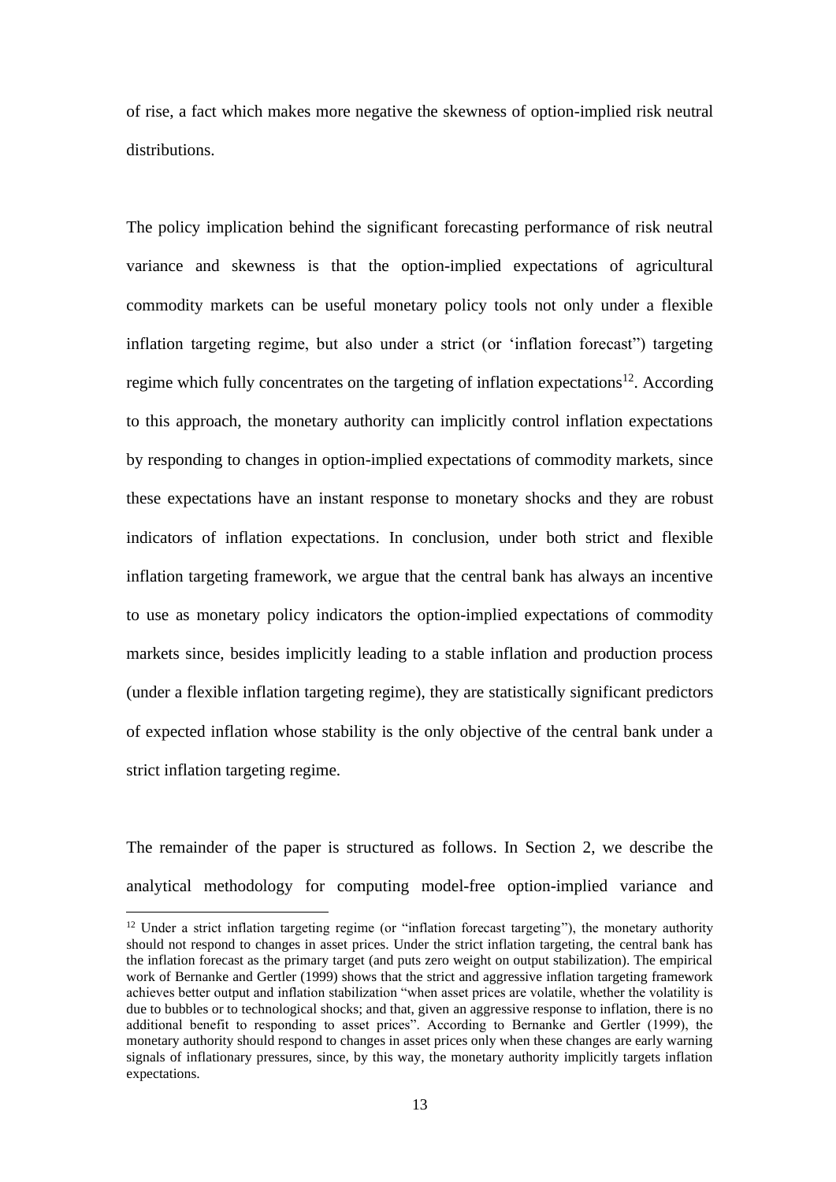of rise, a fact which makes more negative the skewness of option-implied risk neutral distributions.

The policy implication behind the significant forecasting performance of risk neutral variance and skewness is that the option-implied expectations of agricultural commodity markets can be useful monetary policy tools not only under a flexible inflation targeting regime, but also under a strict (or 'inflation forecast") targeting regime which fully concentrates on the targeting of inflation expectations[12]. According to this approach, the monetary authority can implicitly control inflation expectations by responding to changes in option-implied expectations of commodity markets, since these expectations have an instant response to monetary shocks and they are robust indicators of inflation expectations. In conclusion, under both strict and flexible inflation targeting framework, we argue that the central bank has always an incentive to use as monetary policy indicators the option-implied expectations of commodity markets since, besides implicitly leading to a stable inflation and production process (under a flexible inflation targeting regime), they are statistically significant predictors of expected inflation whose stability is the only objective of the central bank under a strict inflation targeting regime.

The remainder of the paper is structured as follows. In Section 2, we describe the analytical methodology for computing model-free option-implied variance and

[12] Under a strict inflation targeting regime (or "inflation forecast targeting"), the monetary authority should not respond to changes in asset prices. Under the strict inflation targeting, the central bank has the inflation forecast as the primary target (and puts zero weight on output stabilization). The empirical work of Bernanke and Gertler (1999) shows that the strict and aggressive inflation targeting framework achieves better output and inflation stabilization "when asset prices are volatile, whether the volatility is due to bubbles or to technological shocks; and that, given an aggressive response to inflation, there is no additional benefit to responding to asset prices". According to Bernanke and Gertler (1999), the monetary authority should respond to changes in asset prices only when these changes are early warning signals of inflationary pressures, since, by this way, the monetary authority implicitly targets inflation expectations.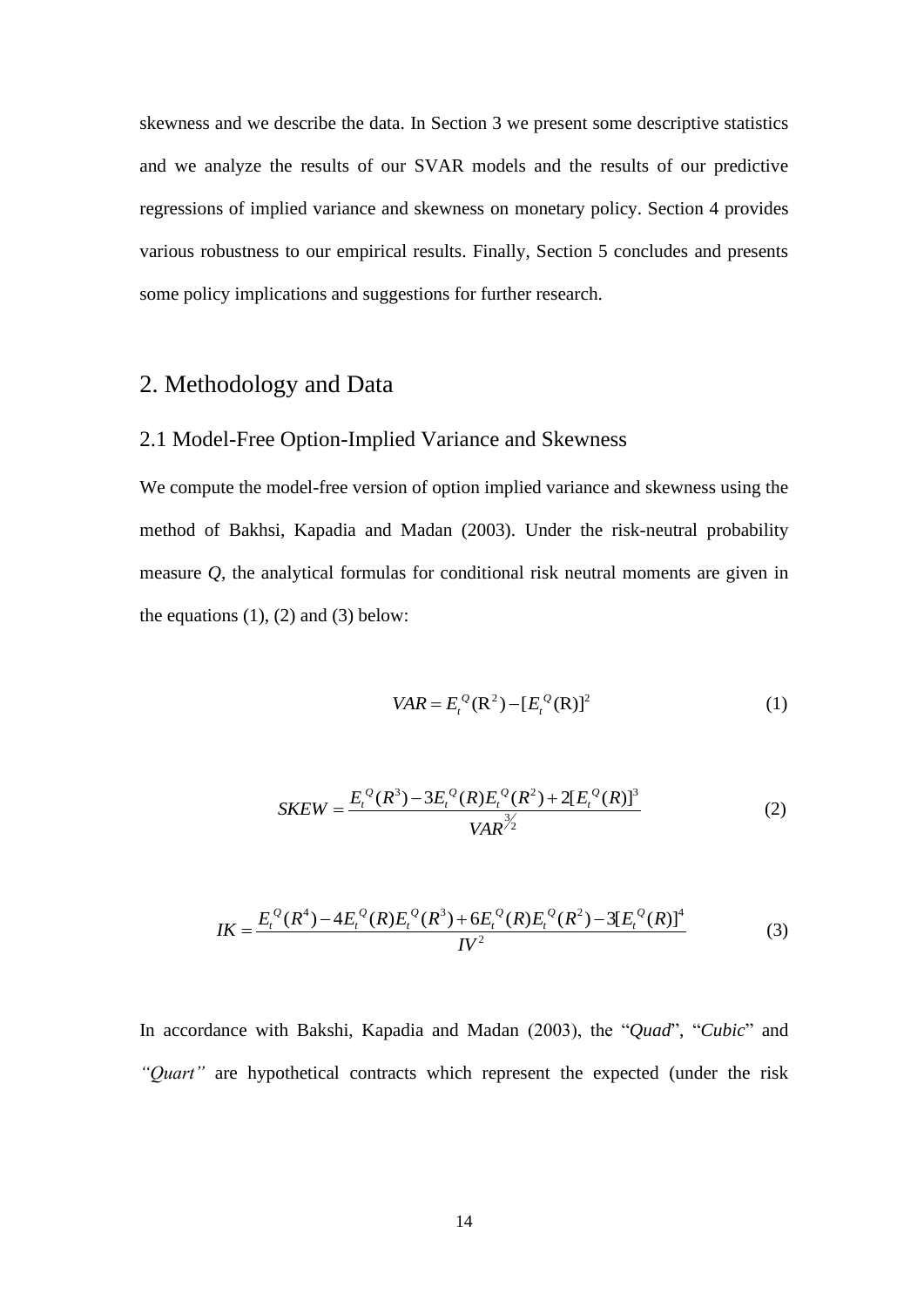skewness and we describe the data. In Section 3 we present some descriptive statistics and we analyze the results of our SVAR models and the results of our predictive regressions of implied variance and skewness on monetary policy. Section 4 provides various robustness to our empirical results. Finally, Section 5 concludes and presents some policy implications and suggestions for further research.

## 2. Methodology and Data

### 2.1 Model-Free Option-Implied Variance and Skewness

We compute the model-free version of option implied variance and skewness using the method of Bakhsi, Kapadia and Madan (2003). Under the risk-neutral probability measure *Q*, the analytical formulas for conditional risk neutral moments are given in the equations (1), (2) and (3) below:

$$VAR = E_t^Q(\mathrm{R}^2) - [E_t^Q(\mathrm{R})]^2 \tag{1}$$

$$SKEW = \frac{E_t^Q(R^3) - 3E_t^Q(R)E_t^Q(R^2) + 2[E_t^Q(R)]^3}{VAR^{3/2}} \tag{2}$$

$$IK = \frac{E_t^Q(R^4) - 4E_t^Q(R)E_t^Q(R^3) + 6E_t^Q(R)E_t^Q(R^2) - 3[E_t^Q(R)]^4}{IV^2} \tag{3}$$

In accordance with Bakshi, Kapadia and Madan (2003), the "*Quad*", "*Cubic*" and *"Quart"* are hypothetical contracts which represent the expected (under the risk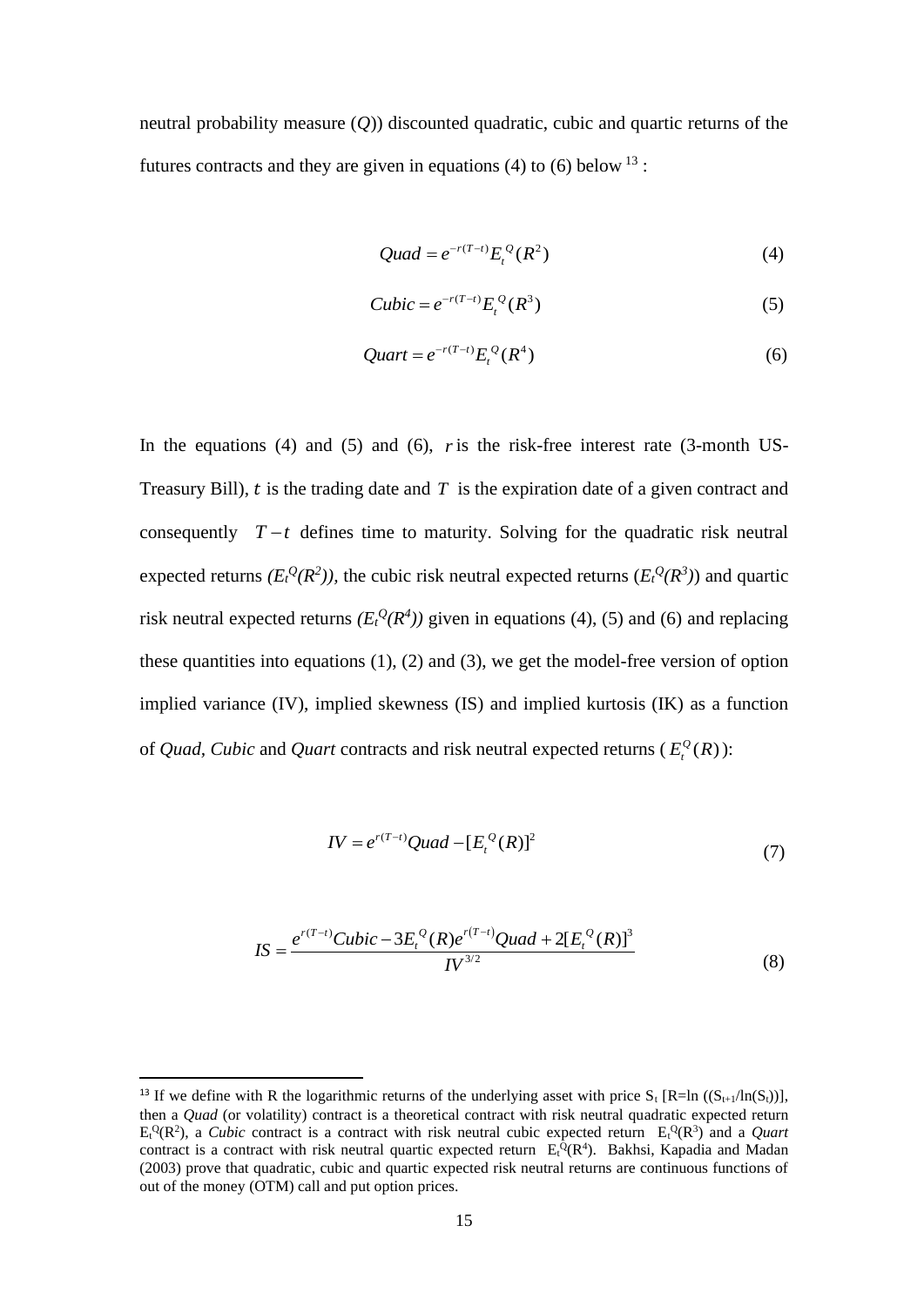neutral probability measure ($Q$)) discounted quadratic, cubic and quartic returns of the futures contracts and they are given in equations (4) to (6) below [13] :

$$Quad = e^{-r(T-t)} E_t^{\,Q}(R^2) \tag{4}$$

$$Cubic = e^{-r(T-t)} E_t^{\,Q}(R^3) \tag{5}$$

$$Quart = e^{-r(T-t)} E_t^{\,Q}(R^4) \tag{6}$$

In the equations (4) and (5) and (6), $r$ is the risk-free interest rate (3-month US-Treasury Bill), $t$ is the trading date and $T$ is the expiration date of a given contract and consequently $T-t$ defines time to maturity. Solving for the quadratic risk neutral expected returns *($E_t^Q(R^2)$)*, the cubic risk neutral expected returns ($E_t^Q(R^3)$) and quartic risk neutral expected returns *($E_t^Q(R^4)$)* given in equations (4), (5) and (6) and replacing these quantities into equations (1), (2) and (3), we get the model-free version of option implied variance (IV), implied skewness (IS) and implied kurtosis (IK) as a function of *Quad*, *Cubic* and *Quart* contracts and risk neutral expected returns ($E_t^Q(R)$):

$$IV = e^{r(T-t)} Quad - [E_t^{\,Q}(R)]^2 \tag{7}$$

$$IS = \frac{e^{r(T-t)} Cubic - 3E_t^{\,Q}(R) e^{r(T-t)} Quad + 2[E_t^{\,Q}(R)]^3}{IV^{3/2}} \tag{8}$$

---

[13] If we define with R the logarithmic returns of the underlying asset with price $S_t$ [$R=\ln((S_{t+1}/\ln(S_t))$], then a *Quad* (or volatility) contract is a theoretical contract with risk neutral quadratic expected return $E_t^Q(R^2)$, a *Cubic* contract is a contract with risk neutral cubic expected return $E_t^Q(R^3)$ and a *Quart* contract is a contract with risk neutral quartic expected return $E_t^Q(R^4)$. Bakhsi, Kapadia and Madan (2003) prove that quadratic, cubic and quartic expected risk neutral returns are continuous functions of out of the money (OTM) call and put option prices.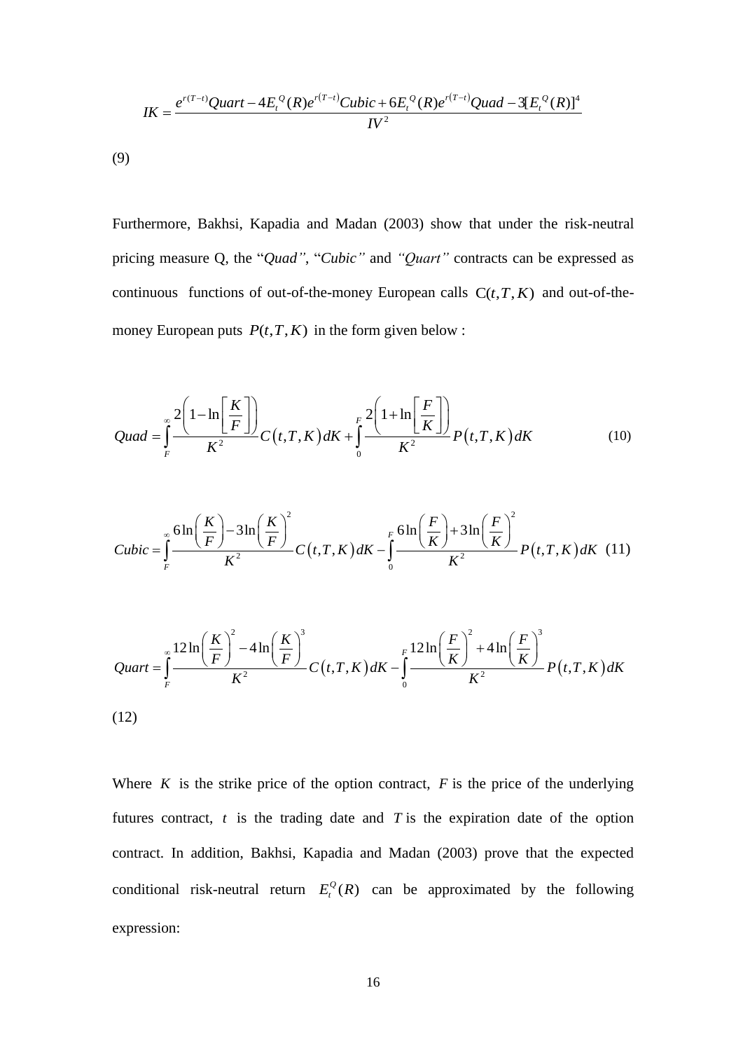$$IK = \frac{e^{r(T-t)}Quart - 4E_t^{\,Q}(R)e^{r(T-t)}Cubic + 6E_t^{\,Q}(R)e^{r(T-t)}Quad - 3[E_t^{\,Q}(R)]^4}{IV^2}$$

(9)

Furthermore, Bakhsi, Kapadia and Madan (2003) show that under the risk-neutral pricing measure Q, the "*Quad"*, "*Cubic"* and *"Quart"* contracts can be expressed as continuous functions of out-of-the-money European calls $\mathrm{C}(t,T,K)$ and out-of-the-money European puts $P(t,T,K)$ in the form given below :

$$Quad = \int_F^\infty \frac{2\left(1-\ln\left[\frac{K}{F}\right]\right)}{K^2} C\left(t,T,K\right)dK + \int_0^F \frac{2\left(1+\ln\left[\frac{F}{K}\right]\right)}{K^2} P\left(t,T,K\right)dK \tag{10}$$

$$Cubic = \int_F^\infty \frac{6\ln\left(\frac{K}{F}\right) - 3\ln\left(\frac{K}{F}\right)^2}{K^2} C\left(t,T,K\right)dK - \int_0^F \frac{6\ln\left(\frac{F}{K}\right) + 3\ln\left(\frac{F}{K}\right)^2}{K^2} P\left(t,T,K\right)dK \tag{11}$$

$$Quart = \int_F^\infty \frac{12\ln\left(\frac{K}{F}\right)^2 - 4\ln\left(\frac{K}{F}\right)^3}{K^2} C\left(t,T,K\right)dK - \int_0^F \frac{12\ln\left(\frac{F}{K}\right)^2 + 4\ln\left(\frac{F}{K}\right)^3}{K^2} P\left(t,T,K\right)dK$$

(12)

Where $K$ is the strike price of the option contract, $F$ is the price of the underlying futures contract, $t$ is the trading date and $T$ is the expiration date of the option contract. In addition, Bakhsi, Kapadia and Madan (2003) prove that the expected conditional risk-neutral return $E_t^Q(R)$ can be approximated by the following expression: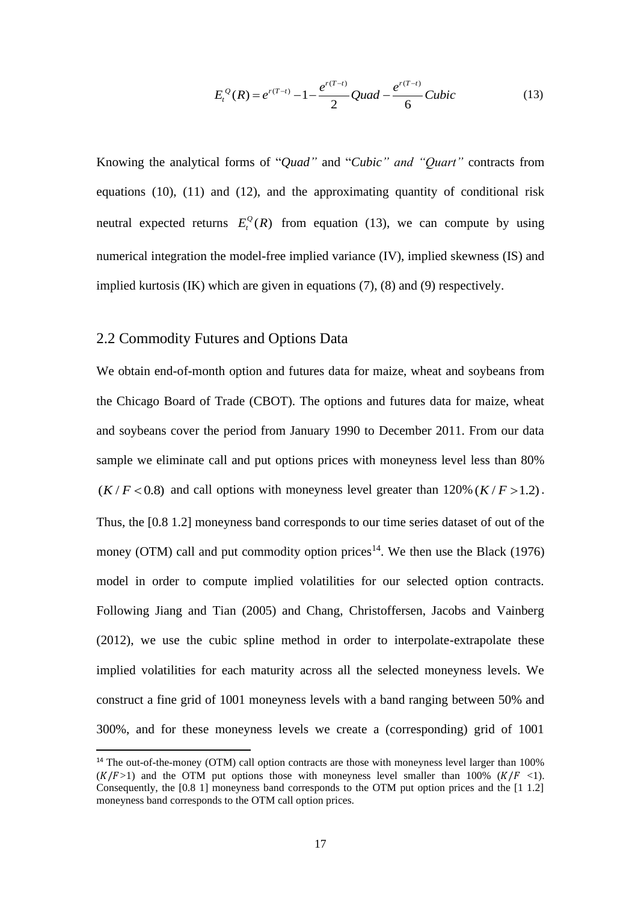$$E_t^Q(R) = e^{r(T-t)} - 1 - \frac{e^{r(T-t)}}{2} Quad - \frac{e^{r(T-t)}}{6} Cubic \tag{13}$$

Knowing the analytical forms of "*Quad"* and "*Cubic" and "Quart"* contracts from equations (10), (11) and (12), and the approximating quantity of conditional risk neutral expected returns $E_t^Q(R)$ from equation (13), we can compute by using numerical integration the model-free implied variance (IV), implied skewness (IS) and implied kurtosis (IK) which are given in equations (7), (8) and (9) respectively.

## 2.2 Commodity Futures and Options Data

We obtain end-of-month option and futures data for maize, wheat and soybeans from the Chicago Board of Trade (CBOT). The options and futures data for maize, wheat and soybeans cover the period from January 1990 to December 2011. From our data sample we eliminate call and put options prices with moneyness level less than 80% $(K/F < 0.8)$ and call options with moneyness level greater than 120% $(K/F > 1.2)$. Thus, the [0.8 1.2] moneyness band corresponds to our time series dataset of out of the money (OTM) call and put commodity option prices[14]. We then use the Black (1976) model in order to compute implied volatilities for our selected option contracts. Following Jiang and Tian (2005) and Chang, Christoffersen, Jacobs and Vainberg (2012), we use the cubic spline method in order to interpolate-extrapolate these implied volatilities for each maturity across all the selected moneyness levels. We construct a fine grid of 1001 moneyness levels with a band ranging between 50% and 300%, and for these moneyness levels we create a (corresponding) grid of 1001

[14] The out-of-the-money (OTM) call option contracts are those with moneyness level larger than 100% $(K/F>1)$ and the OTM put options those with moneyness level smaller than 100% $(K/F<1)$. Consequently, the [0.8 1] moneyness band corresponds to the OTM put option prices and the [1 1.2] moneyness band corresponds to the OTM call option prices.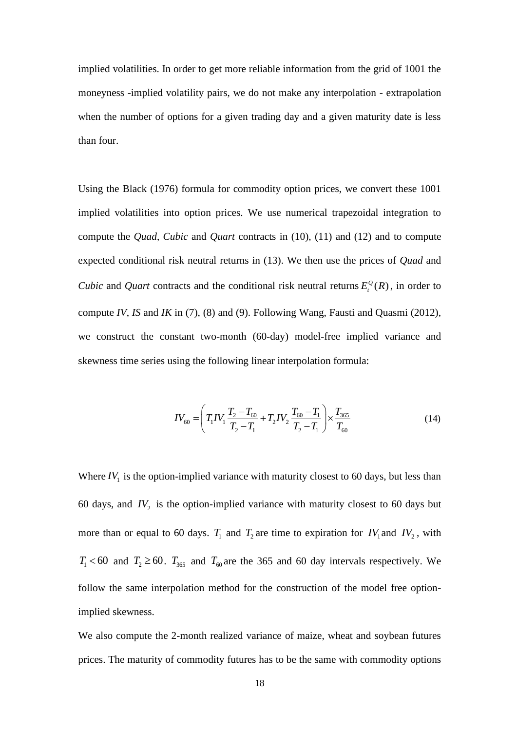implied volatilities. In order to get more reliable information from the grid of 1001 the moneyness -implied volatility pairs, we do not make any interpolation - extrapolation when the number of options for a given trading day and a given maturity date is less than four.

Using the Black (1976) formula for commodity option prices, we convert these 1001 implied volatilities into option prices. We use numerical trapezoidal integration to compute the *Quad*, *Cubic* and *Quart* contracts in (10), (11) and (12) and to compute expected conditional risk neutral returns in (13). We then use the prices of *Quad* and *Cubic* and *Quart* contracts and the conditional risk neutral returns $E_t^Q(R)$, in order to compute *IV*, *IS* and *IK* in (7), (8) and (9). Following Wang, Fausti and Quasmi (2012), we construct the constant two-month (60-day) model-free implied variance and skewness time series using the following linear interpolation formula:

$$IV_{60} = \left( T_1 IV_1 \frac{T_2 - T_{60}}{T_2 - T_1} + T_2 IV_2 \frac{T_{60} - T_1}{T_2 - T_1} \right) \times \frac{T_{365}}{T_{60}} \tag{14}$$

Where $IV_1$ is the option-implied variance with maturity closest to 60 days, but less than 60 days, and $IV_2$ is the option-implied variance with maturity closest to 60 days but more than or equal to 60 days. $T_1$ and $T_2$ are time to expiration for $IV_1$ and $IV_2$, with $T_1 < 60$ and $T_2 \geq 60$. $T_{365}$ and $T_{60}$ are the 365 and 60 day intervals respectively. We follow the same interpolation method for the construction of the model free option-implied skewness.

We also compute the 2-month realized variance of maize, wheat and soybean futures prices. The maturity of commodity futures has to be the same with commodity options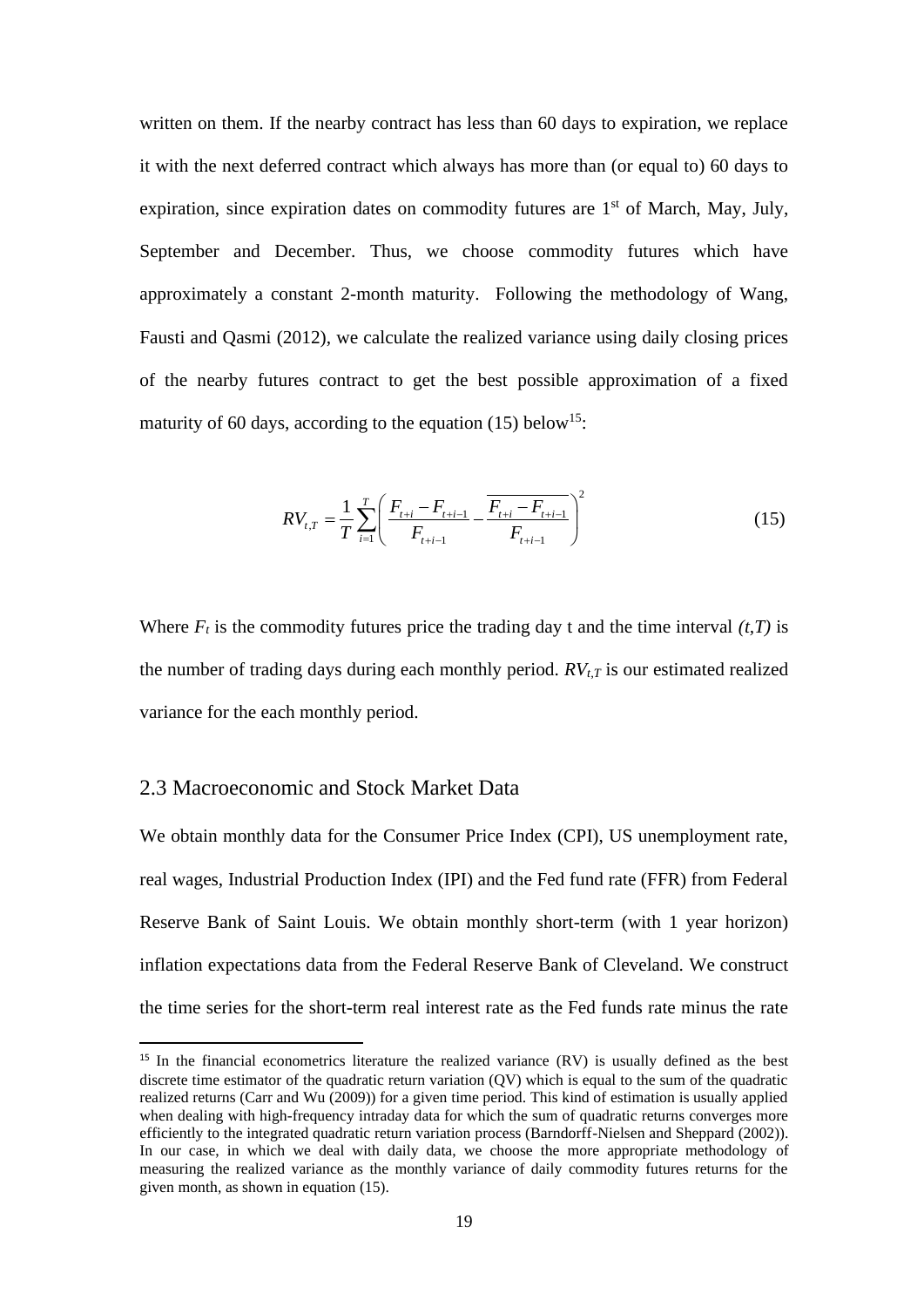written on them. If the nearby contract has less than 60 days to expiration, we replace it with the next deferred contract which always has more than (or equal to) 60 days to expiration, since expiration dates on commodity futures are 1st of March, May, July, September and December. Thus, we choose commodity futures which have approximately a constant 2-month maturity. Following the methodology of Wang, Fausti and Qasmi (2012), we calculate the realized variance using daily closing prices of the nearby futures contract to get the best possible approximation of a fixed maturity of 60 days, according to the equation (15) below[15]:

$$RV_{t,T} = \frac{1}{T}\sum_{i=1}^{T}\left(\frac{F_{t+i} - F_{t+i-1}}{F_{t+i-1}} - \overline{\frac{F_{t+i} - F_{t+i-1}}{F_{t+i-1}}}\right)^2 \tag{15}$$

Where $F_t$ is the commodity futures price the trading day t and the time interval *(t,T)* is the number of trading days during each monthly period. $RV_{t,T}$ is our estimated realized variance for the each monthly period.

## 2.3 Macroeconomic and Stock Market Data

We obtain monthly data for the Consumer Price Index (CPI), US unemployment rate, real wages, Industrial Production Index (IPI) and the Fed fund rate (FFR) from Federal Reserve Bank of Saint Louis. We obtain monthly short-term (with 1 year horizon) inflation expectations data from the Federal Reserve Bank of Cleveland. We construct the time series for the short-term real interest rate as the Fed funds rate minus the rate

[15] In the financial econometrics literature the realized variance (RV) is usually defined as the best discrete time estimator of the quadratic return variation (QV) which is equal to the sum of the quadratic realized returns (Carr and Wu (2009)) for a given time period. This kind of estimation is usually applied when dealing with high-frequency intraday data for which the sum of quadratic returns converges more efficiently to the integrated quadratic return variation process (Barndorff-Nielsen and Sheppard (2002)). In our case, in which we deal with daily data, we choose the more appropriate methodology of measuring the realized variance as the monthly variance of daily commodity futures returns for the given month, as shown in equation (15).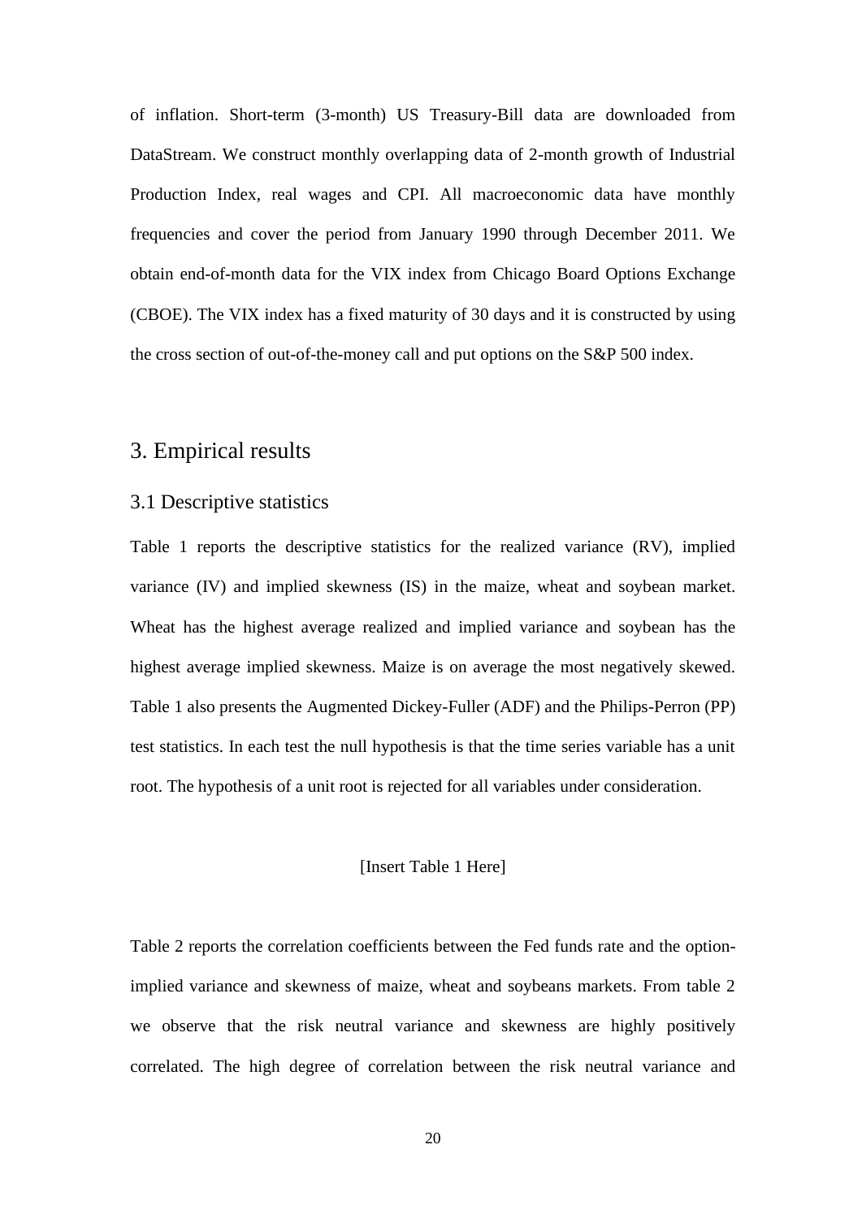of inflation. Short-term (3-month) US Treasury-Bill data are downloaded from DataStream. We construct monthly overlapping data of 2-month growth of Industrial Production Index, real wages and CPI. All macroeconomic data have monthly frequencies and cover the period from January 1990 through December 2011. We obtain end-of-month data for the VIX index from Chicago Board Options Exchange (CBOE). The VIX index has a fixed maturity of 30 days and it is constructed by using the cross section of out-of-the-money call and put options on the S&P 500 index.

## 3. Empirical results

### 3.1 Descriptive statistics

Table 1 reports the descriptive statistics for the realized variance (RV), implied variance (IV) and implied skewness (IS) in the maize, wheat and soybean market. Wheat has the highest average realized and implied variance and soybean has the highest average implied skewness. Maize is on average the most negatively skewed. Table 1 also presents the Augmented Dickey-Fuller (ADF) and the Philips-Perron (PP) test statistics. In each test the null hypothesis is that the time series variable has a unit root. The hypothesis of a unit root is rejected for all variables under consideration.

[Insert Table 1 Here]

Table 2 reports the correlation coefficients between the Fed funds rate and the option-implied variance and skewness of maize, wheat and soybeans markets. From table 2 we observe that the risk neutral variance and skewness are highly positively correlated. The high degree of correlation between the risk neutral variance and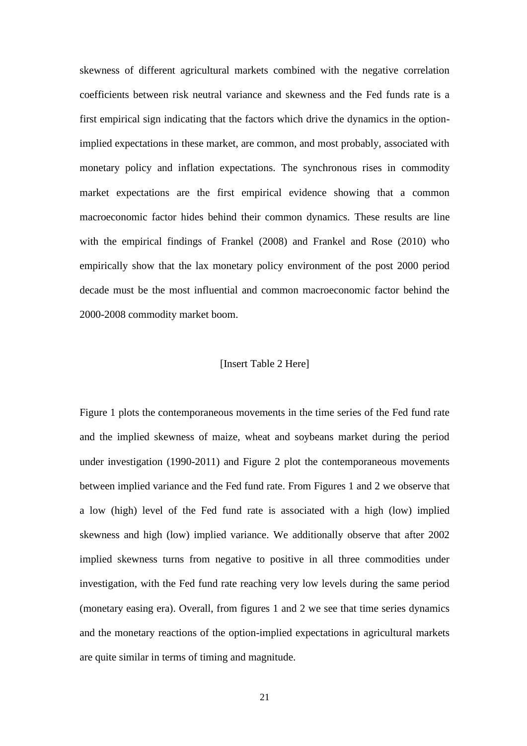skewness of different agricultural markets combined with the negative correlation coefficients between risk neutral variance and skewness and the Fed funds rate is a first empirical sign indicating that the factors which drive the dynamics in the option-implied expectations in these market, are common, and most probably, associated with monetary policy and inflation expectations. The synchronous rises in commodity market expectations are the first empirical evidence showing that a common macroeconomic factor hides behind their common dynamics. These results are line with the empirical findings of Frankel (2008) and Frankel and Rose (2010) who empirically show that the lax monetary policy environment of the post 2000 period decade must be the most influential and common macroeconomic factor behind the 2000-2008 commodity market boom.

[Insert Table 2 Here]

Figure 1 plots the contemporaneous movements in the time series of the Fed fund rate and the implied skewness of maize, wheat and soybeans market during the period under investigation (1990-2011) and Figure 2 plot the contemporaneous movements between implied variance and the Fed fund rate. From Figures 1 and 2 we observe that a low (high) level of the Fed fund rate is associated with a high (low) implied skewness and high (low) implied variance. We additionally observe that after 2002 implied skewness turns from negative to positive in all three commodities under investigation, with the Fed fund rate reaching very low levels during the same period (monetary easing era). Overall, from figures 1 and 2 we see that time series dynamics and the monetary reactions of the option-implied expectations in agricultural markets are quite similar in terms of timing and magnitude.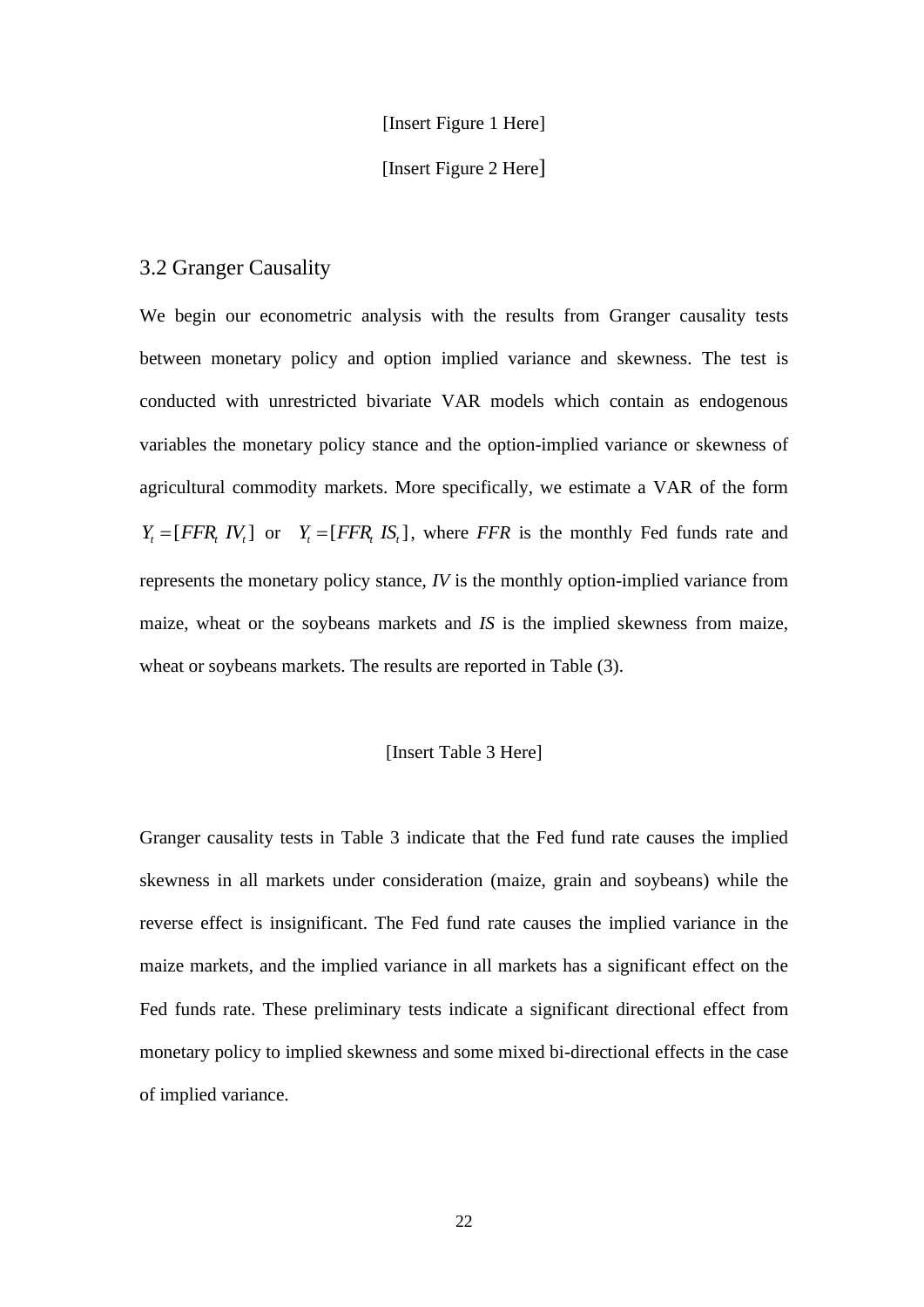[Insert Figure 1 Here]

[Insert Figure 2 Here]

## 3.2 Granger Causality

We begin our econometric analysis with the results from Granger causality tests between monetary policy and option implied variance and skewness. The test is conducted with unrestricted bivariate VAR models which contain as endogenous variables the monetary policy stance and the option-implied variance or skewness of agricultural commodity markets. More specifically, we estimate a VAR of the form $Y_t = [FFR_t \ IV_t]$ or $Y_t = [FFR_t \ IS_t]$, where *FFR* is the monthly Fed funds rate and represents the monetary policy stance, *IV* is the monthly option-implied variance from maize, wheat or the soybeans markets and *IS* is the implied skewness from maize, wheat or soybeans markets. The results are reported in Table (3).

[Insert Table 3 Here]

Granger causality tests in Table 3 indicate that the Fed fund rate causes the implied skewness in all markets under consideration (maize, grain and soybeans) while the reverse effect is insignificant. The Fed fund rate causes the implied variance in the maize markets, and the implied variance in all markets has a significant effect on the Fed funds rate. These preliminary tests indicate a significant directional effect from monetary policy to implied skewness and some mixed bi-directional effects in the case of implied variance.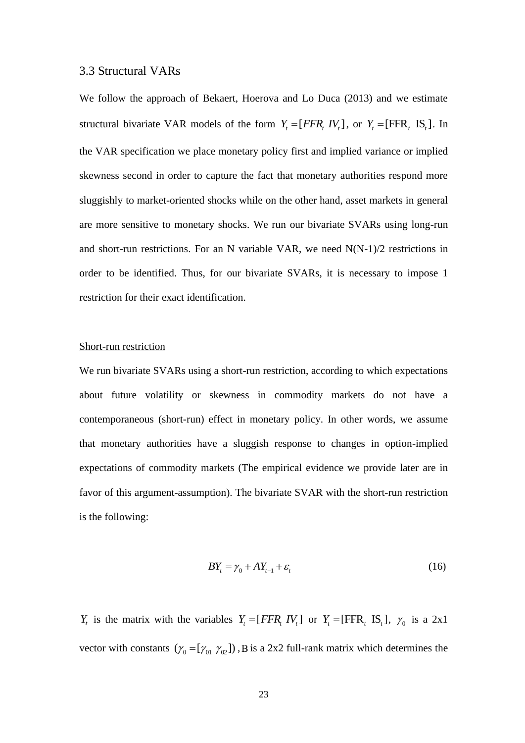### 3.3 Structural VARs

We follow the approach of Bekaert, Hoerova and Lo Duca (2013) and we estimate structural bivariate VAR models of the form $Y_t = [FFR_t \ IV_t]$, or $Y_t = [\text{FFR}_t \ \text{IS}_t]$. In the VAR specification we place monetary policy first and implied variance or implied skewness second in order to capture the fact that monetary authorities respond more sluggishly to market-oriented shocks while on the other hand, asset markets in general are more sensitive to monetary shocks. We run our bivariate SVARs using long-run and short-run restrictions. For an N variable VAR, we need N(N-1)/2 restrictions in order to be identified. Thus, for our bivariate SVARs, it is necessary to impose 1 restriction for their exact identification.

Short-run restriction

We run bivariate SVARs using a short-run restriction, according to which expectations about future volatility or skewness in commodity markets do not have a contemporaneous (short-run) effect in monetary policy. In other words, we assume that monetary authorities have a sluggish response to changes in option-implied expectations of commodity markets (The empirical evidence we provide later are in favor of this argument-assumption). The bivariate SVAR with the short-run restriction is the following:

$$BY_t = \gamma_0 + AY_{t-1} + \varepsilon_t \tag{16}$$

$Y_t$ is the matrix with the variables $Y_t = [FFR_t \ IV_t]$ or $Y_t = [\text{FFR}_t \ \text{IS}_t]$, $\gamma_0$ is a 2x1 vector with constants $(\gamma_0 = [\gamma_{01} \ \gamma_{02}])$, B is a 2x2 full-rank matrix which determines the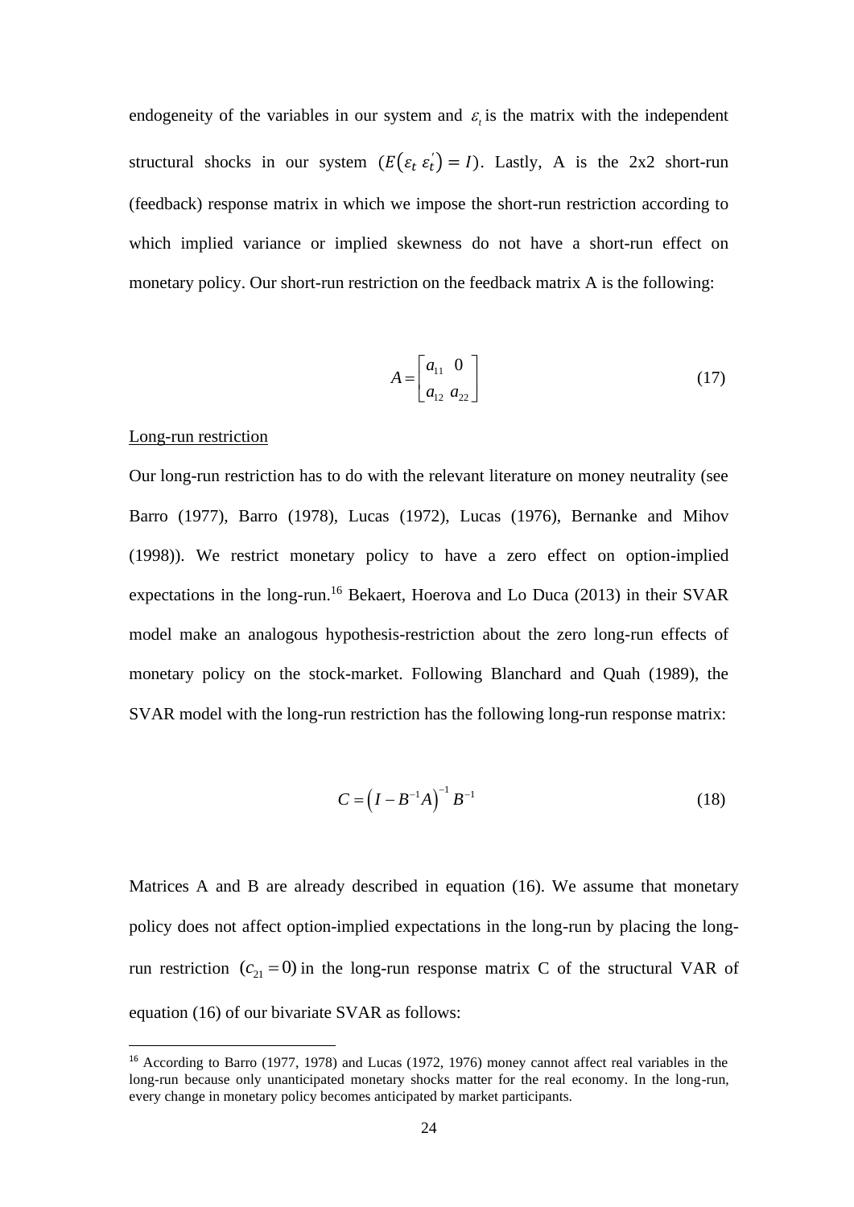endogeneity of the variables in our system and $\varepsilon_t$ is the matrix with the independent structural shocks in our system ($E(\varepsilon_t\ \varepsilon_t') = I$). Lastly, A is the 2x2 short-run (feedback) response matrix in which we impose the short-run restriction according to which implied variance or implied skewness do not have a short-run effect on monetary policy. Our short-run restriction on the feedback matrix A is the following:

$$A = \begin{bmatrix} a_{11} & 0 \\ a_{12} & a_{22} \end{bmatrix} \tag{17}$$

<u>Long-run restriction</u>

Our long-run restriction has to do with the relevant literature on money neutrality (see Barro (1977), Barro (1978), Lucas (1972), Lucas (1976), Bernanke and Mihov (1998)). We restrict monetary policy to have a zero effect on option-implied expectations in the long-run.[16] Bekaert, Hoerova and Lo Duca (2013) in their SVAR model make an analogous hypothesis-restriction about the zero long-run effects of monetary policy on the stock-market. Following Blanchard and Quah (1989), the SVAR model with the long-run restriction has the following long-run response matrix:

$$C = \left(I - B^{-1}A\right)^{-1} B^{-1} \tag{18}$$

Matrices A and B are already described in equation (16). We assume that monetary policy does not affect option-implied expectations in the long-run by placing the long-run restriction $(c_{21} = 0)$ in the long-run response matrix C of the structural VAR of equation (16) of our bivariate SVAR as follows:

[16] According to Barro (1977, 1978) and Lucas (1972, 1976) money cannot affect real variables in the long-run because only unanticipated monetary shocks matter for the real economy. In the long-run, every change in monetary policy becomes anticipated by market participants.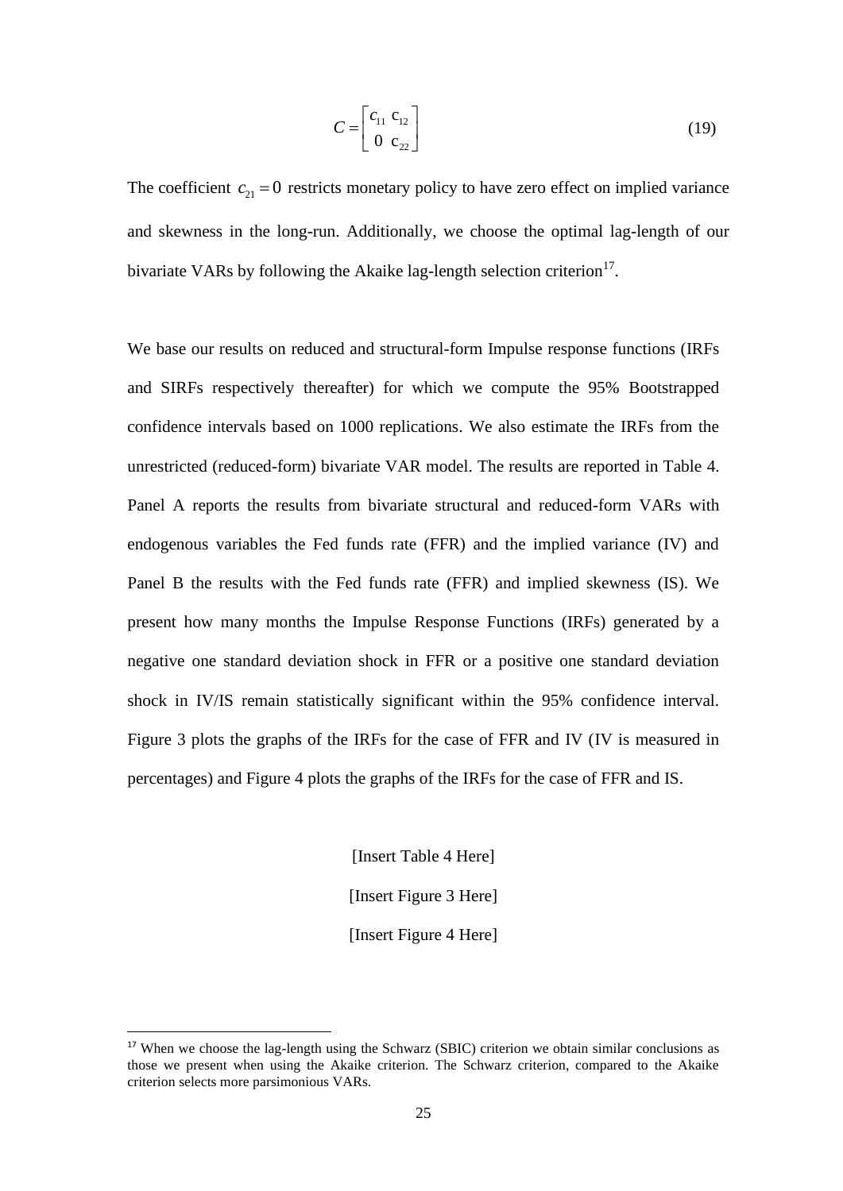$$C = \begin{bmatrix} c_{11} & c_{12} \\ 0 & c_{22} \end{bmatrix} \tag{19}$$

The coefficient $c_{21} = 0$ restricts monetary policy to have zero effect on implied variance and skewness in the long-run. Additionally, we choose the optimal lag-length of our bivariate VARs by following the Akaike lag-length selection criterion[17].

We base our results on reduced and structural-form Impulse response functions (IRFs and SIRFs respectively thereafter) for which we compute the 95% Bootstrapped confidence intervals based on 1000 replications. We also estimate the IRFs from the unrestricted (reduced-form) bivariate VAR model. The results are reported in Table 4. Panel A reports the results from bivariate structural and reduced-form VARs with endogenous variables the Fed funds rate (FFR) and the implied variance (IV) and Panel B the results with the Fed funds rate (FFR) and implied skewness (IS). We present how many months the Impulse Response Functions (IRFs) generated by a negative one standard deviation shock in FFR or a positive one standard deviation shock in IV/IS remain statistically significant within the 95% confidence interval. Figure 3 plots the graphs of the IRFs for the case of FFR and IV (IV is measured in percentages) and Figure 4 plots the graphs of the IRFs for the case of FFR and IS.

[Insert Table 4 Here]

[Insert Figure 3 Here]

[Insert Figure 4 Here]

[17] When we choose the lag-length using the Schwarz (SBIC) criterion we obtain similar conclusions as those we present when using the Akaike criterion. The Schwarz criterion, compared to the Akaike criterion selects more parsimonious VARs.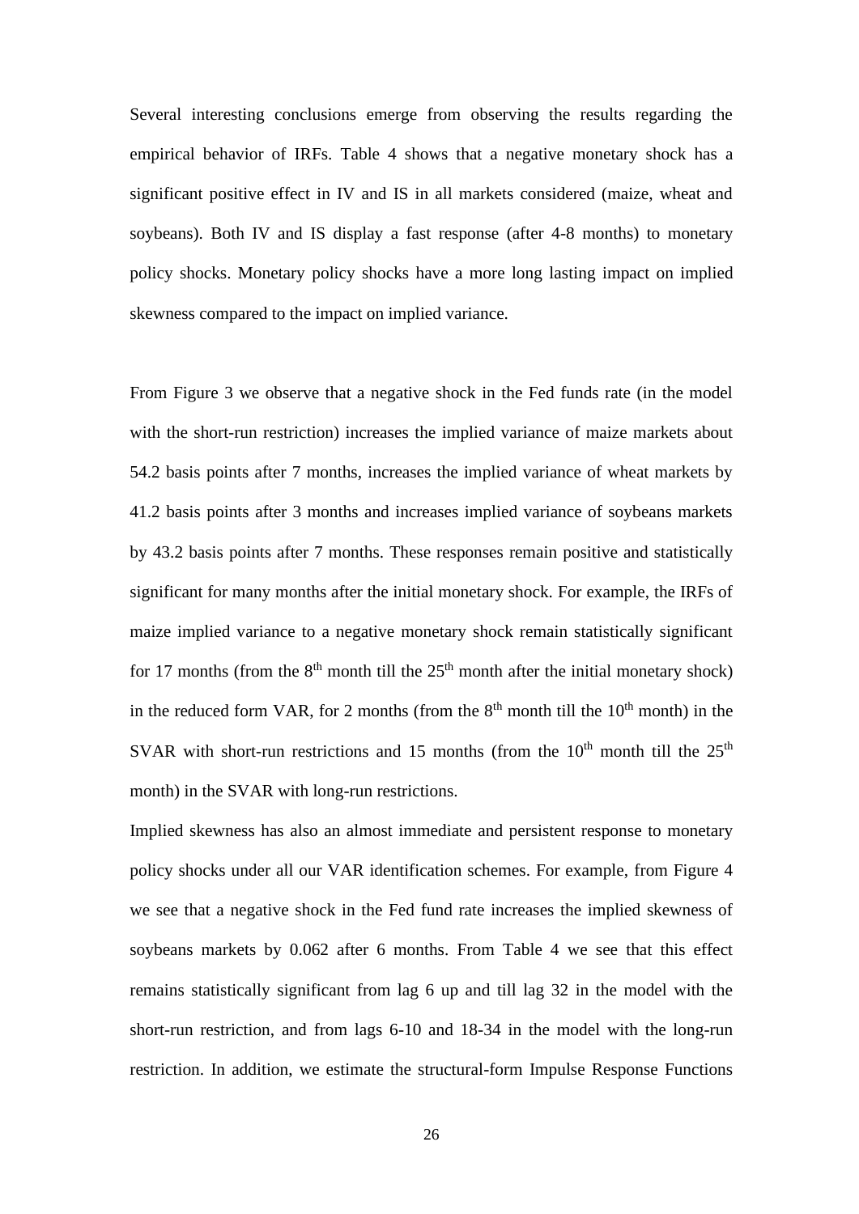Several interesting conclusions emerge from observing the results regarding the empirical behavior of IRFs. Table 4 shows that a negative monetary shock has a significant positive effect in IV and IS in all markets considered (maize, wheat and soybeans). Both IV and IS display a fast response (after 4-8 months) to monetary policy shocks. Monetary policy shocks have a more long lasting impact on implied skewness compared to the impact on implied variance.

From Figure 3 we observe that a negative shock in the Fed funds rate (in the model with the short-run restriction) increases the implied variance of maize markets about 54.2 basis points after 7 months, increases the implied variance of wheat markets by 41.2 basis points after 3 months and increases implied variance of soybeans markets by 43.2 basis points after 7 months. These responses remain positive and statistically significant for many months after the initial monetary shock. For example, the IRFs of maize implied variance to a negative monetary shock remain statistically significant for 17 months (from the $8^{th}$ month till the $25^{th}$ month after the initial monetary shock) in the reduced form VAR, for 2 months (from the $8^{th}$ month till the $10^{th}$ month) in the SVAR with short-run restrictions and 15 months (from the $10^{th}$ month till the $25^{th}$ month) in the SVAR with long-run restrictions.

Implied skewness has also an almost immediate and persistent response to monetary policy shocks under all our VAR identification schemes. For example, from Figure 4 we see that a negative shock in the Fed fund rate increases the implied skewness of soybeans markets by 0.062 after 6 months. From Table 4 we see that this effect remains statistically significant from lag 6 up and till lag 32 in the model with the short-run restriction, and from lags 6-10 and 18-34 in the model with the long-run restriction. In addition, we estimate the structural-form Impulse Response Functions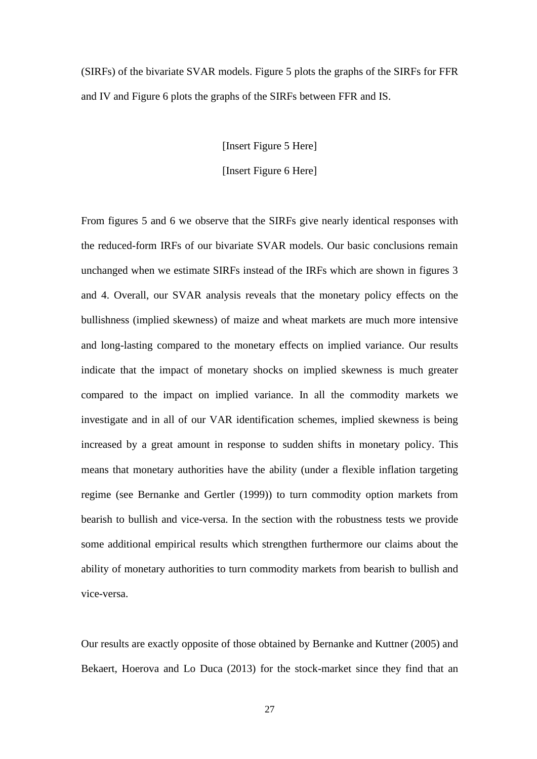(SIRFs) of the bivariate SVAR models. Figure 5 plots the graphs of the SIRFs for FFR and IV and Figure 6 plots the graphs of the SIRFs between FFR and IS.

[Insert Figure 5 Here]

[Insert Figure 6 Here]

From figures 5 and 6 we observe that the SIRFs give nearly identical responses with the reduced-form IRFs of our bivariate SVAR models. Our basic conclusions remain unchanged when we estimate SIRFs instead of the IRFs which are shown in figures 3 and 4. Overall, our SVAR analysis reveals that the monetary policy effects on the bullishness (implied skewness) of maize and wheat markets are much more intensive and long-lasting compared to the monetary effects on implied variance. Our results indicate that the impact of monetary shocks on implied skewness is much greater compared to the impact on implied variance. In all the commodity markets we investigate and in all of our VAR identification schemes, implied skewness is being increased by a great amount in response to sudden shifts in monetary policy. This means that monetary authorities have the ability (under a flexible inflation targeting regime (see Bernanke and Gertler (1999)) to turn commodity option markets from bearish to bullish and vice-versa. In the section with the robustness tests we provide some additional empirical results which strengthen furthermore our claims about the ability of monetary authorities to turn commodity markets from bearish to bullish and vice-versa.

Our results are exactly opposite of those obtained by Bernanke and Kuttner (2005) and Bekaert, Hoerova and Lo Duca (2013) for the stock-market since they find that an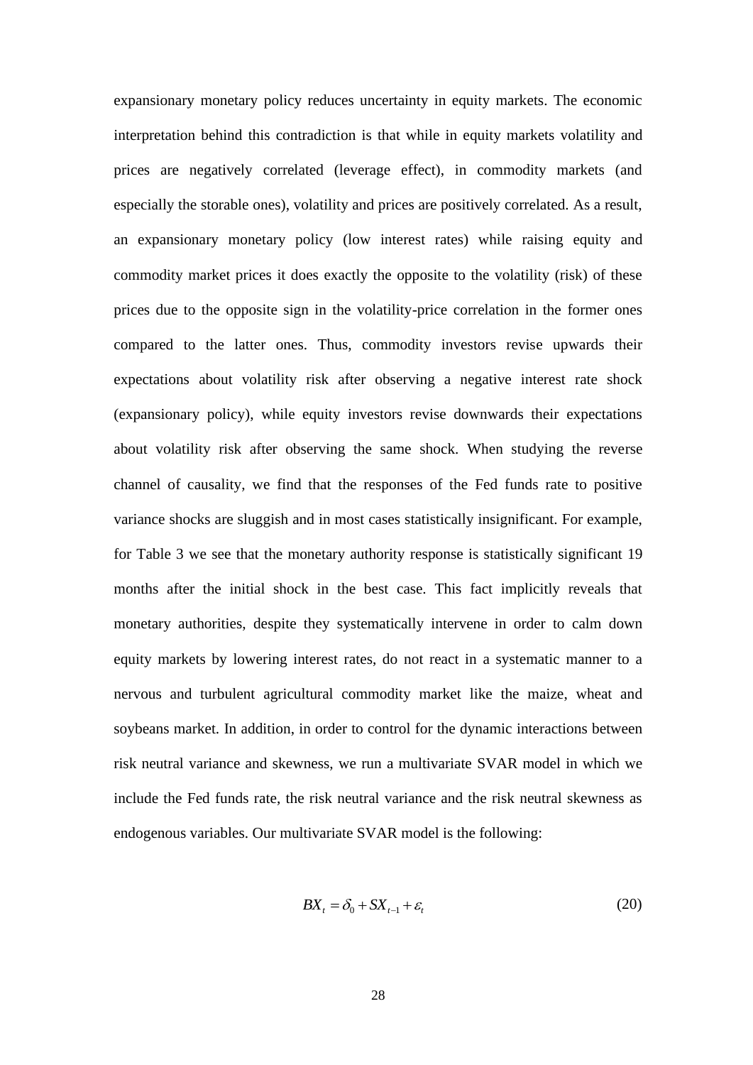expansionary monetary policy reduces uncertainty in equity markets. The economic interpretation behind this contradiction is that while in equity markets volatility and prices are negatively correlated (leverage effect), in commodity markets (and especially the storable ones), volatility and prices are positively correlated. As a result, an expansionary monetary policy (low interest rates) while raising equity and commodity market prices it does exactly the opposite to the volatility (risk) of these prices due to the opposite sign in the volatility-price correlation in the former ones compared to the latter ones. Thus, commodity investors revise upwards their expectations about volatility risk after observing a negative interest rate shock (expansionary policy), while equity investors revise downwards their expectations about volatility risk after observing the same shock. When studying the reverse channel of causality, we find that the responses of the Fed funds rate to positive variance shocks are sluggish and in most cases statistically insignificant. For example, for Table 3 we see that the monetary authority response is statistically significant 19 months after the initial shock in the best case. This fact implicitly reveals that monetary authorities, despite they systematically intervene in order to calm down equity markets by lowering interest rates, do not react in a systematic manner to a nervous and turbulent agricultural commodity market like the maize, wheat and soybeans market. In addition, in order to control for the dynamic interactions between risk neutral variance and skewness, we run a multivariate SVAR model in which we include the Fed funds rate, the risk neutral variance and the risk neutral skewness as endogenous variables. Our multivariate SVAR model is the following:

$$BX_t = \delta_0 + SX_{t-1} + \varepsilon_t \tag{20}$$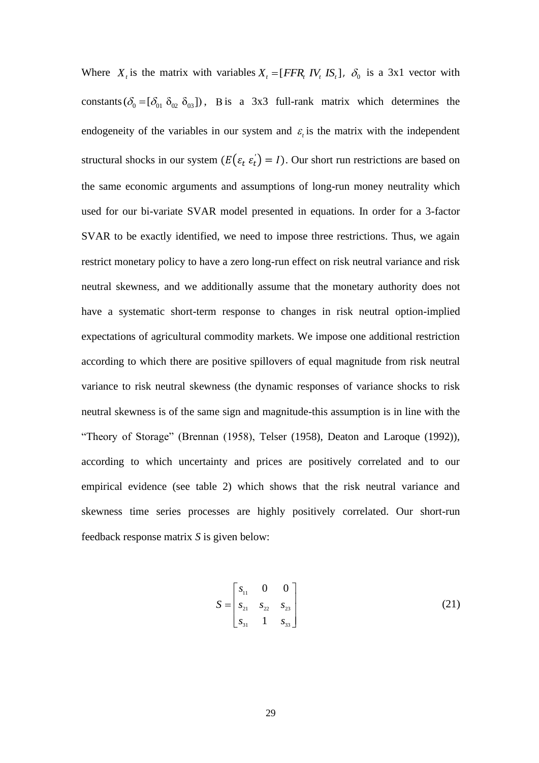Where $X_t$ is the matrix with variables $X_t = [FFR_t \; IV_t \; IS_t]$, $\delta_0$ is a 3x1 vector with constants $(\delta_0 = [\delta_{01} \; \delta_{02} \; \delta_{03}])$, $\mathrm{B}$ is a 3x3 full-rank matrix which determines the endogeneity of the variables in our system and $\varepsilon_t$ is the matrix with the independent structural shocks in our system $(E(\varepsilon_t \; \varepsilon_t^{'}) = I)$. Our short run restrictions are based on the same economic arguments and assumptions of long-run money neutrality which used for our bi-variate SVAR model presented in equations. In order for a 3-factor SVAR to be exactly identified, we need to impose three restrictions. Thus, we again restrict monetary policy to have a zero long-run effect on risk neutral variance and risk neutral skewness, and we additionally assume that the monetary authority does not have a systematic short-term response to changes in risk neutral option-implied expectations of agricultural commodity markets. We impose one additional restriction according to which there are positive spillovers of equal magnitude from risk neutral variance to risk neutral skewness (the dynamic responses of variance shocks to risk neutral skewness is of the same sign and magnitude-this assumption is in line with the "Theory of Storage" (Brennan (1958), Telser (1958), Deaton and Laroque (1992)), according to which uncertainty and prices are positively correlated and to our empirical evidence (see table 2) which shows that the risk neutral variance and skewness time series processes are highly positively correlated. Our short-run feedback response matrix *S* is given below:

$$S = \begin{bmatrix} s_{11} & 0 & 0 \\ s_{21} & s_{22} & s_{23} \\ s_{31} & 1 & s_{33} \end{bmatrix} \tag{21}$$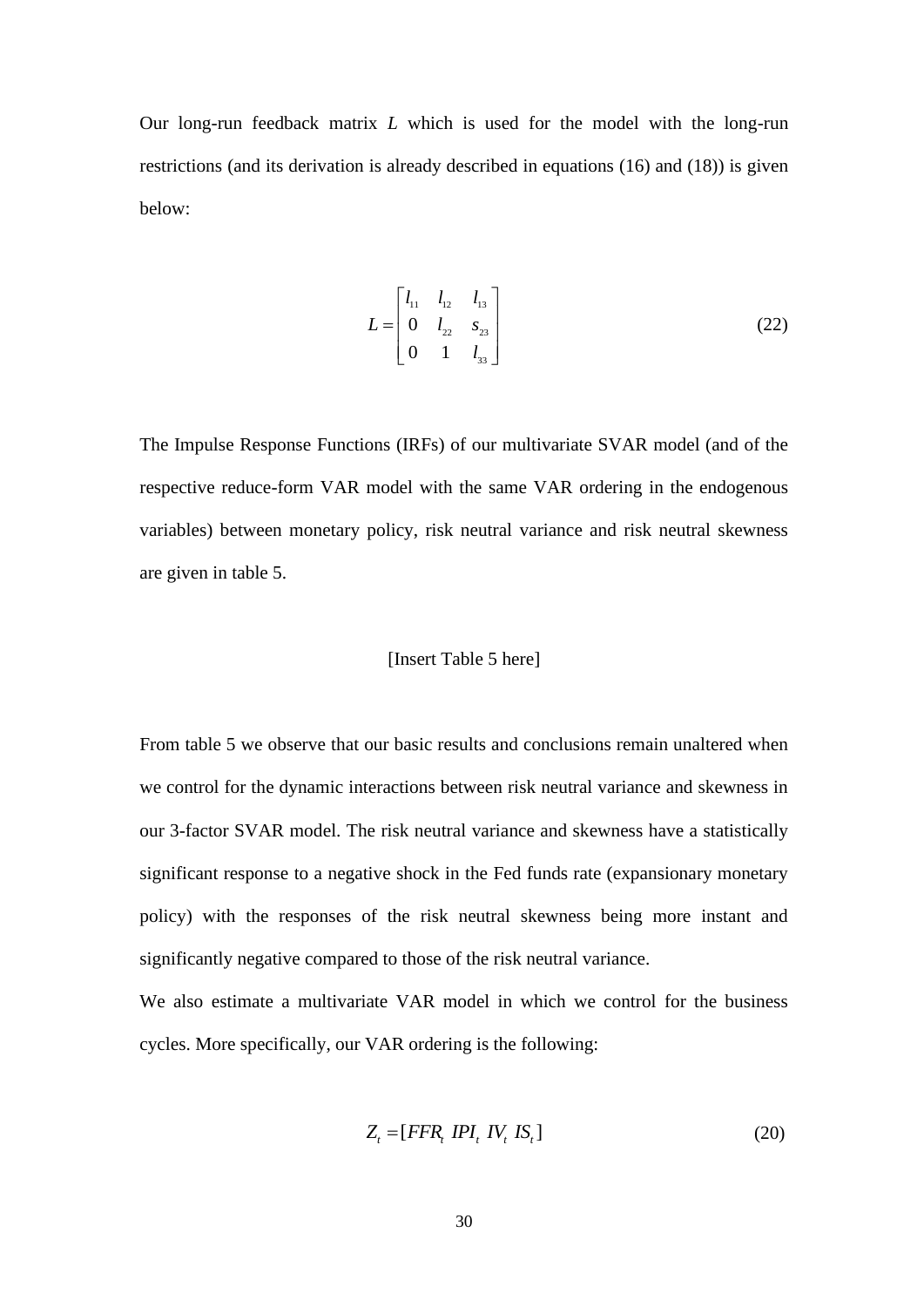Our long-run feedback matrix $L$ which is used for the model with the long-run restrictions (and its derivation is already described in equations (16) and (18)) is given below:

$$L = \begin{bmatrix} l_{11} & l_{12} & l_{13} \\ 0 & l_{22} & s_{23} \\ 0 & 1 & l_{33} \end{bmatrix} \tag{22}$$

The Impulse Response Functions (IRFs) of our multivariate SVAR model (and of the respective reduce-form VAR model with the same VAR ordering in the endogenous variables) between monetary policy, risk neutral variance and risk neutral skewness are given in table 5.

[Insert Table 5 here]

From table 5 we observe that our basic results and conclusions remain unaltered when we control for the dynamic interactions between risk neutral variance and skewness in our 3-factor SVAR model. The risk neutral variance and skewness have a statistically significant response to a negative shock in the Fed funds rate (expansionary monetary policy) with the responses of the risk neutral skewness being more instant and significantly negative compared to those of the risk neutral variance.

We also estimate a multivariate VAR model in which we control for the business cycles. More specifically, our VAR ordering is the following:

$$Z_t = [FFR_t \ IPI_t \ IV_t \ IS_t] \tag{20}$$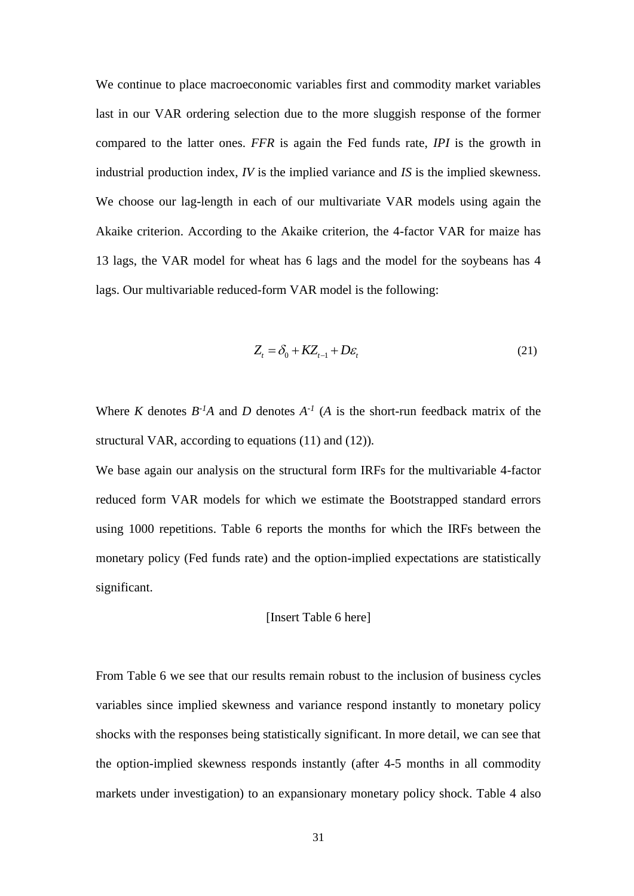We continue to place macroeconomic variables first and commodity market variables last in our VAR ordering selection due to the more sluggish response of the former compared to the latter ones. *FFR* is again the Fed funds rate, *IPI* is the growth in industrial production index, *IV* is the implied variance and *IS* is the implied skewness. We choose our lag-length in each of our multivariate VAR models using again the Akaike criterion. According to the Akaike criterion, the 4-factor VAR for maize has 13 lags, the VAR model for wheat has 6 lags and the model for the soybeans has 4 lags. Our multivariable reduced-form VAR model is the following:

$$Z_t = \delta_0 + KZ_{t-1} + D\varepsilon_t \tag{21}$$

Where $K$ denotes $B^{-1}A$ and $D$ denotes $A^{-1}$ ($A$ is the short-run feedback matrix of the structural VAR, according to equations (11) and (12)).

We base again our analysis on the structural form IRFs for the multivariable 4-factor reduced form VAR models for which we estimate the Bootstrapped standard errors using 1000 repetitions. Table 6 reports the months for which the IRFs between the monetary policy (Fed funds rate) and the option-implied expectations are statistically significant.

[Insert Table 6 here]

From Table 6 we see that our results remain robust to the inclusion of business cycles variables since implied skewness and variance respond instantly to monetary policy shocks with the responses being statistically significant. In more detail, we can see that the option-implied skewness responds instantly (after 4-5 months in all commodity markets under investigation) to an expansionary monetary policy shock. Table 4 also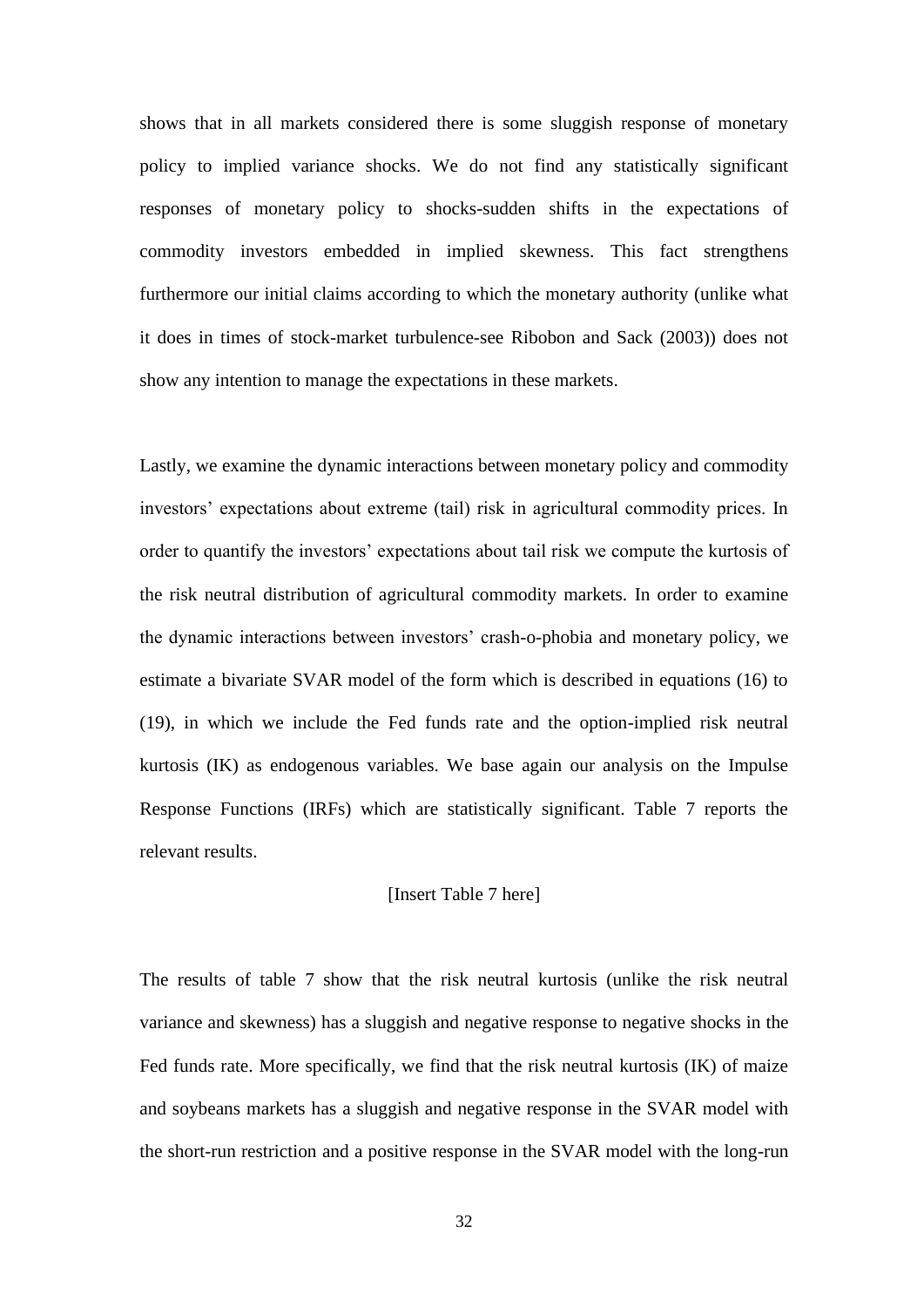shows that in all markets considered there is some sluggish response of monetary policy to implied variance shocks. We do not find any statistically significant responses of monetary policy to shocks-sudden shifts in the expectations of commodity investors embedded in implied skewness. This fact strengthens furthermore our initial claims according to which the monetary authority (unlike what it does in times of stock-market turbulence-see Ribobon and Sack (2003)) does not show any intention to manage the expectations in these markets.

Lastly, we examine the dynamic interactions between monetary policy and commodity investors' expectations about extreme (tail) risk in agricultural commodity prices. In order to quantify the investors' expectations about tail risk we compute the kurtosis of the risk neutral distribution of agricultural commodity markets. In order to examine the dynamic interactions between investors' crash-o-phobia and monetary policy, we estimate a bivariate SVAR model of the form which is described in equations (16) to (19), in which we include the Fed funds rate and the option-implied risk neutral kurtosis (IK) as endogenous variables. We base again our analysis on the Impulse Response Functions (IRFs) which are statistically significant. Table 7 reports the relevant results.

[Insert Table 7 here]

The results of table 7 show that the risk neutral kurtosis (unlike the risk neutral variance and skewness) has a sluggish and negative response to negative shocks in the Fed funds rate. More specifically, we find that the risk neutral kurtosis (IK) of maize and soybeans markets has a sluggish and negative response in the SVAR model with the short-run restriction and a positive response in the SVAR model with the long-run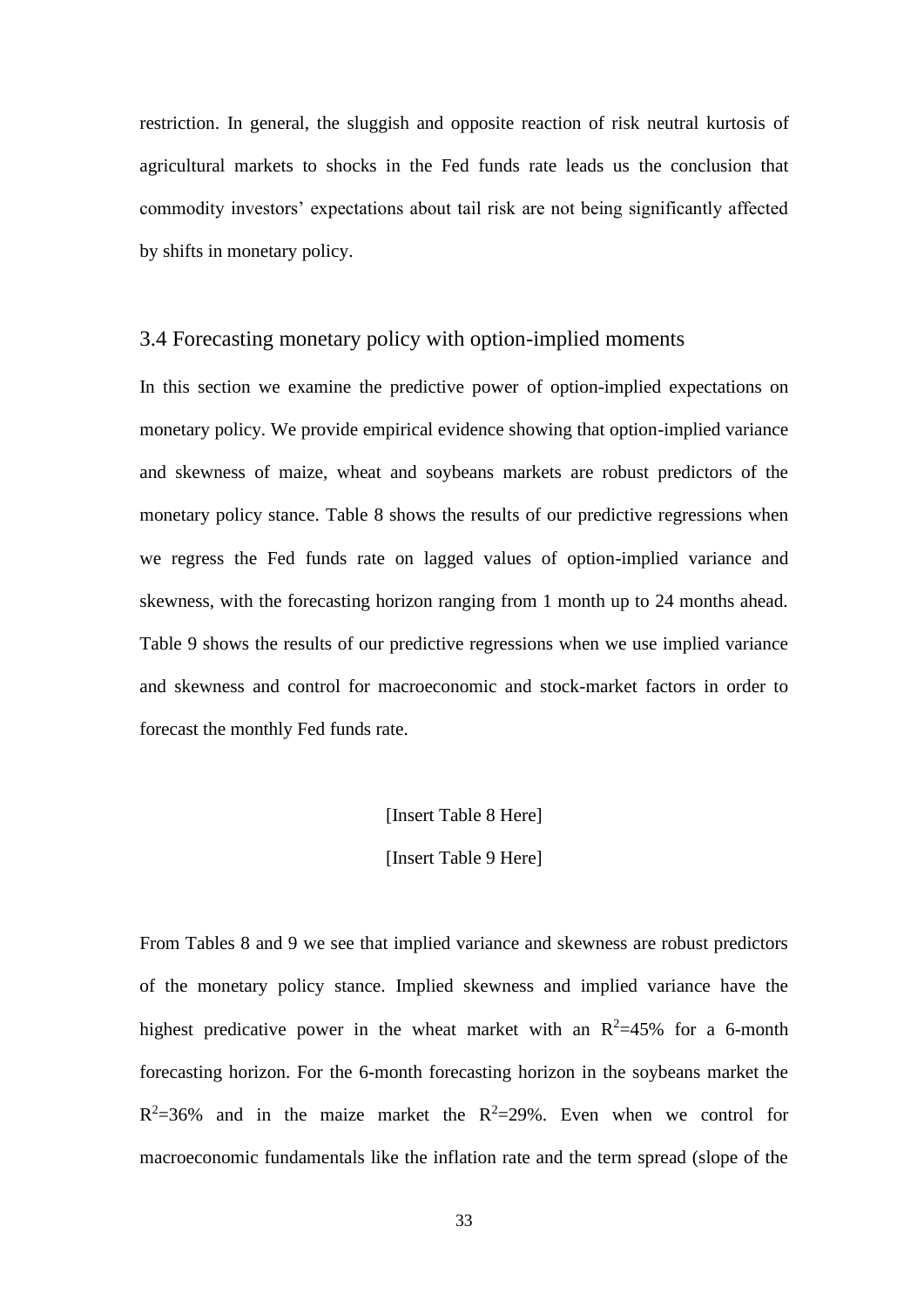restriction. In general, the sluggish and opposite reaction of risk neutral kurtosis of agricultural markets to shocks in the Fed funds rate leads us the conclusion that commodity investors' expectations about tail risk are not being significantly affected by shifts in monetary policy.

### 3.4 Forecasting monetary policy with option-implied moments

In this section we examine the predictive power of option-implied expectations on monetary policy. We provide empirical evidence showing that option-implied variance and skewness of maize, wheat and soybeans markets are robust predictors of the monetary policy stance. Table 8 shows the results of our predictive regressions when we regress the Fed funds rate on lagged values of option-implied variance and skewness, with the forecasting horizon ranging from 1 month up to 24 months ahead. Table 9 shows the results of our predictive regressions when we use implied variance and skewness and control for macroeconomic and stock-market factors in order to forecast the monthly Fed funds rate.

[Insert Table 8 Here]

[Insert Table 9 Here]

From Tables 8 and 9 we see that implied variance and skewness are robust predictors of the monetary policy stance. Implied skewness and implied variance have the highest predicative power in the wheat market with an $R^2$=45% for a 6-month forecasting horizon. For the 6-month forecasting horizon in the soybeans market the $R^2$=36% and in the maize market the $R^2$=29%. Even when we control for macroeconomic fundamentals like the inflation rate and the term spread (slope of the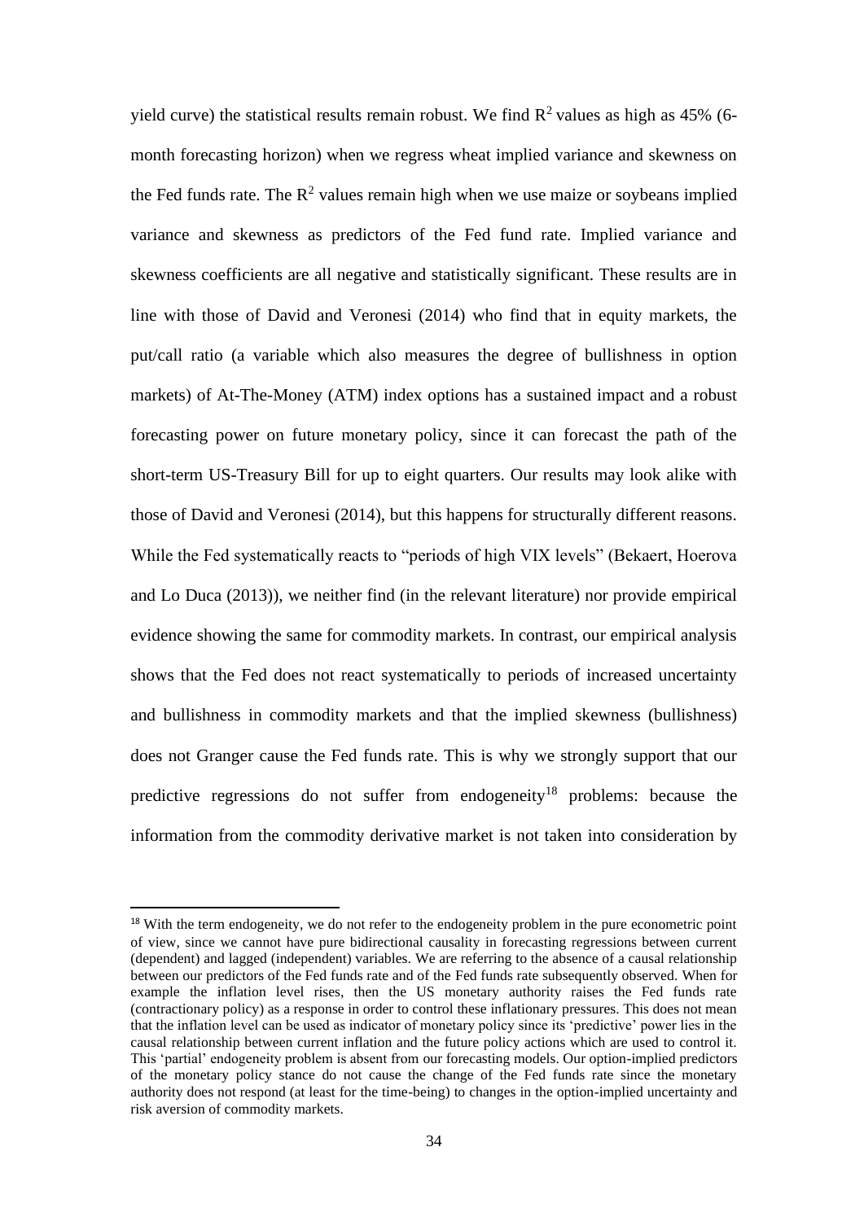yield curve) the statistical results remain robust. We find $R^2$ values as high as 45% (6-month forecasting horizon) when we regress wheat implied variance and skewness on the Fed funds rate. The $R^2$ values remain high when we use maize or soybeans implied variance and skewness as predictors of the Fed fund rate. Implied variance and skewness coefficients are all negative and statistically significant. These results are in line with those of David and Veronesi (2014) who find that in equity markets, the put/call ratio (a variable which also measures the degree of bullishness in option markets) of At-The-Money (ATM) index options has a sustained impact and a robust forecasting power on future monetary policy, since it can forecast the path of the short-term US-Treasury Bill for up to eight quarters. Our results may look alike with those of David and Veronesi (2014), but this happens for structurally different reasons. While the Fed systematically reacts to "periods of high VIX levels" (Bekaert, Hoerova and Lo Duca (2013)), we neither find (in the relevant literature) nor provide empirical evidence showing the same for commodity markets. In contrast, our empirical analysis shows that the Fed does not react systematically to periods of increased uncertainty and bullishness in commodity markets and that the implied skewness (bullishness) does not Granger cause the Fed funds rate. This is why we strongly support that our predictive regressions do not suffer from endogeneity[18] problems: because the information from the commodity derivative market is not taken into consideration by

[18] With the term endogeneity, we do not refer to the endogeneity problem in the pure econometric point of view, since we cannot have pure bidirectional causality in forecasting regressions between current (dependent) and lagged (independent) variables. We are referring to the absence of a causal relationship between our predictors of the Fed funds rate and of the Fed funds rate subsequently observed. When for example the inflation level rises, then the US monetary authority raises the Fed funds rate (contractionary policy) as a response in order to control these inflationary pressures. This does not mean that the inflation level can be used as indicator of monetary policy since its 'predictive' power lies in the causal relationship between current inflation and the future policy actions which are used to control it. This 'partial' endogeneity problem is absent from our forecasting models. Our option-implied predictors of the monetary policy stance do not cause the change of the Fed funds rate since the monetary authority does not respond (at least for the time-being) to changes in the option-implied uncertainty and risk aversion of commodity markets.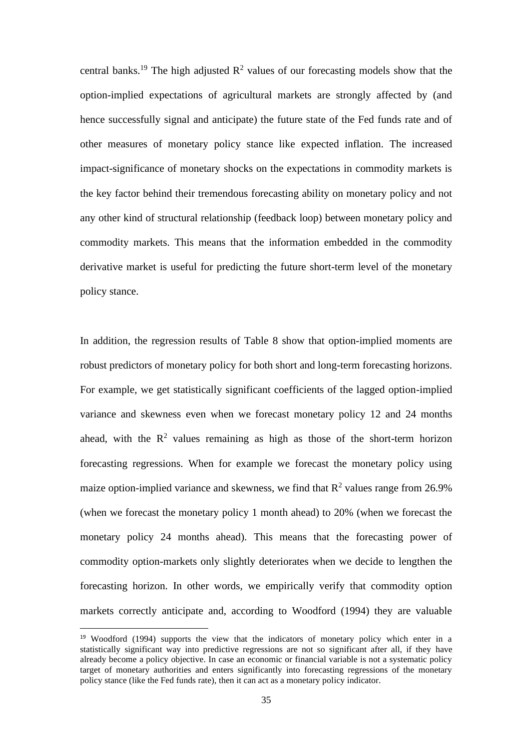central banks.[19] The high adjusted $R^2$ values of our forecasting models show that the option-implied expectations of agricultural markets are strongly affected by (and hence successfully signal and anticipate) the future state of the Fed funds rate and of other measures of monetary policy stance like expected inflation. The increased impact-significance of monetary shocks on the expectations in commodity markets is the key factor behind their tremendous forecasting ability on monetary policy and not any other kind of structural relationship (feedback loop) between monetary policy and commodity markets. This means that the information embedded in the commodity derivative market is useful for predicting the future short-term level of the monetary policy stance.

In addition, the regression results of Table 8 show that option-implied moments are robust predictors of monetary policy for both short and long-term forecasting horizons. For example, we get statistically significant coefficients of the lagged option-implied variance and skewness even when we forecast monetary policy 12 and 24 months ahead, with the $R^2$ values remaining as high as those of the short-term horizon forecasting regressions. When for example we forecast the monetary policy using maize option-implied variance and skewness, we find that $R^2$ values range from 26.9% (when we forecast the monetary policy 1 month ahead) to 20% (when we forecast the monetary policy 24 months ahead). This means that the forecasting power of commodity option-markets only slightly deteriorates when we decide to lengthen the forecasting horizon. In other words, we empirically verify that commodity option markets correctly anticipate and, according to Woodford (1994) they are valuable

[19] Woodford (1994) supports the view that the indicators of monetary policy which enter in a statistically significant way into predictive regressions are not so significant after all, if they have already become a policy objective. In case an economic or financial variable is not a systematic policy target of monetary authorities and enters significantly into forecasting regressions of the monetary policy stance (like the Fed funds rate), then it can act as a monetary policy indicator.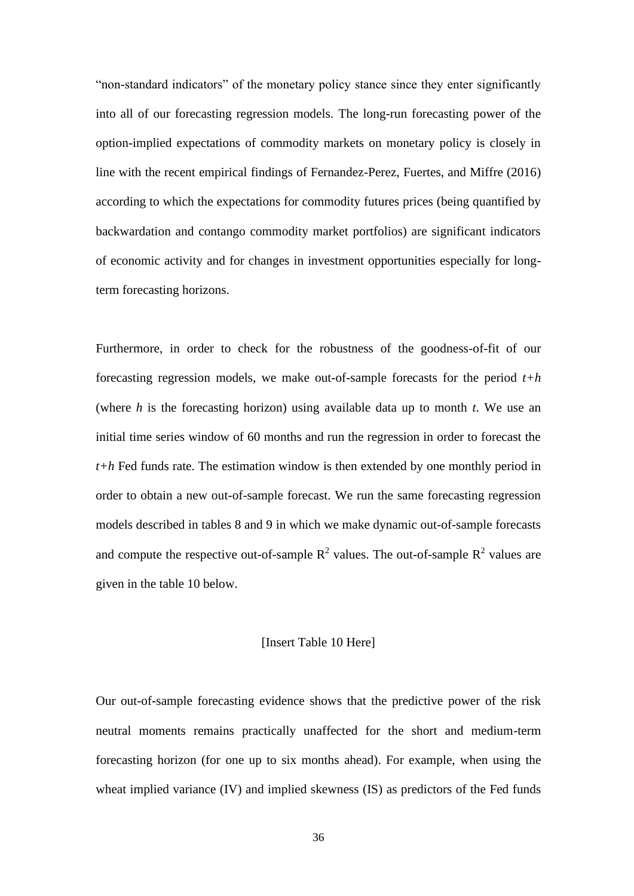"non-standard indicators" of the monetary policy stance since they enter significantly into all of our forecasting regression models. The long-run forecasting power of the option-implied expectations of commodity markets on monetary policy is closely in line with the recent empirical findings of Fernandez-Perez, Fuertes, and Miffre (2016) according to which the expectations for commodity futures prices (being quantified by backwardation and contango commodity market portfolios) are significant indicators of economic activity and for changes in investment opportunities especially for long-term forecasting horizons.

Furthermore, in order to check for the robustness of the goodness-of-fit of our forecasting regression models, we make out-of-sample forecasts for the period $t+h$ (where $h$ is the forecasting horizon) using available data up to month $t$. We use an initial time series window of 60 months and run the regression in order to forecast the $t+h$ Fed funds rate. The estimation window is then extended by one monthly period in order to obtain a new out-of-sample forecast. We run the same forecasting regression models described in tables 8 and 9 in which we make dynamic out-of-sample forecasts and compute the respective out-of-sample $R^2$ values. The out-of-sample $R^2$ values are given in the table 10 below.

[Insert Table 10 Here]

Our out-of-sample forecasting evidence shows that the predictive power of the risk neutral moments remains practically unaffected for the short and medium-term forecasting horizon (for one up to six months ahead). For example, when using the wheat implied variance (IV) and implied skewness (IS) as predictors of the Fed funds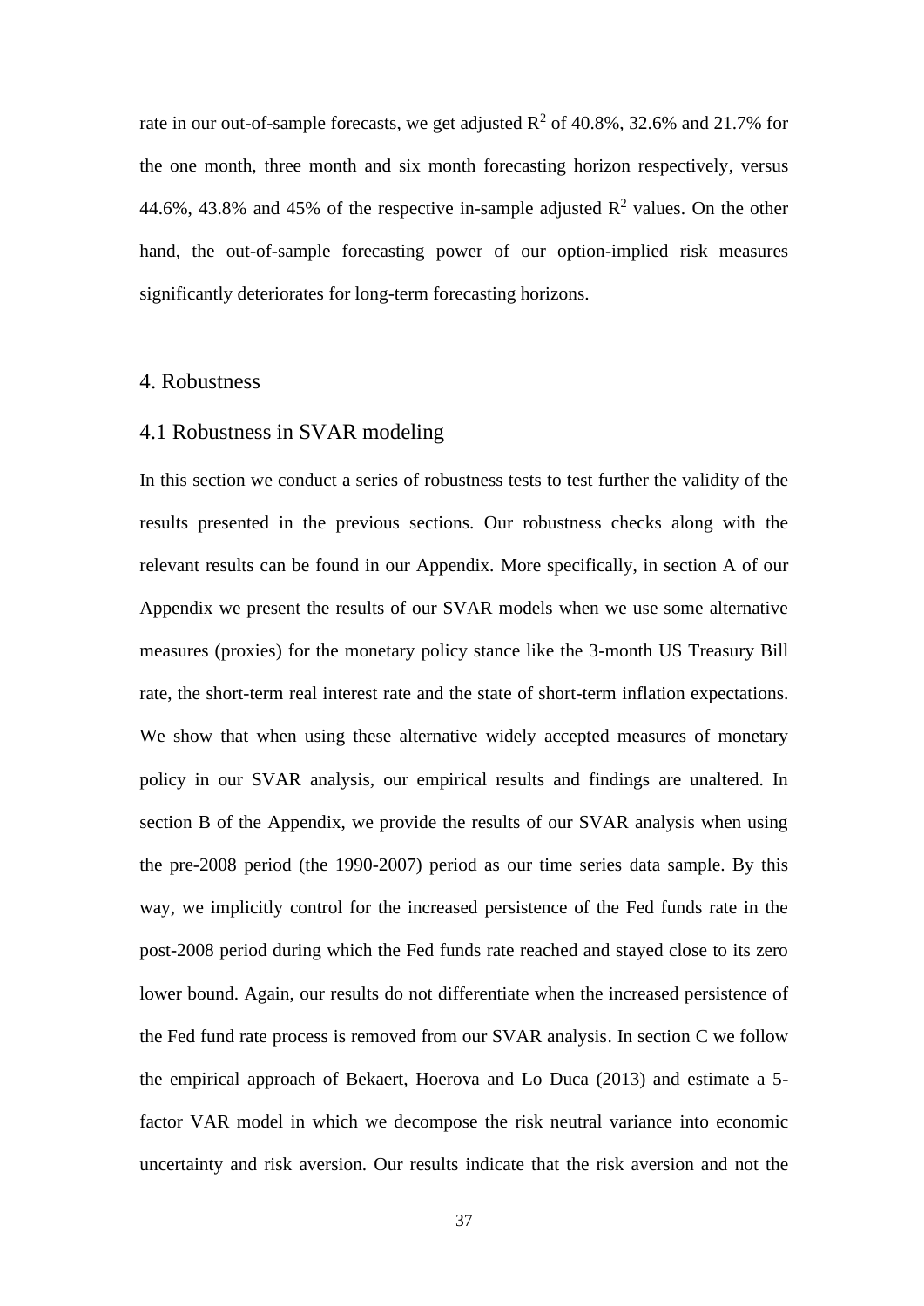rate in our out-of-sample forecasts, we get adjusted $R^2$ of 40.8%, 32.6% and 21.7% for the one month, three month and six month forecasting horizon respectively, versus 44.6%, 43.8% and 45% of the respective in-sample adjusted $R^2$ values. On the other hand, the out-of-sample forecasting power of our option-implied risk measures significantly deteriorates for long-term forecasting horizons.

# 4. Robustness

## 4.1 Robustness in SVAR modeling

In this section we conduct a series of robustness tests to test further the validity of the results presented in the previous sections. Our robustness checks along with the relevant results can be found in our Appendix. More specifically, in section A of our Appendix we present the results of our SVAR models when we use some alternative measures (proxies) for the monetary policy stance like the 3-month US Treasury Bill rate, the short-term real interest rate and the state of short-term inflation expectations. We show that when using these alternative widely accepted measures of monetary policy in our SVAR analysis, our empirical results and findings are unaltered. In section B of the Appendix, we provide the results of our SVAR analysis when using the pre-2008 period (the 1990-2007) period as our time series data sample. By this way, we implicitly control for the increased persistence of the Fed funds rate in the post-2008 period during which the Fed funds rate reached and stayed close to its zero lower bound. Again, our results do not differentiate when the increased persistence of the Fed fund rate process is removed from our SVAR analysis. In section C we follow the empirical approach of Bekaert, Hoerova and Lo Duca (2013) and estimate a 5-factor VAR model in which we decompose the risk neutral variance into economic uncertainty and risk aversion. Our results indicate that the risk aversion and not the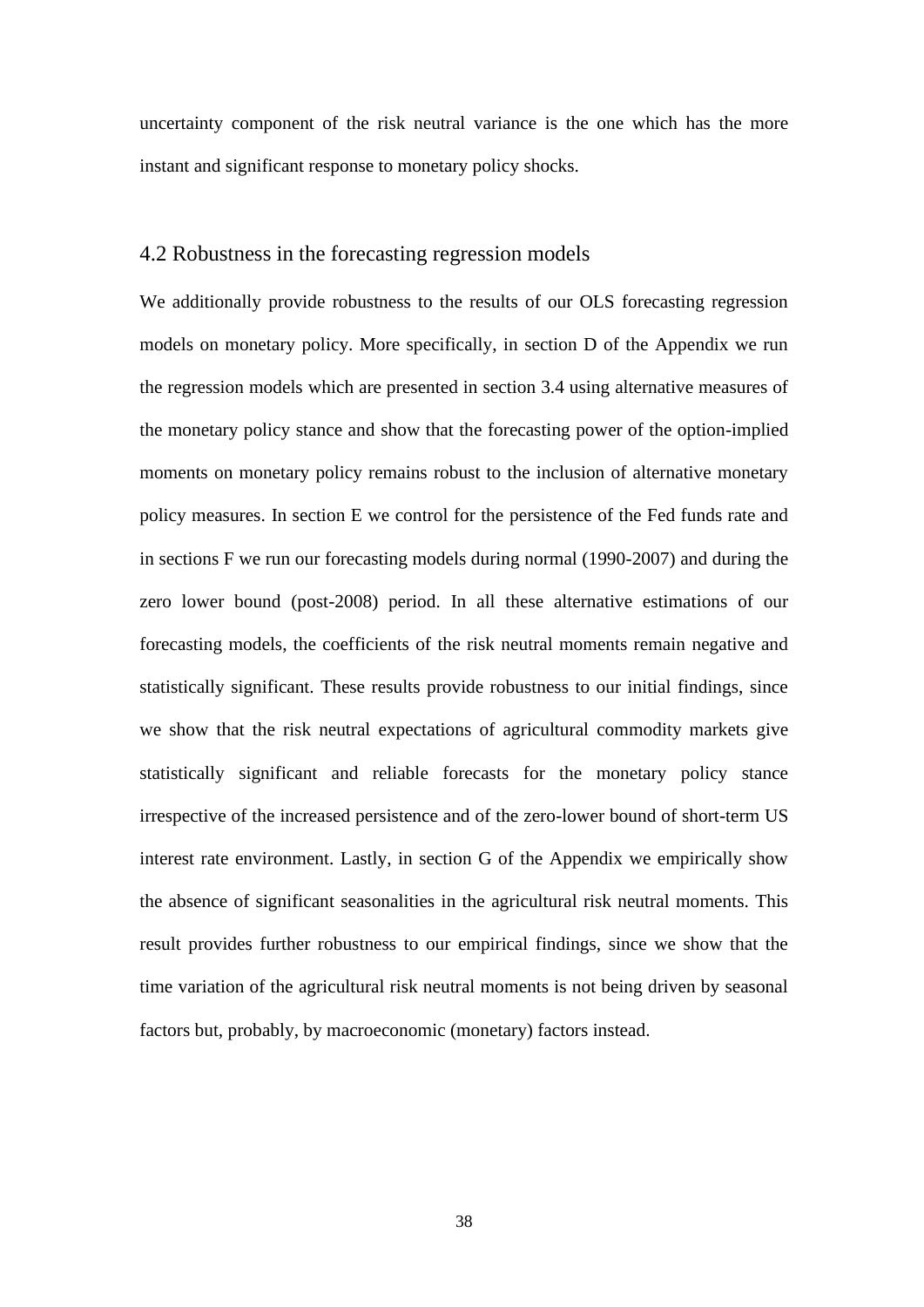uncertainty component of the risk neutral variance is the one which has the more instant and significant response to monetary policy shocks.

## 4.2 Robustness in the forecasting regression models

We additionally provide robustness to the results of our OLS forecasting regression models on monetary policy. More specifically, in section D of the Appendix we run the regression models which are presented in section 3.4 using alternative measures of the monetary policy stance and show that the forecasting power of the option-implied moments on monetary policy remains robust to the inclusion of alternative monetary policy measures. In section E we control for the persistence of the Fed funds rate and in sections F we run our forecasting models during normal (1990-2007) and during the zero lower bound (post-2008) period. In all these alternative estimations of our forecasting models, the coefficients of the risk neutral moments remain negative and statistically significant. These results provide robustness to our initial findings, since we show that the risk neutral expectations of agricultural commodity markets give statistically significant and reliable forecasts for the monetary policy stance irrespective of the increased persistence and of the zero-lower bound of short-term US interest rate environment. Lastly, in section G of the Appendix we empirically show the absence of significant seasonalities in the agricultural risk neutral moments. This result provides further robustness to our empirical findings, since we show that the time variation of the agricultural risk neutral moments is not being driven by seasonal factors but, probably, by macroeconomic (monetary) factors instead.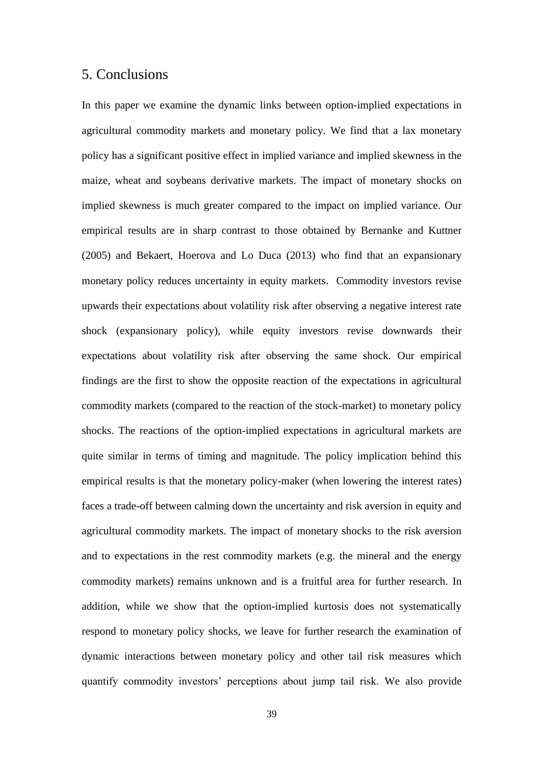## 5. Conclusions

In this paper we examine the dynamic links between option-implied expectations in agricultural commodity markets and monetary policy. We find that a lax monetary policy has a significant positive effect in implied variance and implied skewness in the maize, wheat and soybeans derivative markets. The impact of monetary shocks on implied skewness is much greater compared to the impact on implied variance. Our empirical results are in sharp contrast to those obtained by Bernanke and Kuttner (2005) and Bekaert, Hoerova and Lo Duca (2013) who find that an expansionary monetary policy reduces uncertainty in equity markets. Commodity investors revise upwards their expectations about volatility risk after observing a negative interest rate shock (expansionary policy), while equity investors revise downwards their expectations about volatility risk after observing the same shock. Our empirical findings are the first to show the opposite reaction of the expectations in agricultural commodity markets (compared to the reaction of the stock-market) to monetary policy shocks. The reactions of the option-implied expectations in agricultural markets are quite similar in terms of timing and magnitude. The policy implication behind this empirical results is that the monetary policy-maker (when lowering the interest rates) faces a trade-off between calming down the uncertainty and risk aversion in equity and agricultural commodity markets. The impact of monetary shocks to the risk aversion and to expectations in the rest commodity markets (e.g. the mineral and the energy commodity markets) remains unknown and is a fruitful area for further research. In addition, while we show that the option-implied kurtosis does not systematically respond to monetary policy shocks, we leave for further research the examination of dynamic interactions between monetary policy and other tail risk measures which quantify commodity investors' perceptions about jump tail risk. We also provide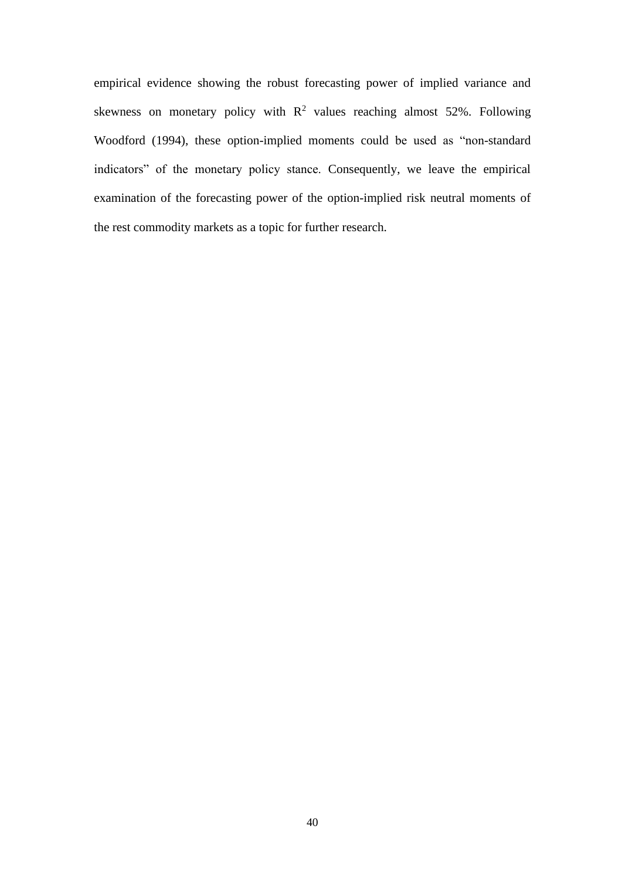empirical evidence showing the robust forecasting power of implied variance and skewness on monetary policy with $R^2$ values reaching almost 52%. Following Woodford (1994), these option-implied moments could be used as "non-standard indicators" of the monetary policy stance. Consequently, we leave the empirical examination of the forecasting power of the option-implied risk neutral moments of the rest commodity markets as a topic for further research.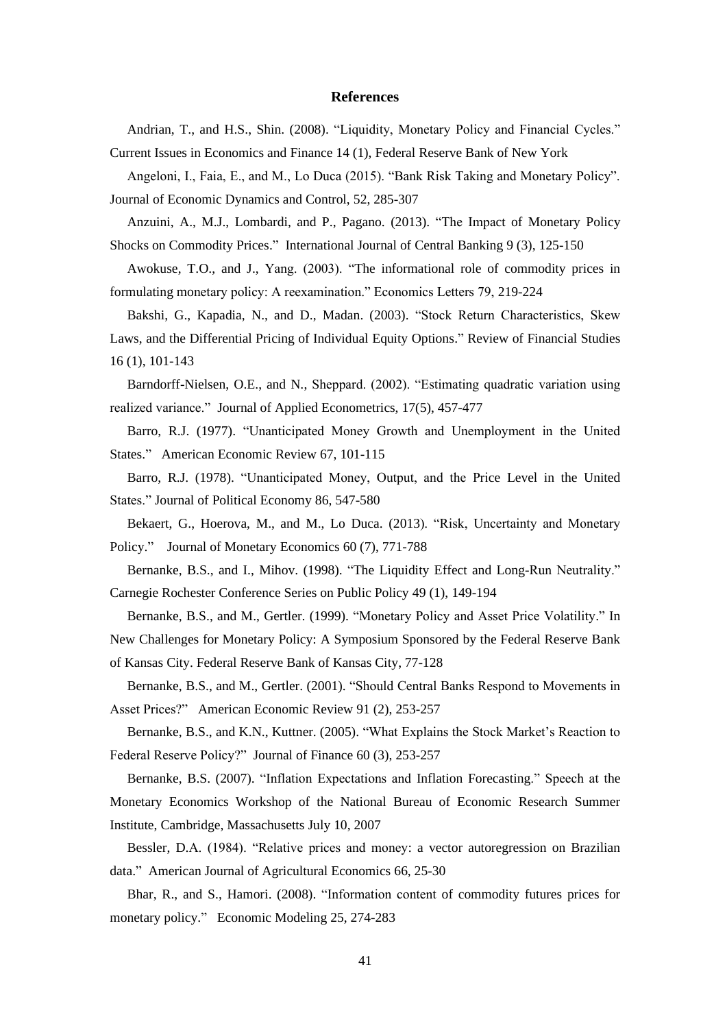## References

Andrian, T., and H.S., Shin. (2008). "Liquidity, Monetary Policy and Financial Cycles." Current Issues in Economics and Finance 14 (1), Federal Reserve Bank of New York

Angeloni, I., Faia, E., and M., Lo Duca (2015). "Bank Risk Taking and Monetary Policy". Journal of Economic Dynamics and Control, 52, 285-307

Anzuini, A., M.J., Lombardi, and P., Pagano. (2013). "The Impact of Monetary Policy Shocks on Commodity Prices." International Journal of Central Banking 9 (3), 125-150

Awokuse, T.O., and J., Yang. (2003). "The informational role of commodity prices in formulating monetary policy: A reexamination." Economics Letters 79, 219-224

Bakshi, G., Kapadia, N., and D., Madan. (2003). "Stock Return Characteristics, Skew Laws, and the Differential Pricing of Individual Equity Options." Review of Financial Studies 16 (1), 101-143

Barndorff-Nielsen, O.E., and N., Sheppard. (2002). "Estimating quadratic variation using realized variance." Journal of Applied Econometrics, 17(5), 457-477

Barro, R.J. (1977). "Unanticipated Money Growth and Unemployment in the United States." American Economic Review 67, 101-115

Barro, R.J. (1978). "Unanticipated Money, Output, and the Price Level in the United States." Journal of Political Economy 86, 547-580

Bekaert, G., Hoerova, M., and M., Lo Duca. (2013). "Risk, Uncertainty and Monetary Policy." Journal of Monetary Economics 60 (7), 771-788

Bernanke, B.S., and I., Mihov. (1998). "The Liquidity Effect and Long-Run Neutrality." Carnegie Rochester Conference Series on Public Policy 49 (1), 149-194

Bernanke, B.S., and M., Gertler. (1999). "Monetary Policy and Asset Price Volatility." In New Challenges for Monetary Policy: A Symposium Sponsored by the Federal Reserve Bank of Kansas City. Federal Reserve Bank of Kansas City, 77-128

Bernanke, B.S., and M., Gertler. (2001). "Should Central Banks Respond to Movements in Asset Prices?" American Economic Review 91 (2), 253-257

Bernanke, B.S., and K.N., Kuttner. (2005). "What Explains the Stock Market's Reaction to Federal Reserve Policy?" Journal of Finance 60 (3), 253-257

Bernanke, B.S. (2007). "Inflation Expectations and Inflation Forecasting." Speech at the Monetary Economics Workshop of the National Bureau of Economic Research Summer Institute, Cambridge, Massachusetts July 10, 2007

Bessler, D.A. (1984). "Relative prices and money: a vector autoregression on Brazilian data." American Journal of Agricultural Economics 66, 25-30

Bhar, R., and S., Hamori. (2008). "Information content of commodity futures prices for monetary policy." Economic Modeling 25, 274-283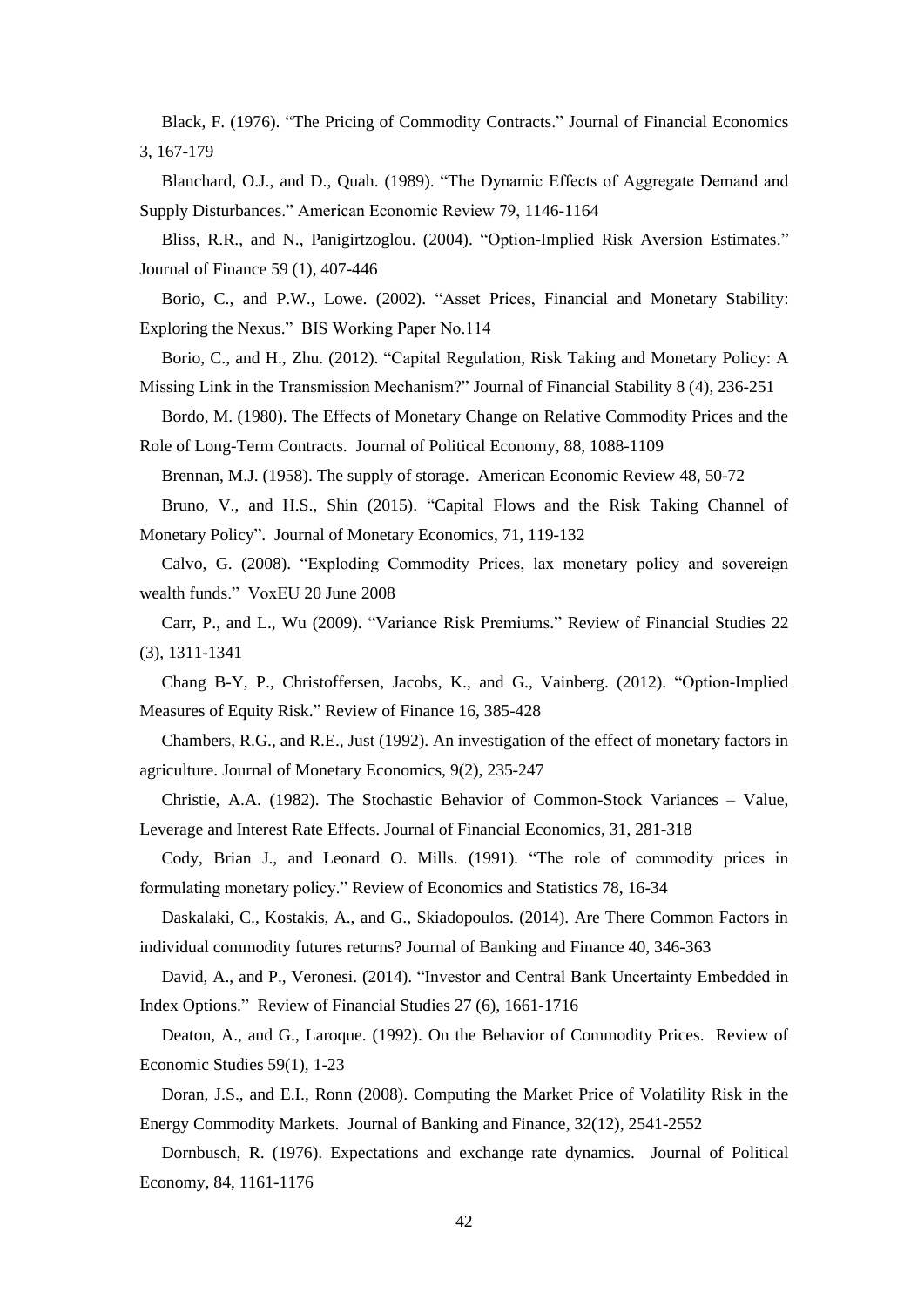Black, F. (1976). "The Pricing of Commodity Contracts." Journal of Financial Economics 3, 167-179

Blanchard, O.J., and D., Quah. (1989). "The Dynamic Effects of Aggregate Demand and Supply Disturbances." American Economic Review 79, 1146-1164

Bliss, R.R., and N., Panigirtzoglou. (2004). "Option-Implied Risk Aversion Estimates." Journal of Finance 59 (1), 407-446

Borio, C., and P.W., Lowe. (2002). "Asset Prices, Financial and Monetary Stability: Exploring the Nexus." BIS Working Paper No.114

Borio, C., and H., Zhu. (2012). "Capital Regulation, Risk Taking and Monetary Policy: A Missing Link in the Transmission Mechanism?" Journal of Financial Stability 8 (4), 236-251

Bordo, M. (1980). The Effects of Monetary Change on Relative Commodity Prices and the Role of Long-Term Contracts. Journal of Political Economy, 88, 1088-1109

Brennan, M.J. (1958). The supply of storage. American Economic Review 48, 50-72

Bruno, V., and H.S., Shin (2015). "Capital Flows and the Risk Taking Channel of Monetary Policy". Journal of Monetary Economics, 71, 119-132

Calvo, G. (2008). "Exploding Commodity Prices, lax monetary policy and sovereign wealth funds." VoxEU 20 June 2008

Carr, P., and L., Wu (2009). "Variance Risk Premiums." Review of Financial Studies 22 (3), 1311-1341

Chang B-Y, P., Christoffersen, Jacobs, K., and G., Vainberg. (2012). "Option-Implied Measures of Equity Risk." Review of Finance 16, 385-428

Chambers, R.G., and R.E., Just (1992). An investigation of the effect of monetary factors in agriculture. Journal of Monetary Economics, 9(2), 235-247

Christie, A.A. (1982). The Stochastic Behavior of Common-Stock Variances – Value, Leverage and Interest Rate Effects. Journal of Financial Economics, 31, 281-318

Cody, Brian J., and Leonard O. Mills. (1991). "The role of commodity prices in formulating monetary policy." Review of Economics and Statistics 78, 16-34

Daskalaki, C., Kostakis, A., and G., Skiadopoulos. (2014). Are There Common Factors in individual commodity futures returns? Journal of Banking and Finance 40, 346-363

David, A., and P., Veronesi. (2014). "Investor and Central Bank Uncertainty Embedded in Index Options." Review of Financial Studies 27 (6), 1661-1716

Deaton, A., and G., Laroque. (1992). On the Behavior of Commodity Prices. Review of Economic Studies 59(1), 1-23

Doran, J.S., and E.I., Ronn (2008). Computing the Market Price of Volatility Risk in the Energy Commodity Markets. Journal of Banking and Finance, 32(12), 2541-2552

Dornbusch, R. (1976). Expectations and exchange rate dynamics. Journal of Political Economy, 84, 1161-1176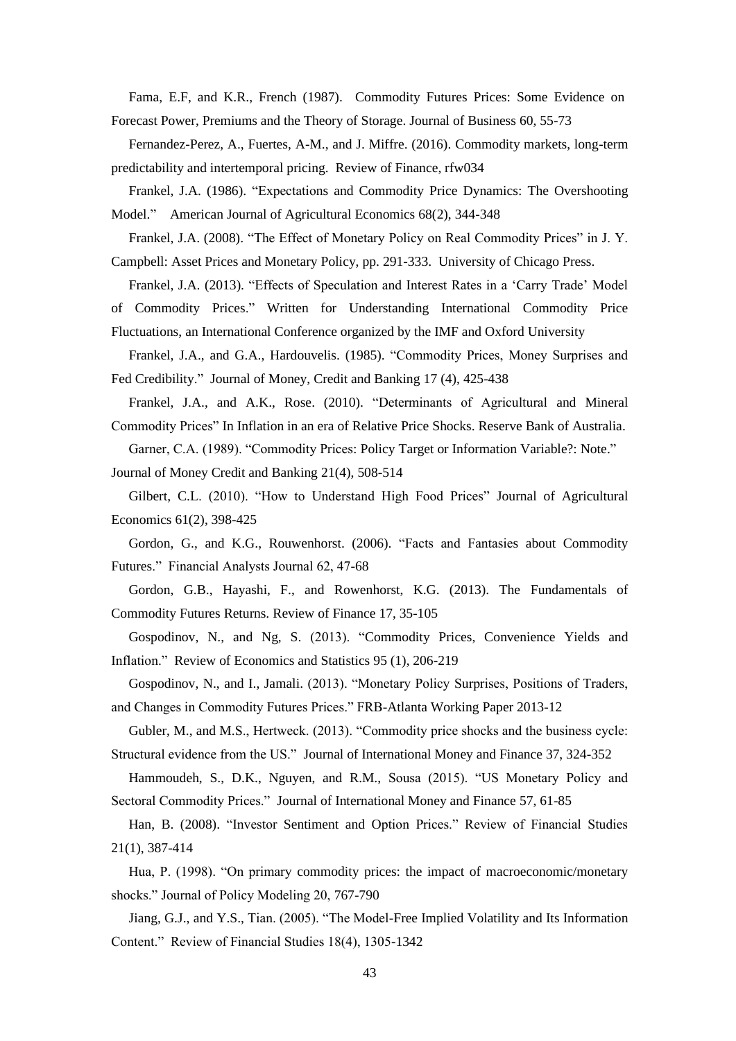Fama, E.F, and K.R., French (1987). Commodity Futures Prices: Some Evidence on Forecast Power, Premiums and the Theory of Storage. Journal of Business 60, 55-73

Fernandez-Perez, A., Fuertes, A-M., and J. Miffre. (2016). Commodity markets, long-term predictability and intertemporal pricing. Review of Finance, rfw034

Frankel, J.A. (1986). "Expectations and Commodity Price Dynamics: The Overshooting Model." American Journal of Agricultural Economics 68(2), 344-348

Frankel, J.A. (2008). "The Effect of Monetary Policy on Real Commodity Prices" in J. Y. Campbell: Asset Prices and Monetary Policy, pp. 291-333. University of Chicago Press.

Frankel, J.A. (2013). "Effects of Speculation and Interest Rates in a 'Carry Trade' Model of Commodity Prices." Written for Understanding International Commodity Price Fluctuations, an International Conference organized by the IMF and Oxford University

Frankel, J.A., and G.A., Hardouvelis. (1985). "Commodity Prices, Money Surprises and Fed Credibility." Journal of Money, Credit and Banking 17 (4), 425-438

Frankel, J.A., and A.K., Rose. (2010). "Determinants of Agricultural and Mineral Commodity Prices" In Inflation in an era of Relative Price Shocks. Reserve Bank of Australia.

Garner, C.A. (1989). "Commodity Prices: Policy Target or Information Variable?: Note." Journal of Money Credit and Banking 21(4), 508-514

Gilbert, C.L. (2010). "How to Understand High Food Prices" Journal of Agricultural Economics 61(2), 398-425

Gordon, G., and K.G., Rouwenhorst. (2006). "Facts and Fantasies about Commodity Futures." Financial Analysts Journal 62, 47-68

Gordon, G.B., Hayashi, F., and Rowenhorst, K.G. (2013). The Fundamentals of Commodity Futures Returns. Review of Finance 17, 35-105

Gospodinov, N., and Ng, S. (2013). "Commodity Prices, Convenience Yields and Inflation." Review of Economics and Statistics 95 (1), 206-219

Gospodinov, N., and I., Jamali. (2013). "Monetary Policy Surprises, Positions of Traders, and Changes in Commodity Futures Prices." FRB-Atlanta Working Paper 2013-12

Gubler, M., and M.S., Hertweck. (2013). "Commodity price shocks and the business cycle: Structural evidence from the US." Journal of International Money and Finance 37, 324-352

Hammoudeh, S., D.K., Nguyen, and R.M., Sousa (2015). "US Monetary Policy and Sectoral Commodity Prices." Journal of International Money and Finance 57, 61-85

Han, B. (2008). "Investor Sentiment and Option Prices." Review of Financial Studies 21(1), 387-414

Hua, P. (1998). "On primary commodity prices: the impact of macroeconomic/monetary shocks." Journal of Policy Modeling 20, 767-790

Jiang, G.J., and Y.S., Tian. (2005). "The Model-Free Implied Volatility and Its Information Content." Review of Financial Studies 18(4), 1305-1342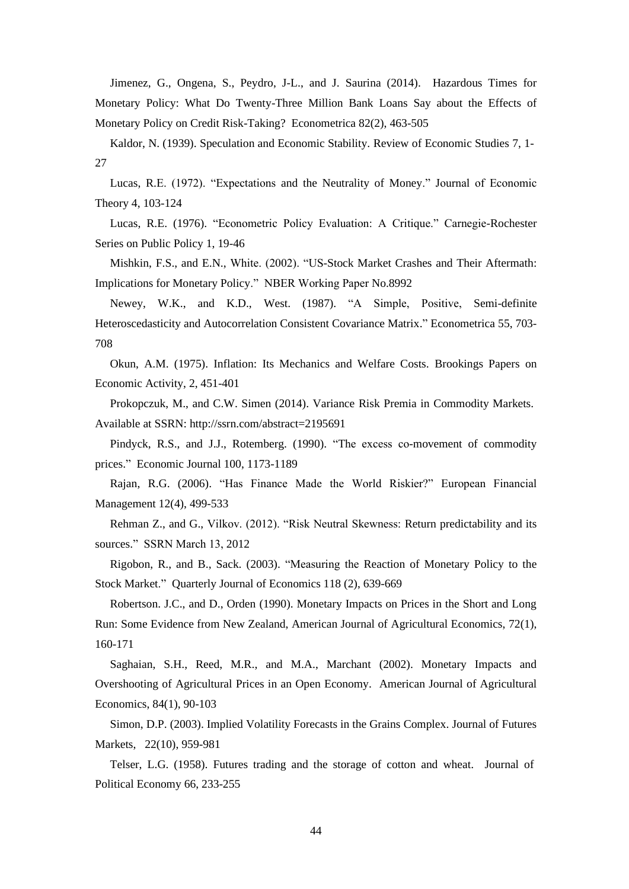Jimenez, G., Ongena, S., Peydro, J-L., and J. Saurina (2014). Hazardous Times for Monetary Policy: What Do Twenty-Three Million Bank Loans Say about the Effects of Monetary Policy on Credit Risk-Taking? Econometrica 82(2), 463-505

Kaldor, N. (1939). Speculation and Economic Stability. Review of Economic Studies 7, 1-27

Lucas, R.E. (1972). "Expectations and the Neutrality of Money." Journal of Economic Theory 4, 103-124

Lucas, R.E. (1976). "Econometric Policy Evaluation: A Critique." Carnegie-Rochester Series on Public Policy 1, 19-46

Mishkin, F.S., and E.N., White. (2002). "US-Stock Market Crashes and Their Aftermath: Implications for Monetary Policy." NBER Working Paper No.8992

Newey, W.K., and K.D., West. (1987). "A Simple, Positive, Semi-definite Heteroscedasticity and Autocorrelation Consistent Covariance Matrix." Econometrica 55, 703-708

Okun, A.M. (1975). Inflation: Its Mechanics and Welfare Costs. Brookings Papers on Economic Activity, 2, 451-401

Prokopczuk, M., and C.W. Simen (2014). Variance Risk Premia in Commodity Markets. Available at SSRN: http://ssrn.com/abstract=2195691

Pindyck, R.S., and J.J., Rotemberg. (1990). "The excess co-movement of commodity prices." Economic Journal 100, 1173-1189

Rajan, R.G. (2006). "Has Finance Made the World Riskier?" European Financial Management 12(4), 499-533

Rehman Z., and G., Vilkov. (2012). "Risk Neutral Skewness: Return predictability and its sources." SSRN March 13, 2012

Rigobon, R., and B., Sack. (2003). "Measuring the Reaction of Monetary Policy to the Stock Market." Quarterly Journal of Economics 118 (2), 639-669

Robertson. J.C., and D., Orden (1990). Monetary Impacts on Prices in the Short and Long Run: Some Evidence from New Zealand, American Journal of Agricultural Economics, 72(1), 160-171

Saghaian, S.H., Reed, M.R., and M.A., Marchant (2002). Monetary Impacts and Overshooting of Agricultural Prices in an Open Economy. American Journal of Agricultural Economics, 84(1), 90-103

Simon, D.P. (2003). Implied Volatility Forecasts in the Grains Complex. Journal of Futures Markets, 22(10), 959-981

Telser, L.G. (1958). Futures trading and the storage of cotton and wheat. Journal of Political Economy 66, 233-255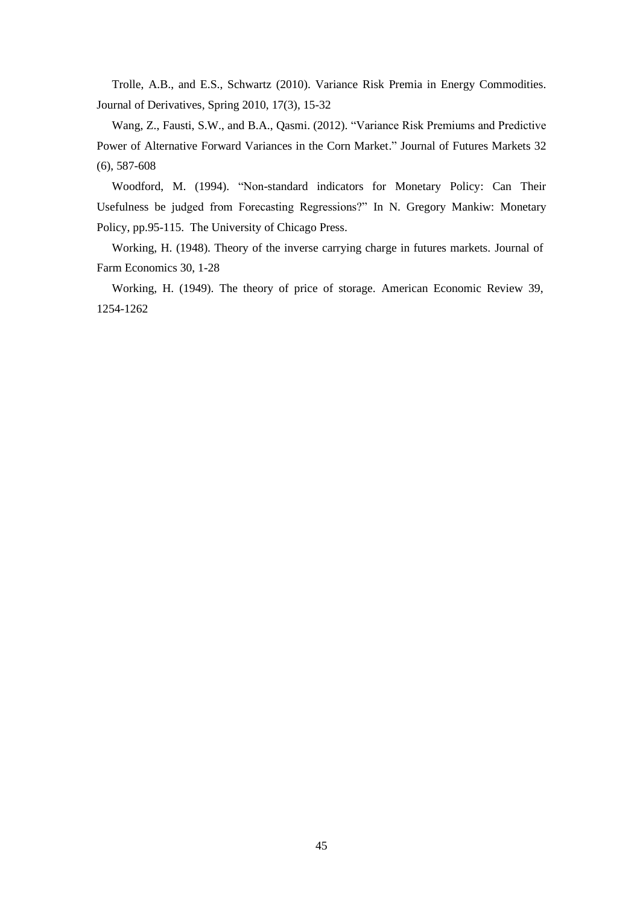Trolle, A.B., and E.S., Schwartz (2010). Variance Risk Premia in Energy Commodities. Journal of Derivatives, Spring 2010, 17(3), 15-32

Wang, Z., Fausti, S.W., and B.A., Qasmi. (2012). "Variance Risk Premiums and Predictive Power of Alternative Forward Variances in the Corn Market." Journal of Futures Markets 32 (6), 587-608

Woodford, M. (1994). "Non-standard indicators for Monetary Policy: Can Their Usefulness be judged from Forecasting Regressions?" In N. Gregory Mankiw: Monetary Policy, pp.95-115. The University of Chicago Press.

Working, H. (1948). Theory of the inverse carrying charge in futures markets. Journal of Farm Economics 30, 1-28

Working, H. (1949). The theory of price of storage. American Economic Review 39, 1254-1262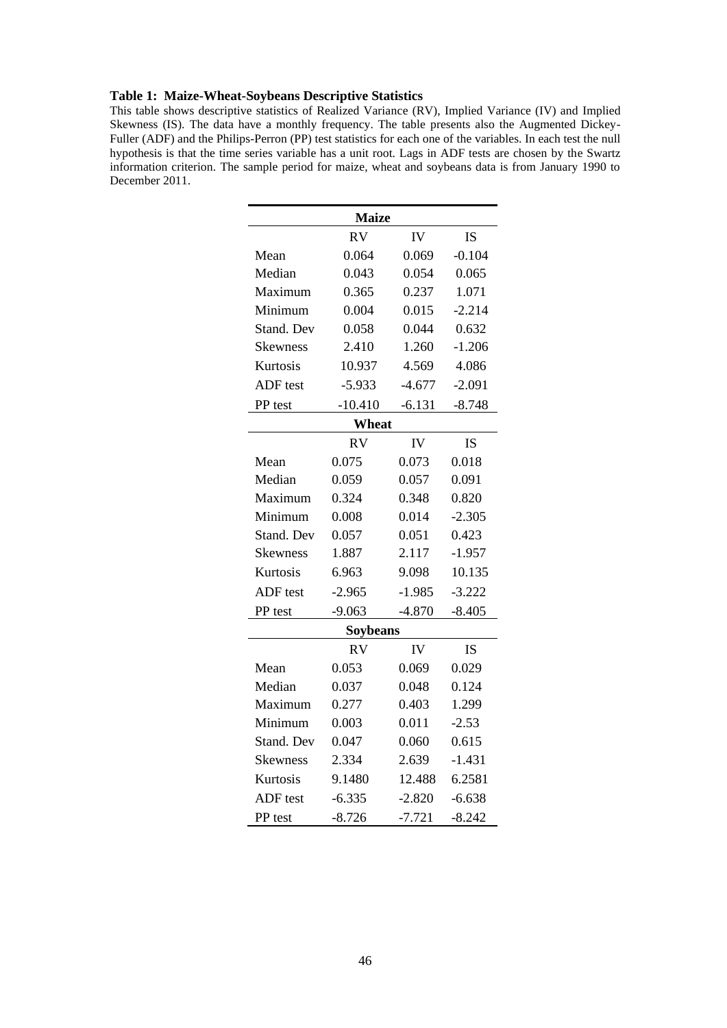**Table 1: Maize-Wheat-Soybeans Descriptive Statistics**

This table shows descriptive statistics of Realized Variance (RV), Implied Variance (IV) and Implied Skewness (IS). The data have a monthly frequency. The table presents also the Augmented Dickey-Fuller (ADF) and the Philips-Perron (PP) test statistics for each one of the variables. In each test the null hypothesis is that the time series variable has a unit root. Lags in ADF tests are chosen by the Swartz information criterion. The sample period for maize, wheat and soybeans data is from January 1990 to December 2011.

| **Maize** | | | |
|---|---|---|---|
| | RV | IV | IS |
| Mean | 0.064 | 0.069 | -0.104 |
| Median | 0.043 | 0.054 | 0.065 |
| Maximum | 0.365 | 0.237 | 1.071 |
| Minimum | 0.004 | 0.015 | -2.214 |
| Stand. Dev | 0.058 | 0.044 | 0.632 |
| Skewness | 2.410 | 1.260 | -1.206 |
| Kurtosis | 10.937 | 4.569 | 4.086 |
| ADF test | -5.933 | -4.677 | -2.091 |
| PP test | -10.410 | -6.131 | -8.748 |
| **Wheat** | | | |
| | RV | IV | IS |
| Mean | 0.075 | 0.073 | 0.018 |
| Median | 0.059 | 0.057 | 0.091 |
| Maximum | 0.324 | 0.348 | 0.820 |
| Minimum | 0.008 | 0.014 | -2.305 |
| Stand. Dev | 0.057 | 0.051 | 0.423 |
| Skewness | 1.887 | 2.117 | -1.957 |
| Kurtosis | 6.963 | 9.098 | 10.135 |
| ADF test | -2.965 | -1.985 | -3.222 |
| PP test | -9.063 | -4.870 | -8.405 |
| **Soybeans** | | | |
| | RV | IV | IS |
| Mean | 0.053 | 0.069 | 0.029 |
| Median | 0.037 | 0.048 | 0.124 |
| Maximum | 0.277 | 0.403 | 1.299 |
| Minimum | 0.003 | 0.011 | -2.53 |
| Stand. Dev | 0.047 | 0.060 | 0.615 |
| Skewness | 2.334 | 2.639 | -1.431 |
| Kurtosis | 9.1480 | 12.488 | 6.2581 |
| ADF test | -6.335 | -2.820 | -6.638 |
| PP test | -8.726 | -7.721 | -8.242 |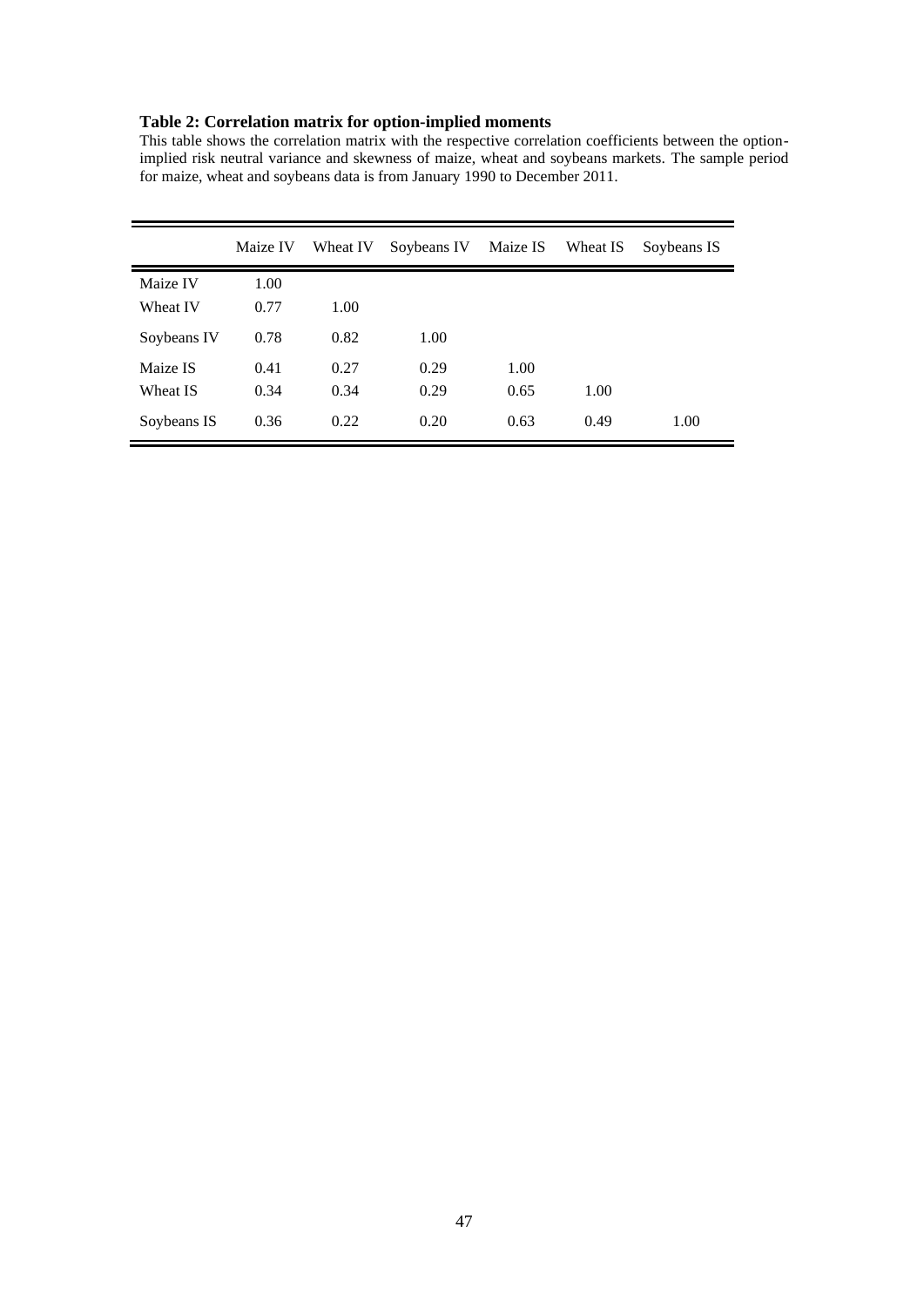**Table 2: Correlation matrix for option-implied moments**

This table shows the correlation matrix with the respective correlation coefficients between the option-implied risk neutral variance and skewness of maize, wheat and soybeans markets. The sample period for maize, wheat and soybeans data is from January 1990 to December 2011.

| | Maize IV | Wheat IV | Soybeans IV | Maize IS | Wheat IS | Soybeans IS |
|---|---|---|---|---|---|---|
| Maize IV | 1.00 | | | | | |
| Wheat IV | 0.77 | 1.00 | | | | |
| Soybeans IV | 0.78 | 0.82 | 1.00 | | | |
| Maize IS | 0.41 | 0.27 | 0.29 | 1.00 | | |
| Wheat IS | 0.34 | 0.34 | 0.29 | 0.65 | 1.00 | |
| Soybeans IS | 0.36 | 0.22 | 0.20 | 0.63 | 0.49 | 1.00 |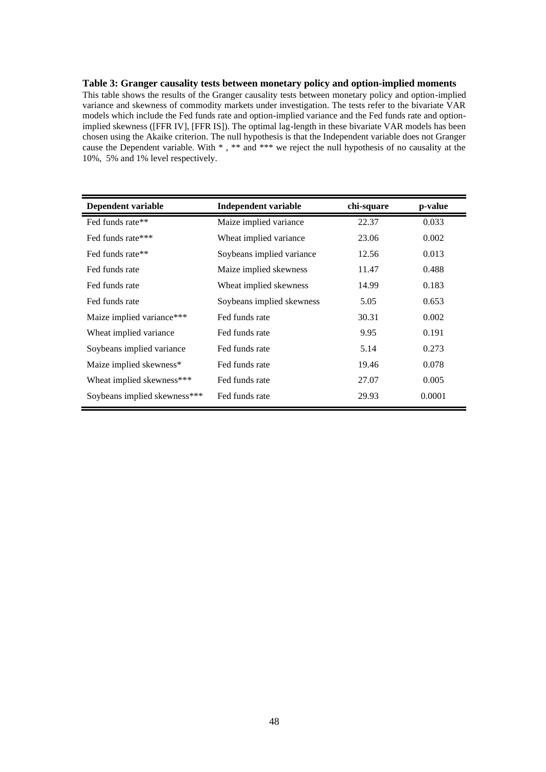**Table 3: Granger causality tests between monetary policy and option-implied moments**

This table shows the results of the Granger causality tests between monetary policy and option-implied variance and skewness of commodity markets under investigation. The tests refer to the bivariate VAR models which include the Fed funds rate and option-implied variance and the Fed funds rate and option-implied skewness ([FFR IV], [FFR IS]). The optimal lag-length in these bivariate VAR models has been chosen using the Akaike criterion. The null hypothesis is that the Independent variable does not Granger cause the Dependent variable. With * , ** and *** we reject the null hypothesis of no causality at the 10%, 5% and 1% level respectively.

| Dependent variable | Independent variable | chi-square | p-value |
|---|---|---|---|
| Fed funds rate** | Maize implied variance | 22.37 | 0.033 |
| Fed funds rate*** | Wheat implied variance | 23.06 | 0.002 |
| Fed funds rate** | Soybeans implied variance | 12.56 | 0.013 |
| Fed funds rate | Maize implied skewness | 11.47 | 0.488 |
| Fed funds rate | Wheat implied skewness | 14.99 | 0.183 |
| Fed funds rate | Soybeans implied skewness | 5.05 | 0.653 |
| Maize implied variance*** | Fed funds rate | 30.31 | 0.002 |
| Wheat implied variance | Fed funds rate | 9.95 | 0.191 |
| Soybeans implied variance | Fed funds rate | 5.14 | 0.273 |
| Maize implied skewness* | Fed funds rate | 19.46 | 0.078 |
| Wheat implied skewness*** | Fed funds rate | 27.07 | 0.005 |
| Soybeans implied skewness*** | Fed funds rate | 29.93 | 0.0001 |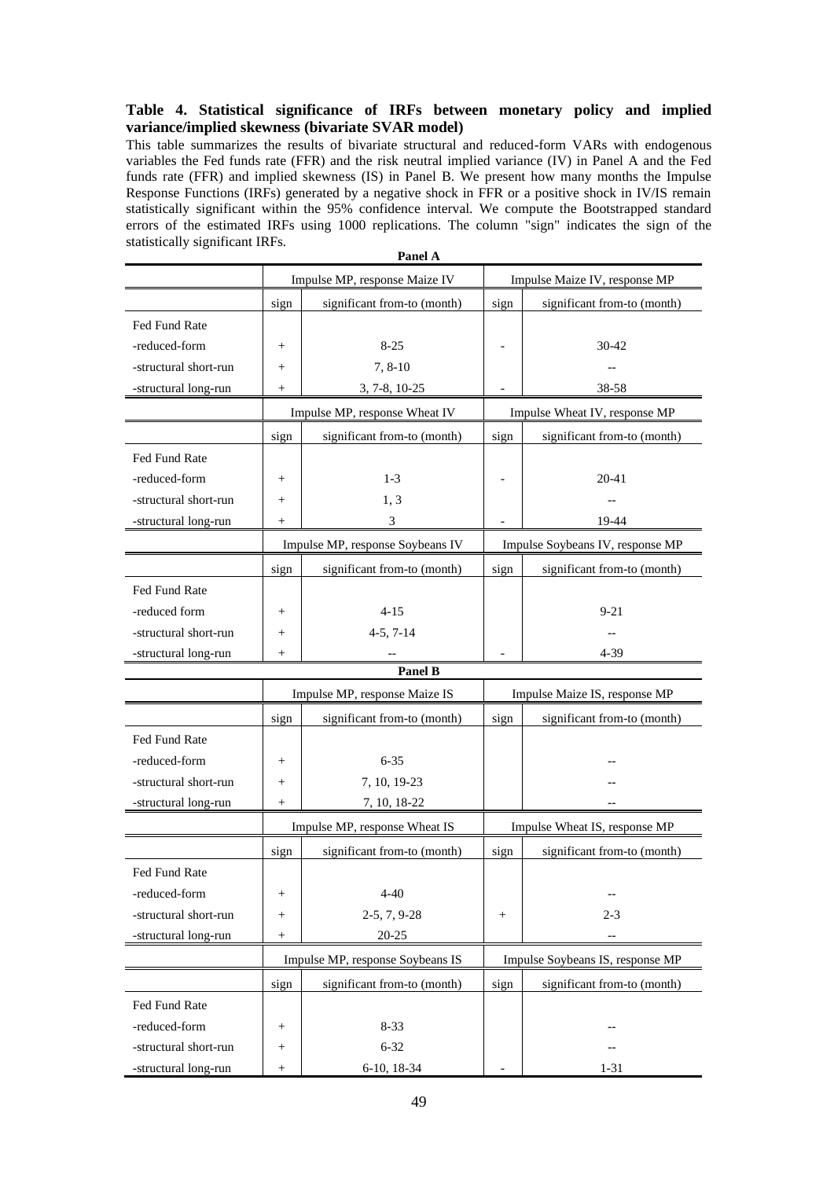**Table 4. Statistical significance of IRFs between monetary policy and implied variance/implied skewness (bivariate SVAR model)**

This table summarizes the results of bivariate structural and reduced-form VARs with endogenous variables the Fed funds rate (FFR) and the risk neutral implied variance (IV) in Panel A and the Fed funds rate (FFR) and implied skewness (IS) in Panel B. We present how many months the Impulse Response Functions (IRFs) generated by a negative shock in FFR or a positive shock in IV/IS remain statistically significant within the 95% confidence interval. We compute the Bootstrapped standard errors of the estimated IRFs using 1000 replications. The column "sign" indicates the sign of the statistically significant IRFs.

**Panel A**

| | Impulse MP, response Maize IV | | Impulse Maize IV, response MP | |
|---|---|---|---|---|
| | sign | significant from-to (month) | sign | significant from-to (month) |
| Fed Fund Rate | | | | |
| -reduced-form | + | 8-25 | - | 30-42 |
| -structural short-run | + | 7, 8-10 | | -- |
| -structural long-run | + | 3, 7-8, 10-25 | - | 38-58 |
| | Impulse MP, response Wheat IV | | Impulse Wheat IV, response MP | |
| | sign | significant from-to (month) | sign | significant from-to (month) |
| Fed Fund Rate | | | | |
| -reduced-form | + | 1-3 | - | 20-41 |
| -structural short-run | + | 1, 3 | | -- |
| -structural long-run | + | 3 | - | 19-44 |
| | Impulse MP, response Soybeans IV | | Impulse Soybeans IV, response MP | |
| | sign | significant from-to (month) | sign | significant from-to (month) |
| Fed Fund Rate | | | | |
| -reduced form | + | 4-15 | | 9-21 |
| -structural short-run | + | 4-5, 7-14 | | -- |
| -structural long-run | + | -- | - | 4-39 |

**Panel B**

| | Impulse MP, response Maize IS | | Impulse Maize IS, response MP | |
|---|---|---|---|---|
| | sign | significant from-to (month) | sign | significant from-to (month) |
| Fed Fund Rate | | | | |
| -reduced-form | + | 6-35 | | -- |
| -structural short-run | + | 7, 10, 19-23 | | -- |
| -structural long-run | + | 7, 10, 18-22 | | -- |
| | Impulse MP, response Wheat IS | | Impulse Wheat IS, response MP | |
| | sign | significant from-to (month) | sign | significant from-to (month) |
| Fed Fund Rate | | | | |
| -reduced-form | + | 4-40 | | -- |
| -structural short-run | + | 2-5, 7, 9-28 | + | 2-3 |
| -structural long-run | + | 20-25 | | -- |
| | Impulse MP, response Soybeans IS | | Impulse Soybeans IS, response MP | |
| | sign | significant from-to (month) | sign | significant from-to (month) |
| Fed Fund Rate | | | | |
| -reduced-form | + | 8-33 | | -- |
| -structural short-run | + | 6-32 | | -- |
| -structural long-run | + | 6-10, 18-34 | - | 1-31 |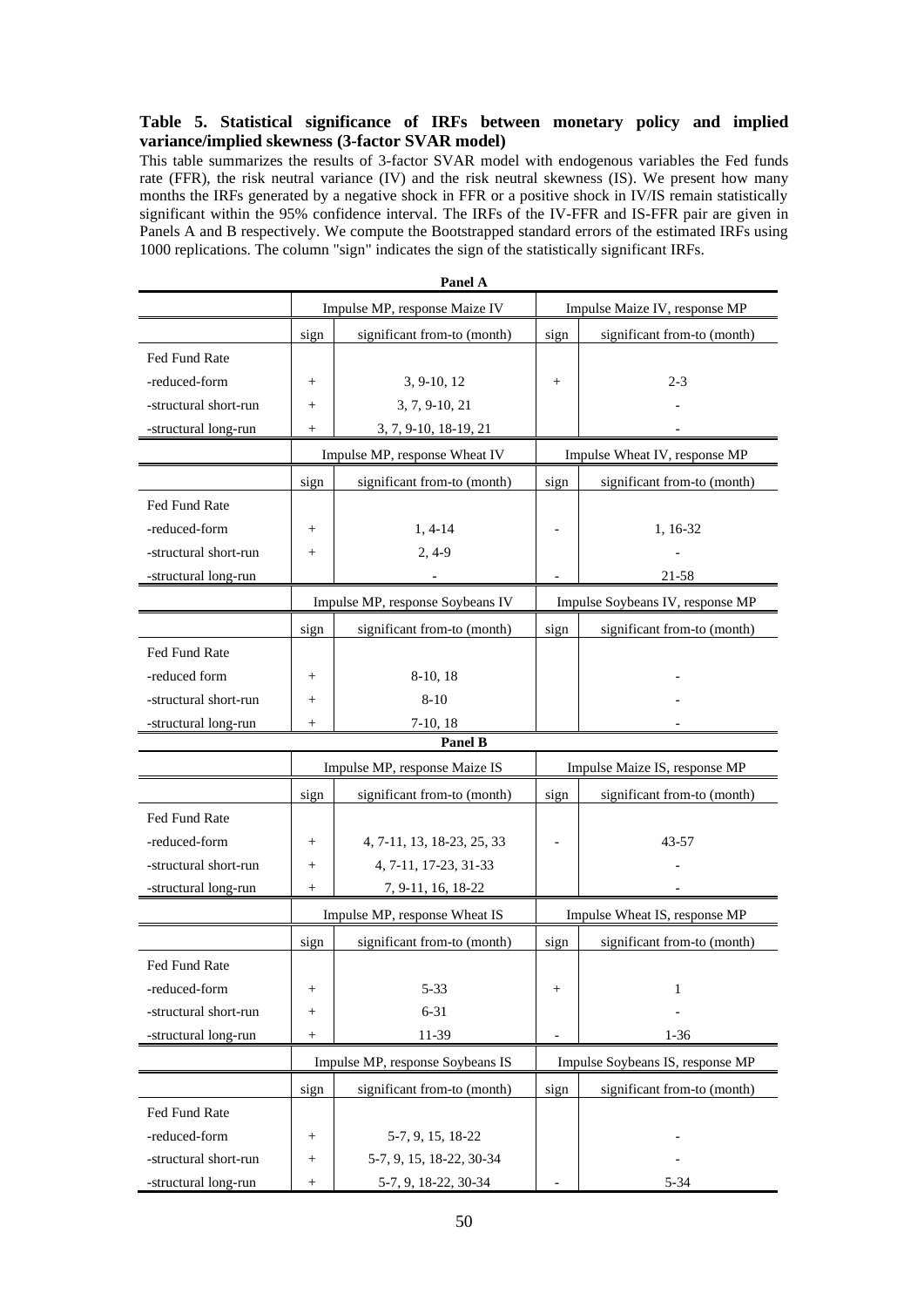**Table 5. Statistical significance of IRFs between monetary policy and implied variance/implied skewness (3-factor SVAR model)**

This table summarizes the results of 3-factor SVAR model with endogenous variables the Fed funds rate (FFR), the risk neutral variance (IV) and the risk neutral skewness (IS). We present how many months the IRFs generated by a negative shock in FFR or a positive shock in IV/IS remain statistically significant within the 95% confidence interval. The IRFs of the IV-FFR and IS-FFR pair are given in Panels A and B respectively. We compute the Bootstrapped standard errors of the estimated IRFs using 1000 replications. The column "sign" indicates the sign of the statistically significant IRFs.

**Panel A**

| | Impulse MP, response Maize IV | | Impulse Maize IV, response MP | |
|---|---|---|---|---|
| | sign | significant from-to (month) | sign | significant from-to (month) |
| Fed Fund Rate | | | | |
| -reduced-form | + | 3, 9-10, 12 | + | 2-3 |
| -structural short-run | + | 3, 7, 9-10, 21 | | - |
| -structural long-run | + | 3, 7, 9-10, 18-19, 21 | | - |
| | **Impulse MP, response Wheat IV** | | **Impulse Wheat IV, response MP** | |
| | sign | significant from-to (month) | sign | significant from-to (month) |
| Fed Fund Rate | | | | |
| -reduced-form | + | 1, 4-14 | - | 1, 16-32 |
| -structural short-run | + | 2, 4-9 | | - |
| -structural long-run | | - | - | 21-58 |
| | **Impulse MP, response Soybeans IV** | | **Impulse Soybeans IV, response MP** | |
| | sign | significant from-to (month) | sign | significant from-to (month) |
| Fed Fund Rate | | | | |
| -reduced form | + | 8-10, 18 | | - |
| -structural short-run | + | 8-10 | | - |
| -structural long-run | + | 7-10, 18 | | - |

**Panel B**

| | Impulse MP, response Maize IS | | Impulse Maize IS, response MP | |
|---|---|---|---|---|
| | sign | significant from-to (month) | sign | significant from-to (month) |
| Fed Fund Rate | | | | |
| -reduced-form | + | 4, 7-11, 13, 18-23, 25, 33 | - | 43-57 |
| -structural short-run | + | 4, 7-11, 17-23, 31-33 | | - |
| -structural long-run | + | 7, 9-11, 16, 18-22 | | - |
| | **Impulse MP, response Wheat IS** | | **Impulse Wheat IS, response MP** | |
| | sign | significant from-to (month) | sign | significant from-to (month) |
| Fed Fund Rate | | | | |
| -reduced-form | + | 5-33 | + | 1 |
| -structural short-run | + | 6-31 | | - |
| -structural long-run | + | 11-39 | - | 1-36 |
| | **Impulse MP, response Soybeans IS** | | **Impulse Soybeans IS, response MP** | |
| | sign | significant from-to (month) | sign | significant from-to (month) |
| Fed Fund Rate | | | | |
| -reduced-form | + | 5-7, 9, 15, 18-22 | | - |
| -structural short-run | + | 5-7, 9, 15, 18-22, 30-34 | | - |
| -structural long-run | + | 5-7, 9, 18-22, 30-34 | - | 5-34 |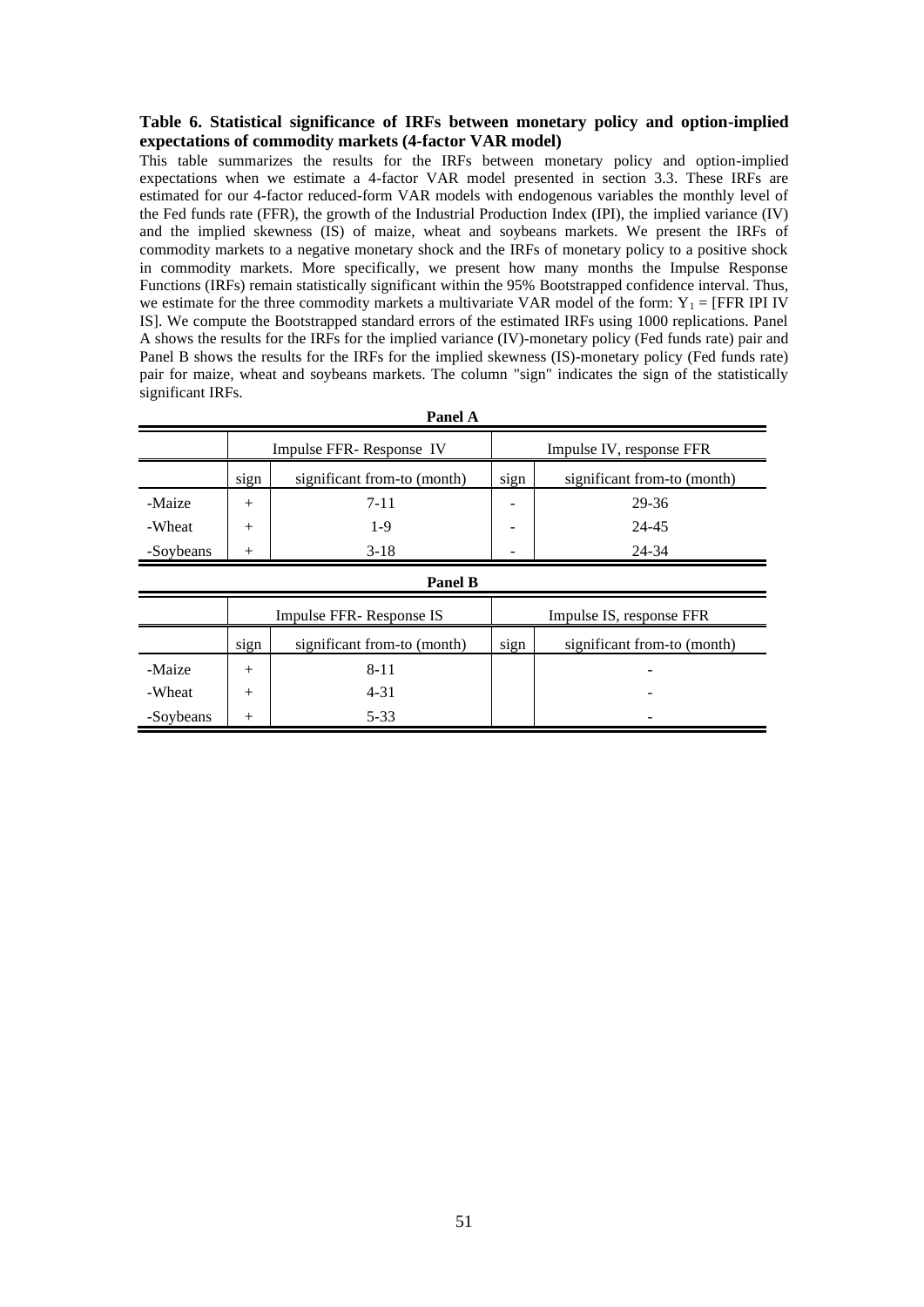**Table 6. Statistical significance of IRFs between monetary policy and option-implied expectations of commodity markets (4-factor VAR model)**

This table summarizes the results for the IRFs between monetary policy and option-implied expectations when we estimate a 4-factor VAR model presented in section 3.3. These IRFs are estimated for our 4-factor reduced-form VAR models with endogenous variables the monthly level of the Fed funds rate (FFR), the growth of the Industrial Production Index (IPI), the implied variance (IV) and the implied skewness (IS) of maize, wheat and soybeans markets. We present the IRFs of commodity markets to a negative monetary shock and the IRFs of monetary policy to a positive shock in commodity markets. More specifically, we present how many months the Impulse Response Functions (IRFs) remain statistically significant within the 95% Bootstrapped confidence interval. Thus, we estimate for the three commodity markets a multivariate VAR model of the form: $Y_1$ = [FFR IPI IV IS]. We compute the Bootstrapped standard errors of the estimated IRFs using 1000 replications. Panel A shows the results for the IRFs for the implied variance (IV)-monetary policy (Fed funds rate) pair and Panel B shows the results for the IRFs for the implied skewness (IS)-monetary policy (Fed funds rate) pair for maize, wheat and soybeans markets. The column "sign" indicates the sign of the statistically significant IRFs.

**Panel A**

| | Impulse FFR- Response IV | | Impulse IV, response FFR | |
|---|---|---|---|---|
| | sign | significant from-to (month) | sign | significant from-to (month) |
| -Maize | + | 7-11 | - | 29-36 |
| -Wheat | + | 1-9 | - | 24-45 |
| -Soybeans | + | 3-18 | - | 24-34 |

**Panel B**

| | Impulse FFR- Response IS | | Impulse IS, response FFR | |
|---|---|---|---|---|
| | sign | significant from-to (month) | sign | significant from-to (month) |
| -Maize | + | 8-11 | | - |
| -Wheat | + | 4-31 | | - |
| -Soybeans | + | 5-33 | | - |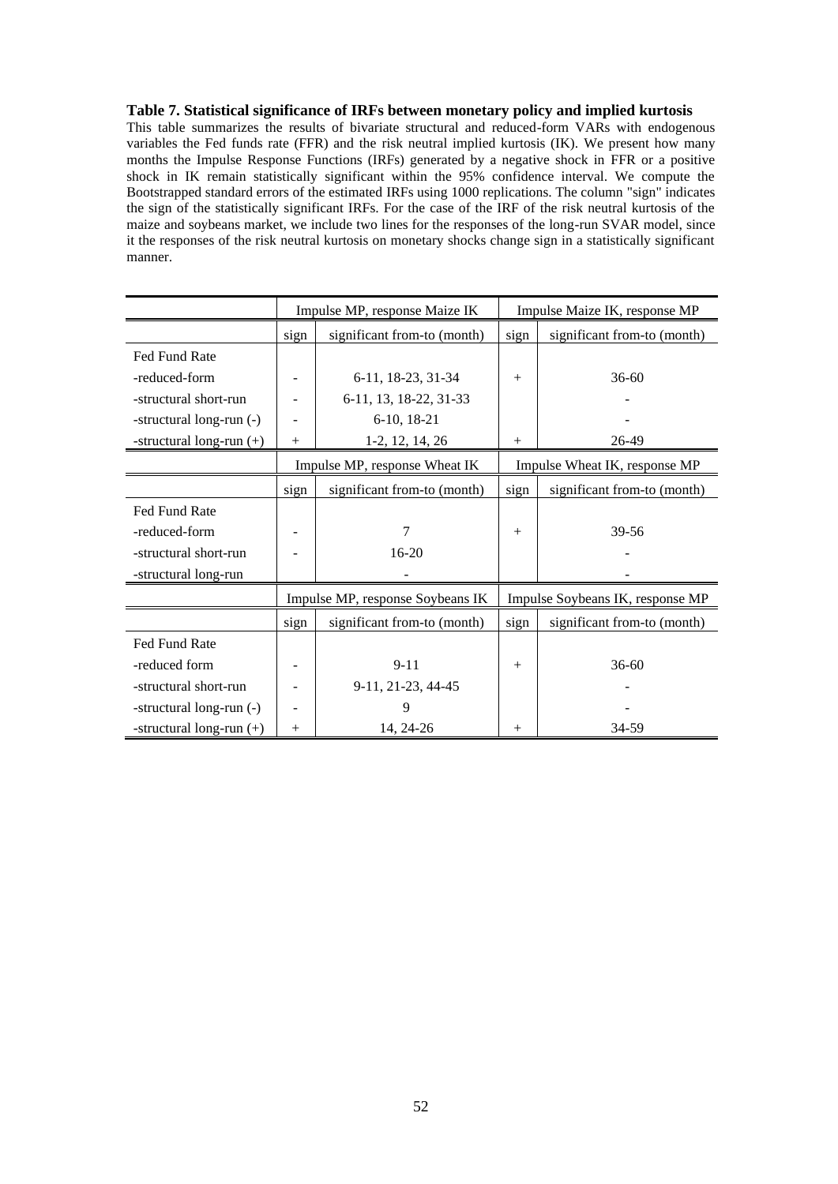**Table 7. Statistical significance of IRFs between monetary policy and implied kurtosis**

This table summarizes the results of bivariate structural and reduced-form VARs with endogenous variables the Fed funds rate (FFR) and the risk neutral implied kurtosis (IK). We present how many months the Impulse Response Functions (IRFs) generated by a negative shock in FFR or a positive shock in IK remain statistically significant within the 95% confidence interval. We compute the Bootstrapped standard errors of the estimated IRFs using 1000 replications. The column "sign" indicates the sign of the statistically significant IRFs. For the case of the IRF of the risk neutral kurtosis of the maize and soybeans market, we include two lines for the responses of the long-run SVAR model, since it the responses of the risk neutral kurtosis on monetary shocks change sign in a statistically significant manner.

| | Impulse MP, response Maize IK | | Impulse Maize IK, response MP | |
|---|---|---|---|---|
| | sign | significant from-to (month) | sign | significant from-to (month) |
| Fed Fund Rate | | | | |
| -reduced-form | - | 6-11, 18-23, 31-34 | + | 36-60 |
| -structural short-run | - | 6-11, 13, 18-22, 31-33 | | - |
| -structural long-run (-) | - | 6-10, 18-21 | | - |
| -structural long-run (+) | + | 1-2, 12, 14, 26 | + | 26-49 |
| | Impulse MP, response Wheat IK | | Impulse Wheat IK, response MP | |
| | sign | significant from-to (month) | sign | significant from-to (month) |
| Fed Fund Rate | | | | |
| -reduced-form | - | 7 | + | 39-56 |
| -structural short-run | - | 16-20 | | - |
| -structural long-run | | - | | - |
| | Impulse MP, response Soybeans IK | | Impulse Soybeans IK, response MP | |
| | sign | significant from-to (month) | sign | significant from-to (month) |
| Fed Fund Rate | | | | |
| -reduced form | - | 9-11 | + | 36-60 |
| -structural short-run | - | 9-11, 21-23, 44-45 | | - |
| -structural long-run (-) | - | 9 | | - |
| -structural long-run (+) | + | 14, 24-26 | + | 34-59 |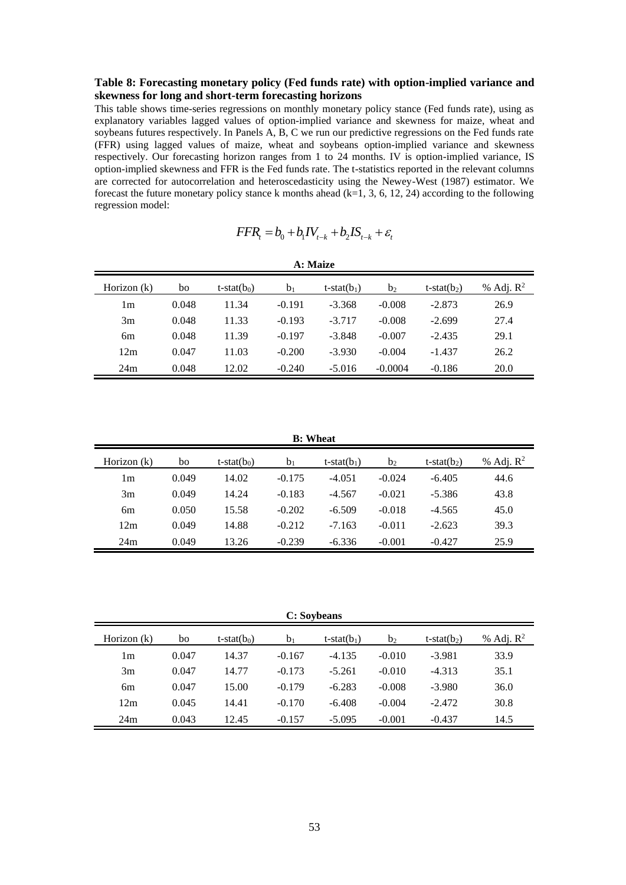**Table 8: Forecasting monetary policy (Fed funds rate) with option-implied variance and skewness for long and short-term forecasting horizons**

This table shows time-series regressions on monthly monetary policy stance (Fed funds rate), using as explanatory variables lagged values of option-implied variance and skewness for maize, wheat and soybeans futures respectively. In Panels A, B, C we run our predictive regressions on the Fed funds rate (FFR) using lagged values of maize, wheat and soybeans option-implied variance and skewness respectively. Our forecasting horizon ranges from 1 to 24 months. IV is option-implied variance, IS option-implied skewness and FFR is the Fed funds rate. The t-statistics reported in the relevant columns are corrected for autocorrelation and heteroscedasticity using the Newey-West (1987) estimator. We forecast the future monetary policy stance k months ahead (k=1, 3, 6, 12, 24) according to the following regression model:

$$FFR_t = b_0 + b_1 IV_{t-k} + b_2 IS_{t-k} + \varepsilon_t$$

**A: Maize**

| Horizon (k) | bo | t-stat($b_0$) | $b_1$ | t-stat($b_1$) | $b_2$ | t-stat($b_2$) | % Adj. $R^2$ |
|---|---|---|---|---|---|---|---|
| 1m | 0.048 | 11.34 | -0.191 | -3.368 | -0.008 | -2.873 | 26.9 |
| 3m | 0.048 | 11.33 | -0.193 | -3.717 | -0.008 | -2.699 | 27.4 |
| 6m | 0.048 | 11.39 | -0.197 | -3.848 | -0.007 | -2.435 | 29.1 |
| 12m | 0.047 | 11.03 | -0.200 | -3.930 | -0.004 | -1.437 | 26.2 |
| 24m | 0.048 | 12.02 | -0.240 | -5.016 | -0.0004 | -0.186 | 20.0 |

**B: Wheat**

| Horizon (k) | bo | t-stat($b_0$) | $b_1$ | t-stat($b_1$) | $b_2$ | t-stat($b_2$) | % Adj. $R^2$ |
|---|---|---|---|---|---|---|---|
| 1m | 0.049 | 14.02 | -0.175 | -4.051 | -0.024 | -6.405 | 44.6 |
| 3m | 0.049 | 14.24 | -0.183 | -4.567 | -0.021 | -5.386 | 43.8 |
| 6m | 0.050 | 15.58 | -0.202 | -6.509 | -0.018 | -4.565 | 45.0 |
| 12m | 0.049 | 14.88 | -0.212 | -7.163 | -0.011 | -2.623 | 39.3 |
| 24m | 0.049 | 13.26 | -0.239 | -6.336 | -0.001 | -0.427 | 25.9 |

**C: Soybeans**

| Horizon (k) | bo | t-stat($b_0$) | $b_1$ | t-stat($b_1$) | $b_2$ | t-stat($b_2$) | % Adj. $R^2$ |
|---|---|---|---|---|---|---|---|
| 1m | 0.047 | 14.37 | -0.167 | -4.135 | -0.010 | -3.981 | 33.9 |
| 3m | 0.047 | 14.77 | -0.173 | -5.261 | -0.010 | -4.313 | 35.1 |
| 6m | 0.047 | 15.00 | -0.179 | -6.283 | -0.008 | -3.980 | 36.0 |
| 12m | 0.045 | 14.41 | -0.170 | -6.408 | -0.004 | -2.472 | 30.8 |
| 24m | 0.043 | 12.45 | -0.157 | -5.095 | -0.001 | -0.437 | 14.5 |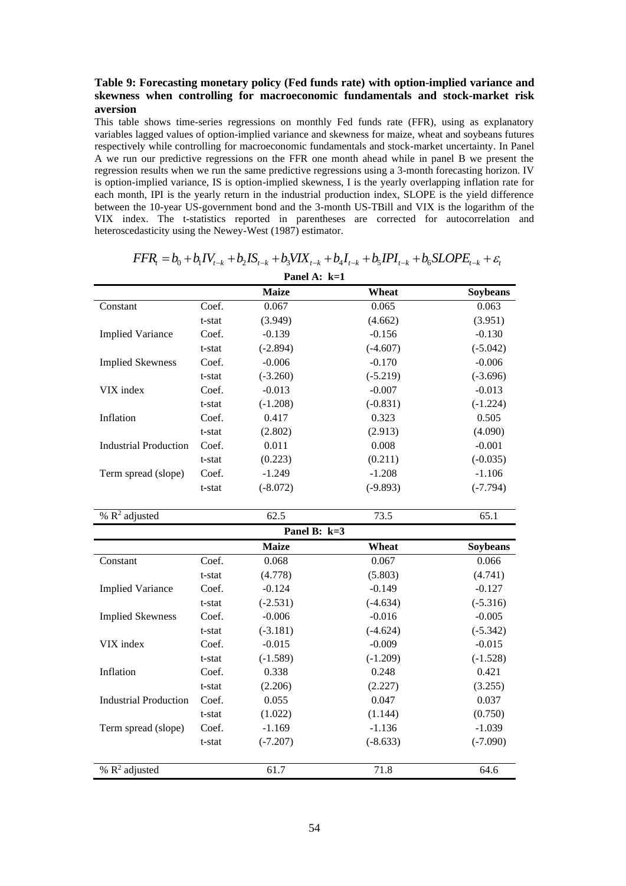**Table 9: Forecasting monetary policy (Fed funds rate) with option-implied variance and skewness when controlling for macroeconomic fundamentals and stock-market risk aversion**

This table shows time-series regressions on monthly Fed funds rate (FFR), using as explanatory variables lagged values of option-implied variance and skewness for maize, wheat and soybeans futures respectively while controlling for macroeconomic fundamentals and stock-market uncertainty. In Panel A we run our predictive regressions on the FFR one month ahead while in panel B we present the regression results when we run the same predictive regressions using a 3-month forecasting horizon. IV is option-implied variance, IS is option-implied skewness, I is the yearly overlapping inflation rate for each month, IPI is the yearly return in the industrial production index, SLOPE is the yield difference between the 10-year US-government bond and the 3-month US-TBill and VIX is the logarithm of the VIX index. The t-statistics reported in parentheses are corrected for autocorrelation and heteroscedasticity using the Newey-West (1987) estimator.

$$FFR_t = b_0 + b_1 IV_{t-k} + b_2 IS_{t-k} + b_3 VIX_{t-k} + b_4 I_{t-k} + b_5 IPI_{t-k} + b_6 SLOPE_{t-k} + \varepsilon_t$$

**Panel A: k=1**

| | | Maize | Wheat | Soybeans |
|---|---|---|---|---|
| Constant | Coef. | 0.067 | 0.065 | 0.063 |
| | t-stat | (3.949) | (4.662) | (3.951) |
| Implied Variance | Coef. | -0.139 | -0.156 | -0.130 |
| | t-stat | (-2.894) | (-4.607) | (-5.042) |
| Implied Skewness | Coef. | -0.006 | -0.170 | -0.006 |
| | t-stat | (-3.260) | (-5.219) | (-3.696) |
| VIX index | Coef. | -0.013 | -0.007 | -0.013 |
| | t-stat | (-1.208) | (-0.831) | (-1.224) |
| Inflation | Coef. | 0.417 | 0.323 | 0.505 |
| | t-stat | (2.802) | (2.913) | (4.090) |
| Industrial Production | Coef. | 0.011 | 0.008 | -0.001 |
| | t-stat | (0.223) | (0.211) | (-0.035) |
| Term spread (slope) | Coef. | -1.249 | -1.208 | -1.106 |
| | t-stat | (-8.072) | (-9.893) | (-7.794) |
| % $R^2$ adjusted | | 62.5 | 73.5 | 65.1 |

**Panel B: k=3**

| | | Maize | Wheat | Soybeans |
|---|---|---|---|---|
| Constant | Coef. | 0.068 | 0.067 | 0.066 |
| | t-stat | (4.778) | (5.803) | (4.741) |
| Implied Variance | Coef. | -0.124 | -0.149 | -0.127 |
| | t-stat | (-2.531) | (-4.634) | (-5.316) |
| Implied Skewness | Coef. | -0.006 | -0.016 | -0.005 |
| | t-stat | (-3.181) | (-4.624) | (-5.342) |
| VIX index | Coef. | -0.015 | -0.009 | -0.015 |
| | t-stat | (-1.589) | (-1.209) | (-1.528) |
| Inflation | Coef. | 0.338 | 0.248 | 0.421 |
| | t-stat | (2.206) | (2.227) | (3.255) |
| Industrial Production | Coef. | 0.055 | 0.047 | 0.037 |
| | t-stat | (1.022) | (1.144) | (0.750) |
| Term spread (slope) | Coef. | -1.169 | -1.136 | -1.039 |
| | t-stat | (-7.207) | (-8.633) | (-7.090) |
| % $R^2$ adjusted | | 61.7 | 71.8 | 64.6 |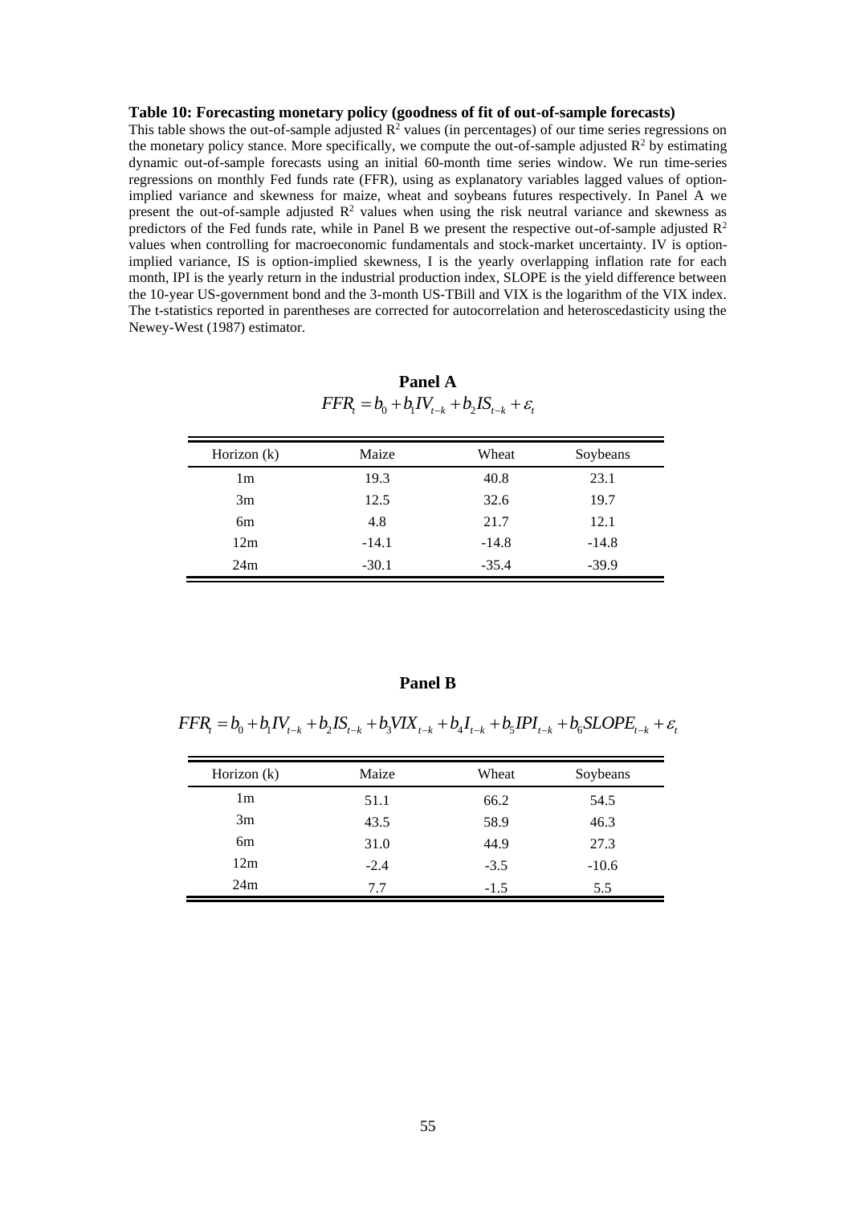**Table 10: Forecasting monetary policy (goodness of fit of out-of-sample forecasts)**

This table shows the out-of-sample adjusted $R^2$ values (in percentages) of our time series regressions on the monetary policy stance. More specifically, we compute the out-of-sample adjusted $R^2$ by estimating dynamic out-of-sample forecasts using an initial 60-month time series window. We run time-series regressions on monthly Fed funds rate (FFR), using as explanatory variables lagged values of option-implied variance and skewness for maize, wheat and soybeans futures respectively. In Panel A we present the out-of-sample adjusted $R^2$ values when using the risk neutral variance and skewness as predictors of the Fed funds rate, while in Panel B we present the respective out-of-sample adjusted $R^2$ values when controlling for macroeconomic fundamentals and stock-market uncertainty. IV is option-implied variance, IS is option-implied skewness, I is the yearly overlapping inflation rate for each month, IPI is the yearly return in the industrial production index, SLOPE is the yield difference between the 10-year US-government bond and the 3-month US-TBill and VIX is the logarithm of the VIX index. The t-statistics reported in parentheses are corrected for autocorrelation and heteroscedasticity using the Newey-West (1987) estimator.

**Panel A**

$$FFR_t = b_0 + b_1 IV_{t-k} + b_2 IS_{t-k} + \varepsilon_t$$

| Horizon (k) | Maize | Wheat | Soybeans |
|---|---|---|---|
| 1m | 19.3 | 40.8 | 23.1 |
| 3m | 12.5 | 32.6 | 19.7 |
| 6m | 4.8 | 21.7 | 12.1 |
| 12m | -14.1 | -14.8 | -14.8 |
| 24m | -30.1 | -35.4 | -39.9 |

**Panel B**

$$FFR_t = b_0 + b_1 IV_{t-k} + b_2 IS_{t-k} + b_3 VIX_{t-k} + b_4 I_{t-k} + b_5 IPI_{t-k} + b_6 SLOPE_{t-k} + \varepsilon_t$$

| Horizon (k) | Maize | Wheat | Soybeans |
|---|---|---|---|
| 1m | 51.1 | 66.2 | 54.5 |
| 3m | 43.5 | 58.9 | 46.3 |
| 6m | 31.0 | 44.9 | 27.3 |
| 12m | -2.4 | -3.5 | -10.6 |
| 24m | 7.7 | -1.5 | 5.5 |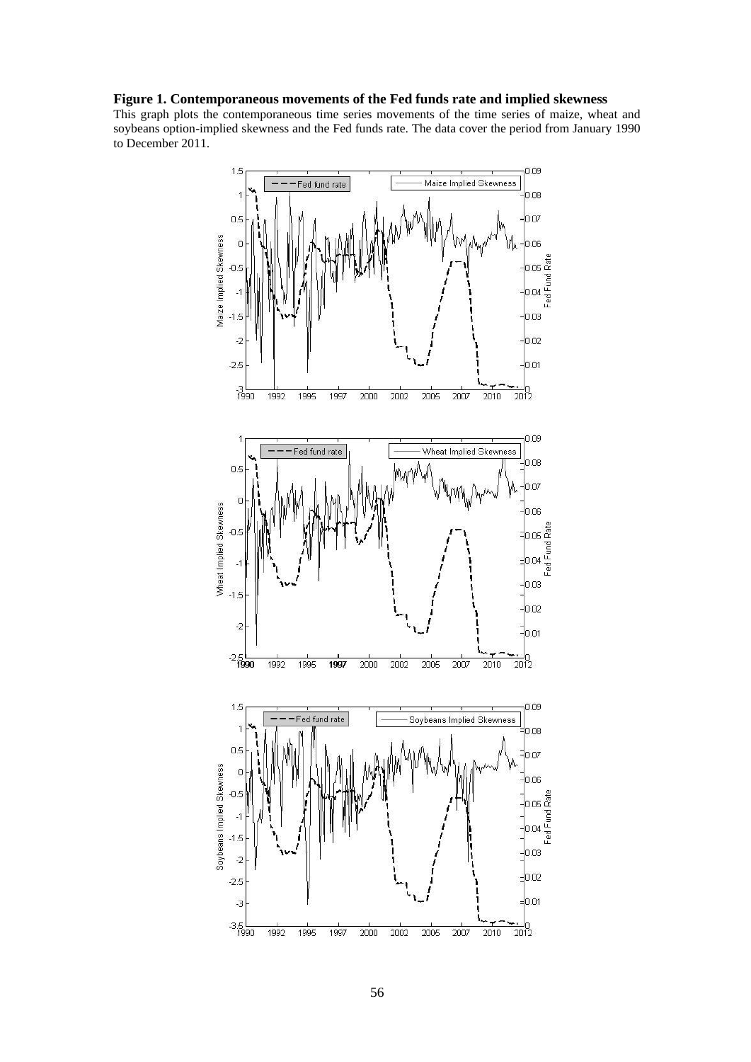**Figure 1. Contemporaneous movements of the Fed funds rate and implied skewness**

This graph plots the contemporaneous time series movements of the time series of maize, wheat and soybeans option-implied skewness and the Fed funds rate. The data cover the period from January 1990 to December 2011.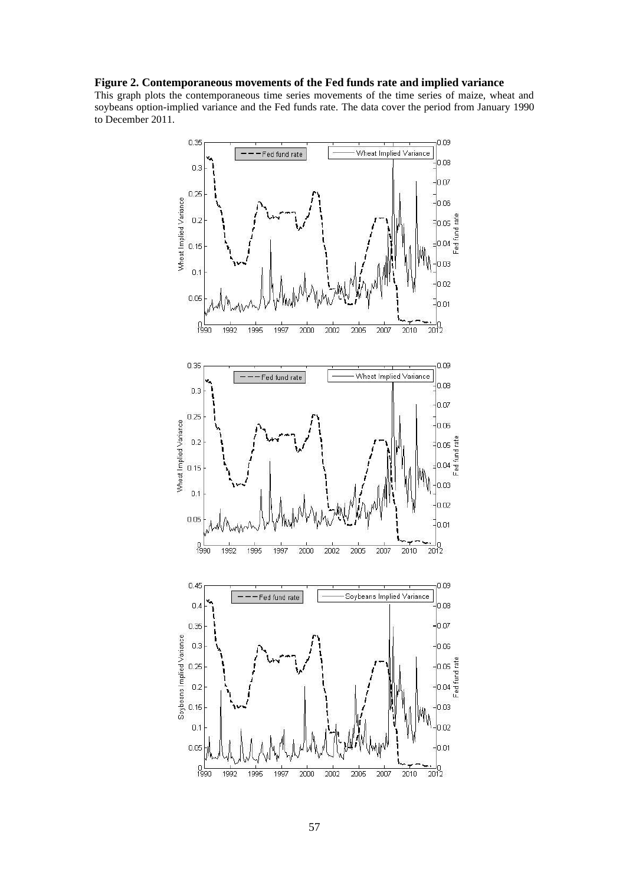**Figure 2. Contemporaneous movements of the Fed funds rate and implied variance**

This graph plots the contemporaneous time series movements of the time series of maize, wheat and soybeans option-implied variance and the Fed funds rate. The data cover the period from January 1990 to December 2011.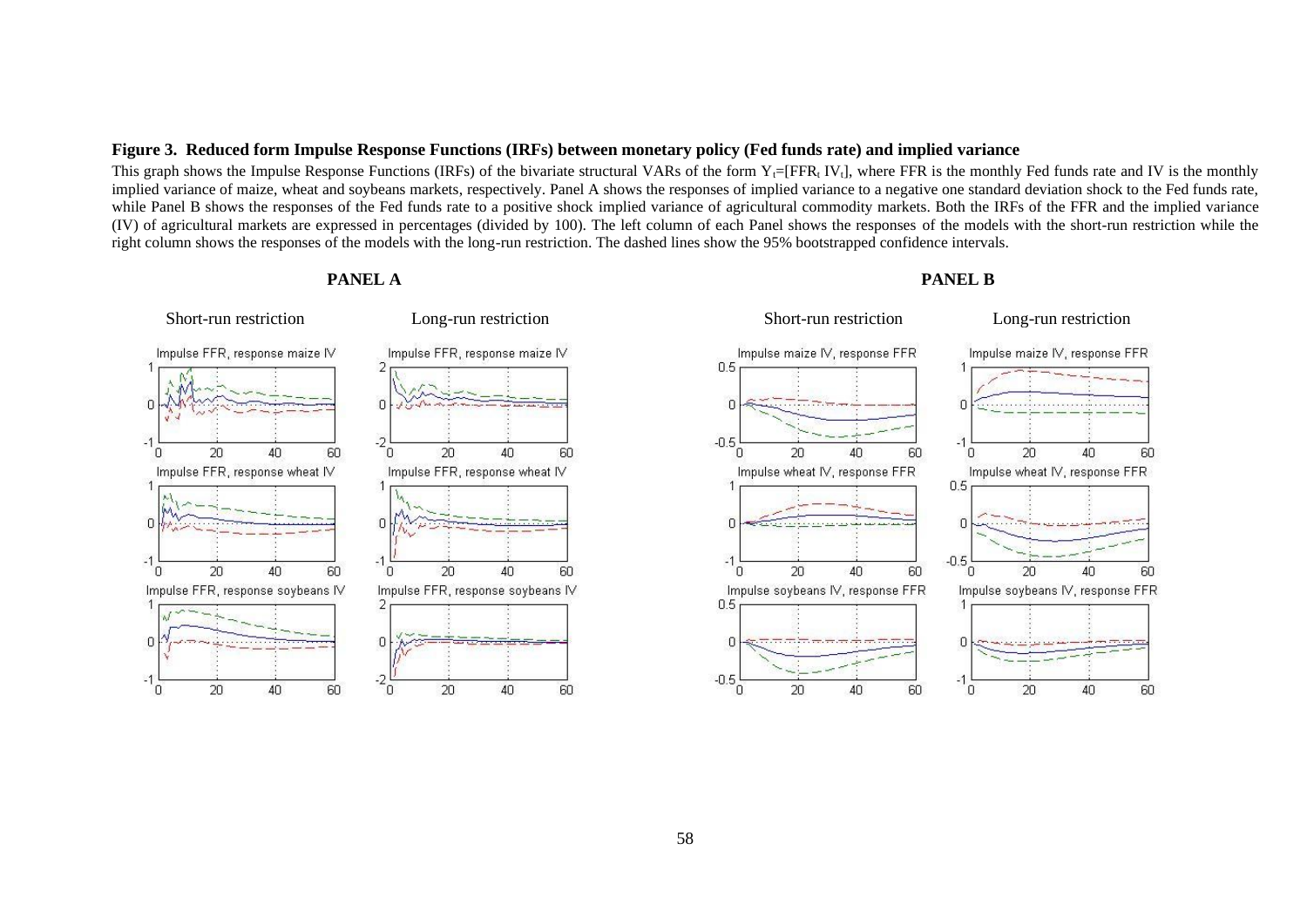**Figure 3. Reduced form Impulse Response Functions (IRFs) between monetary policy (Fed funds rate) and implied variance**

This graph shows the Impulse Response Functions (IRFs) of the bivariate structural VARs of the form $Y_t=[FFR_t\ IV_t]$, where FFR is the monthly Fed funds rate and IV is the monthly implied variance of maize, wheat and soybeans markets, respectively. Panel A shows the responses of implied variance to a negative one standard deviation shock to the Fed funds rate, while Panel B shows the responses of the Fed funds rate to a positive shock implied variance of agricultural commodity markets. Both the IRFs of the FFR and the implied variance (IV) of agricultural markets are expressed in percentages (divided by 100). The left column of each Panel shows the responses of the models with the short-run restriction while the right column shows the responses of the models with the long-run restriction. The dashed lines show the 95% bootstrapped confidence intervals.

**PANEL A**

Short-run restriction | Long-run restriction

- Impulse FFR, response maize IV
- Impulse FFR, response wheat IV
- Impulse FFR, response soybeans IV

**PANEL B**

Short-run restriction | Long-run restriction

- Impulse maize IV, response FFR
- Impulse wheat IV, response FFR
- Impulse soybeans IV, response FFR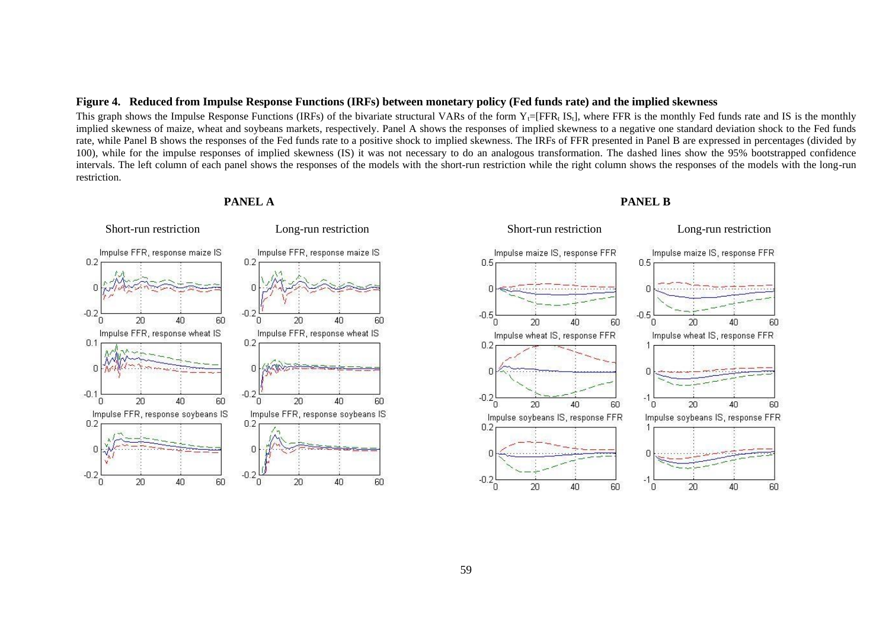**Figure 4. Reduced from Impulse Response Functions (IRFs) between monetary policy (Fed funds rate) and the implied skewness**

This graph shows the Impulse Response Functions (IRFs) of the bivariate structural VARs of the form $Y_t=[FFR_t\ IS_t]$, where FFR is the monthly Fed funds rate and IS is the monthly implied skewness of maize, wheat and soybeans markets, respectively. Panel A shows the responses of implied skewness to a negative one standard deviation shock to the Fed funds rate, while Panel B shows the responses of the Fed funds rate to a positive shock to implied skewness. The IRFs of FFR presented in Panel B are expressed in percentages (divided by 100), while for the impulse responses of implied skewness (IS) it was not necessary to do an analogous transformation. The dashed lines show the 95% bootstrapped confidence intervals. The left column of each panel shows the responses of the models with the short-run restriction while the right column shows the responses of the models with the long-run restriction.

**PANEL A**

Short-run restriction | Long-run restriction

**PANEL B**

Short-run restriction | Long-run restriction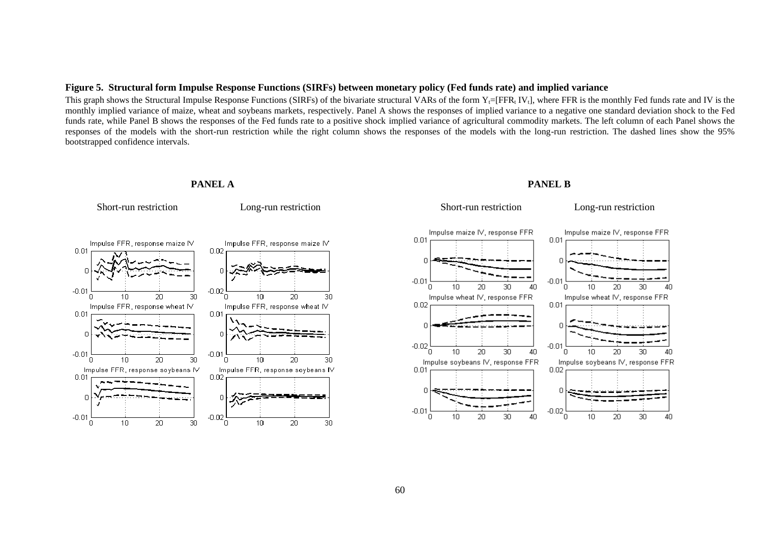**Figure 5. Structural form Impulse Response Functions (SIRFs) between monetary policy (Fed funds rate) and implied variance**

This graph shows the Structural Impulse Response Functions (SIRFs) of the bivariate structural VARs of the form $Y_t=[FFR_t\ IV_t]$, where FFR is the monthly Fed funds rate and IV is the monthly implied variance of maize, wheat and soybeans markets, respectively. Panel A shows the responses of implied variance to a negative one standard deviation shock to the Fed funds rate, while Panel B shows the responses of the Fed funds rate to a positive shock implied variance of agricultural commodity markets. The left column of each Panel shows the responses of the models with the short-run restriction while the right column shows the responses of the models with the long-run restriction. The dashed lines show the 95% bootstrapped confidence intervals.

**PANEL A**

Short-run restriction | Long-run restriction

**PANEL B**

Short-run restriction | Long-run restriction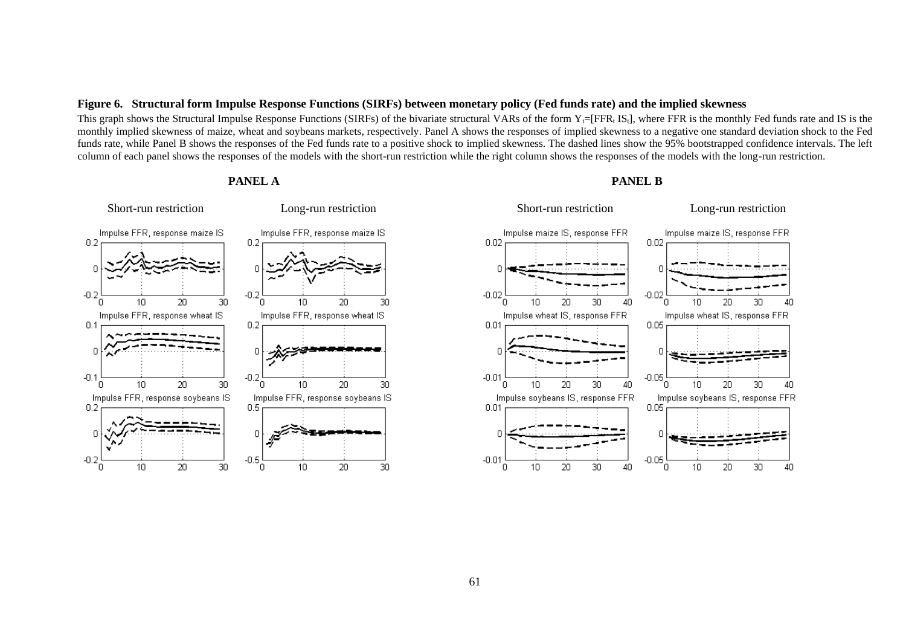**Figure 6. Structural form Impulse Response Functions (SIRFs) between monetary policy (Fed funds rate) and the implied skewness**

This graph shows the Structural Impulse Response Functions (SIRFs) of the bivariate structural VARs of the form $Y_t=[FFR_t\ IS_t]$, where FFR is the monthly Fed funds rate and IS is the monthly implied skewness of maize, wheat and soybeans markets, respectively. Panel A shows the responses of implied skewness to a negative one standard deviation shock to the Fed funds rate, while Panel B shows the responses of the Fed funds rate to a positive shock to implied skewness. The dashed lines show the 95% bootstrapped confidence intervals. The left column of each panel shows the responses of the models with the short-run restriction while the right column shows the responses of the models with the long-run restriction.

**PANEL A**

Short-run restriction

Impulse FFR, response maize IS
0.2
0
-0.2
0 10 20 30

Impulse FFR, response wheat IS
0.1
0
-0.1
0 10 20 30

Impulse FFR, response soybeans IS
0.2
0
-0.2
0 10 20 30

Long-run restriction

Impulse FFR, response maize IS
0.2
0
-0.2
0 10 20 30

Impulse FFR, response wheat IS
0.2
0
-0.2
0 10 20 30

Impulse FFR, response soybeans IS
0.5
0
-0.5
0 10 20 30

**PANEL B**

Short-run restriction

Impulse maize IS, response FFR
0.02
0
-0.02
0 10 20 30 40

Impulse wheat IS, response FFR
0.01
0
-0.01
0 10 20 30 40

Impulse soybeans IS, response FFR
0.01
0
-0.01
0 10 20 30 40

Long-run restriction

Impulse maize IS, response FFR
0.02
0
-0.02
0 10 20 30 40

Impulse wheat IS, response FFR
0.05
0
-0.05
0 10 20 30 40

Impulse soybeans IS, response FFR
0.05
0
-0.05
0 10 20 30 40